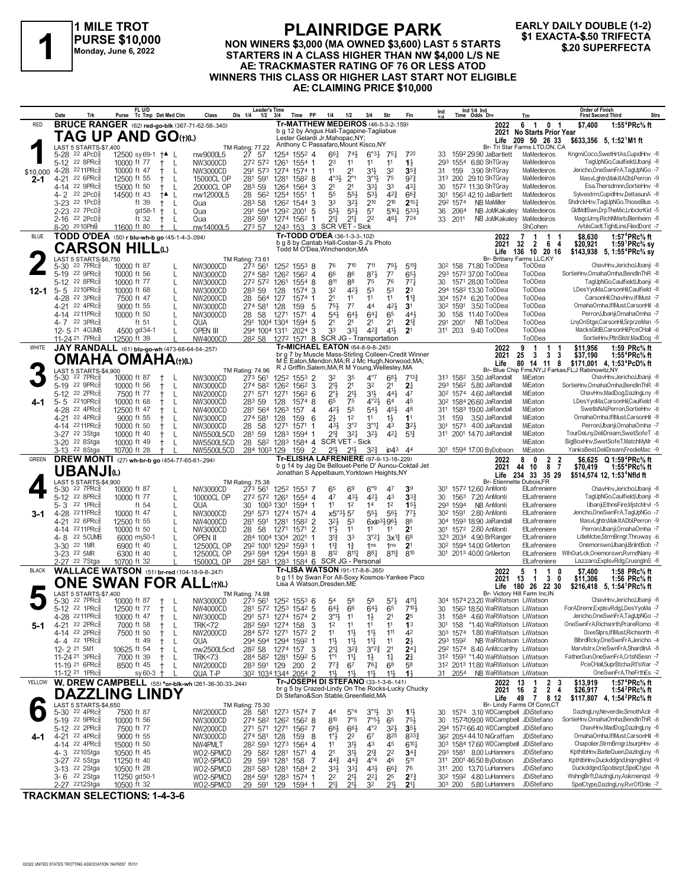# 1 MILE TROT
PURSE $10,000
Monday, June 6, 2022

# PLAINRIDGE PARK

**NON WINNERS $3,000 (MA OWNED $3,600) LAST 5 STARTS**
**STARTERS IN A CLASS HIGHER THAN NW $4,000 L/S NE**
**AE: TRACKMASTER RATING OF 76 OR LESS ATOD**
**WINNERS THIS CLASS OR HIGHER LAST START NOT ELIGIBLE**
**AE: CLAIMING PRICE $10,000**

EARLY DAILY DOUBLE (1-2)
$1 EXACTA-$.50 TRIFECTA
$.20 SUPERFECTA

---

## 1 — RED — TAG UP AND GO(t)(L) — 2-1 — $10,000
**BRUCE RANGER** (62) red-go-blk (367-71-62-58-.340)
Tr-MATTHEW MEDEIROS (46-5-3-2-.159)
b g 12 by Angus Hall-Tagapine-Tagliabue
Lester Gelardi Jr,Mahopac,NY;
Anthony C Passafaro,Mount Kisco,NY
Br- Tri Star Farms LTD,ON, CA
2022: 6 1 0 1 $7,400 1:55⁴PRc⅝ ft
2021: No Starts Prior Year
Life: 209 50 26 33 $633,356 5, 1:52¹M1 ft
LAST 5 STARTS-$7,400 — TM Rating: 77.22

| Date | Trk | Purse | Cond | Class | 1/4 | 1/2 | 3/4 | Time | PP | 1/4 | 1/2 | 3/4 | Str | Fin | Ind | Odds Drv | Trn | Order of Finish |
|---|---|---|---|---|---|---|---|---|---|---|---|---|---|---|---|---|---|---|
| 5-28 22 4PcD⅝ | | 12500 | sy 69-1 †▲ L | nw9000L5 | 27 | 57 | 1254 | 1552 | 4 | 6⁶½ | 7⁴½ | 6°³½ | 7⁵¼ | 7²⁰ | 33 1592 | 29.90 JaBartlett | MaMedeiros | KngmiCoco,SwetHrtAs,CupidHnv -8 |
| 5-12 22 8PRc⅝ | | 10000 | ft 77 † L | NW3000CD | 272 | 572 | 1261 | 1554 | 1 | 2³ | 1¹ | 1¹ | 1¹ | 1½ | 293 1554 | 6.80 ShTGray | MaMedeiros | TagUpNGo,Caulfield,Ubanji -8 |
| 4-28 2211PRc⅝ | | 10000 | ft 47 † L | NW3000CD | 291 | 573 | 1274 | 1574 | 1 | 1¹ | 2¹ | 3¹½ | 3² | 3⁵¾ | 31 159 | 3.90 ShTGray | MaMedeiros | Jericho,OneSwnFrA,TagUpNGo -7 |
| 4-21 22 6PRc⅝ | | 12500 | ft 55 † L | 15000CL OP | 281 | 591 | 1281 | 1582 | 8 | 4°³½ | 2°¹ | 3°¹½ | 7⁵ | 9⁷¾ | 313 200 | 29.10 ShTGray | MaMedeiros | MasvLghtn,MakItADbl,Perron -9 |
| 4-14 22 9PRc⅝ | | 15000 | ft 50 † L | 20000CL OP | 283 | 59 | 1264 | 1564 | 3 | 2¹ | 2¹ | 3³¼ | 3³ | 4³¼ | 30 1572 | 11.30 ShTGray | MaMedeiros | Esa,Thersdmnn,SortieHnv -8 |
| 4- 2 22 2PcD⅝ | | 14500 | ft 43 †▲ L | nw12000L5 | 28 | 562 | 1254 | 1551 | 1 | 5⁵ | 5⁵½ | 5³½ | 4²¾ | 6⁶¾ | 301 1563 | 42.10 JaBartlett | MaMedeiros | SylvestrmCupidHnv,DeltasunA -8 |
| 3-23 22 1PcD⅝ | | | ft 39 † L | Qua | 283 | 58 | 1262 | 1544 | 3 | 3³ | 3²½ | 2¹⁰ | 2¹⁰ | 2¹⁵¼ | 292 1574 | NB MaMiller | MaMedeiros | ShdrckHnv,TagUpNGo,ThoseBlus -5 |
| 2-23 22 7PcD⅝ | | | gd58-1 † L | Qua | 291 | 594 | 1292 | 2001 | 5 | 5⁵½ | 5⁵½ | 5⁷ | 5¹⁶¼ | 5³³⅓ | 36 2064 | NB JoMKakaley | MaMedeiros | GldMdlSwn,DrpTheMic,LnbckrKid -5 |
| 2-16 22 2PcD⅝ | | | ft 32 † L | Qua | 282 | 591 | 1274 | 1562 | 1 | 2¹¼ | 2¹¼ | 2² | 4⁶½ | 7²⁴ | 33 2011 | NB JoMKakaley | MaMedeiros | MagcUrny,RichNMsrb,Blenheim -8 |
| 8-20 2010Phl⅝ | | 11600 | ft 80 † | nw14000L5 | 273 | 57 | 1243 | 153 | 3 | SCR VET - Sick | | | | | | | ShCohen | ArblsCadt,TightLins,FiledDont -7 |

## 2 — BLUE — CARSON HILL(L) — 12-1
**TODD O'DEA** (50) r blu-wh-b go (45-1-4-3-.094)
Tr-TODD O'DEA (36-1-3-3-.102)
b g 8 by Cantab Hall-Costar-S J's Photo
Todd M O'Dea,Winchendon,MA
Br- Brittany Farms LLC,KY
2022: 7 1 1 1 $8,630 1:57⁴PRc⅝ ft
2021: 32 2 6 4 $20,921 1:59¹PRc⅝ sy
Life: 136 10 20 16 $143,938 5, 1:55⁴PRc⅝ sy
LAST 5 STARTS-$6,750 — TM Rating: 73.61

| Date | Trk | Purse | Cond | Class | 1/4 | 1/2 | 3/4 | Time | PP | 1/4 | 1/2 | 3/4 | Str | Fin | Ind | Odds Drv | Trn | Order of Finish |
|---|---|---|---|---|---|---|---|---|---|---|---|---|---|---|---|---|---|---|
| 5-30 22 7PRc⅝ | | 10000 | ft 87 L | NW3000CD | 273 | 561 | 1252 | 1553 | 8 | 7⁶ | 7¹⁰ | 7¹¹ | 7⁹½ | 5¹¹¾ | 302 158 | 71.80 ToODea | ToODea | ChavHnv,Jericho,Ubanji -8 |
| 5-19 22 9PRc⅝ | | 10000 | ft 56 L | NW3000CD | 274 | 582 | 1262 | 1562 | 4 | 6⁶ | 8⁶ | 8⁷½ | 7⁷ | 6⁵½ | 293 1572 | 37.00 ToODea | ToODea | SortieHnv,OmahaOmha,BendInThR -8 |
| 5-12 22 8PRc⅝ | | 10000 | ft 77 L | NW3000CD | 272 | 572 | 1261 | 1554 | 8 | 8¹¹ | 8⁸ | 7⁵ | 7⁶ | 7⁷¾ | 30 1571 | 28.00 ToODea | ToODea | TagUpNGo,Caulfield,Ubanji -8 |
| 5- 5 2210PRc⅝ | | 10000 | ft 68 L | NW3000CD | 283 | 59 | 128 | 1574 | 3 | 3² | 4²½ | 5³ | 5³ | 2³ | 294 1582 | 13.30 ToODea | ToODea | LDesYyoMa,CarsonHil,Caulfield -8 |
| 4-28 22 3PRc⅝ | | 7500 | ft 47 L | NW2000CD | 28 | 564 | 127 | 1574 | 1 | 2¹ | 1¹ | 1¹ | 1¹ | 1¹¾ | 304 1574 | 6.20 ToODea | ToODea | CarsonHil,ChavHnv,IflMust -7 |
| 4-21 22 4PRc⅝ | | 9000 | ft 55 L | NW3000CD | 274 | 581 | 128 | 159 | 5 | 7⁵½ | 7⁷ | 4⁴ | 4²½ | 3¹ | 302 1591 | 3.50 ToODea | ToODea | OmahaOmha,IflMust,CarsonHil -8 |
| 4-14 2211PRc⅝ | | 10000 | ft 50 L | NW3000CD | 28 | 58 | 1271 | 1571 | 4 | 5⁴½ | 6⁴½ | 6⁴¼ | 6⁵ | 4⁴½ | 30 158 | 11.40 ToODea | ToODea | Perron,Ubanji,OmahaOmha -7 |
| 4- 7 22 3PRc⅝ | | | ft 51 L | QUA | 291 | 1004 | 1304 | 1594 | 5 | 2¹ | 2¹ | 2¹ | 2¹ | 2¹¾ | 291 2001 | NB ToODea | ToODea | LnyOnStge,CarsonHil,SrprzeMsn -5 |
| 12- 5 21 4CUMB | | 4500 | gd34-1 L | OPEN III | 294 | 1004 | 1311 | 2024 | 3 | 3³ | 3³¼ | 4²¾ | 4¹½ | 2¹ | 311 203 | 9.40 ToODea | ToODea | MacksGldB,CarsonHil,PceCHall -6 |
| 11-24 21 7PRc⅝ | | 12500 | ft 39 L | NW4000CD | 282 | 58 | 1272 | 1571 | 8 | SCR JG - Transportation | | | | | | | ToODea | SortieHnv,PltnSlstr,MadDog -8 |

## 3 — WHITE — OMAHA OMAHA(t)(L) — 4-1
**JAY RANDALL** (61) blu-go-wh (473-68-64-54-.257)
Tr-MICHAEL EATON (64-8-9-8-.245)
br g 7 by Muscle Mass-Stirling Colleen-Credit Winner
M E Eaton,Mendon,MA;R J Mc Hugh,Norwood,MA;
R J Griffin,Salem,MA;R M Young,Wellesley,MA
Br- Blue Chip Fms,NY;J Farkas,FL;J Rabinowitz,NY
2022: 9 1 1 1 $11,956 1:59 PRc⅝ ft
2021: 25 3 3 3 $37,190 1:55⁴PRc⅝ ft
Life: 80 14 11 8 $171,001 4, 1:53⁴PcD⅝ ft
LAST 5 STARTS-$4,900 — TM Rating: 74.96

| Date | Trk | Purse | Cond | Class | 1/4 | 1/2 | 3/4 | Time | PP | 1/4 | 1/2 | 3/4 | Str | Fin | Ind | Odds Drv | Trn | Order of Finish |
|---|---|---|---|---|---|---|---|---|---|---|---|---|---|---|---|---|---|---|
| 5-30 22 7PRc⅝ | | 10000 | ft 87 † L | NW3000CD | 273 | 561 | 1252 | 1553 | 2 | 3² | 3⁵ | 4°⁷ | 6⁸½ | 7¹³¾ | 313 1582 | 3.50 JaRandall | MiEaton | ChavHnv,Jericho,Ubanji -8 |
| 5-19 22 9PRc⅝ | | 10000 | ft 56 † L | NW3000CD | 274 | 582 | 1262 | 1562 | 3 | 2¹½ | 2¹ | 3² | 2¹ | 2½ | 293 1562 | 5.80 JaRandall | MiEaton | SortieHnv,OmahaOmha,BendInThR -8 |
| 5-12 22 2PRc⅝ | | 7500 | ft 77 † L | NW2000CD | 271 | 571 | 1271 | 1562 | 6 | 2°½ | 2¹½ | 3¹½ | 4⁴½ | 4⁷ | 302 1574 | 4.60 JaRandall | MiEaton | ChavHnv,MadDog,DazlngLny -8 |
| 5- 5 2210PRc⅝ | | 10000 | ft 68 † L | NW3000CD | 283 | 59 | 128 | 1574 | 8 | 6⁵ | 7⁵ | 4°²½ | 6⁴ | 4⁵ | 302 1584 | 26.60 JaRandall | MiEaton | LDesYyoMa,CarsonHil,Caulfield -8 |
| 4-28 22 4PRc⅝ | | 12500 | ft 47 † L | NW4000CD | 281 | 564 | 1263 | 157 | 4 | 4²½ | 5⁵ | 5⁴½ | 4⁵½ | 4⁸ | 311 1583 | 19.00 JaRandall | MiEaton | SwetlsNAI,Perron,SortieHnv -8 |
| 4-21 22 4PRc⅝ | | 9000 | ft 55 † L | NW3000CD | 274 | 581 | 128 | 159 | 6 | 2½ | 1² | 1¹ | 1½ | 1¹ | 31 159 | 3.50 JaRandall | MiEaton | OmahaOmha,IflMust,CarsonHil -8 |
| 4-14 2211PRc⅝ | | 10000 | ft 50 † L | NW3000CD | 28 | 58 | 1271 | 1571 | 1 | 4³½ | 3°² | 3°¹½ | 4³ | 3²½ | 301 1573 | 4.00 JaRandall | MiEaton | Perron,Ubanji,OmahaOmha -7 |
| 3-27 22 3Stga | | 10000 | ft 40 † L | NW5500L5CD | 281 | 59 | 1283 | 1594 | 1 | 2¹¾ | 3²½ | 3²½ | 4²½ | 5¹¾ | 311 2001 | 14.70 JaRandall | MiEaton | TourDeLny,DeliDream,SwetSofeT -8 |
| 3-20 22 8Stga | | 10000 | ft 49 † L | NW5500L5CD | 28 | 582 | 1283 | 1584 | 4 | SCR VET - Sick | | | | | | | MiEaton | BigBoxHnv,SwetSofeT,MatchMyMr -6 |
| 3-13 22 8Stga | | 10700 | ft 28 † L | NW5500L5CD | 284 | 1003 | 129 | 159 | 2 | 2¹½ | 2¹½ | 3²¾ | ip4³ | 4⁴ | 301 1594 | 17.00 ByDobson | MiEaton | YanksBest,DeliDream,FredieMac -9 |

## 4 — GREEN — UBANJI(L) — 3-1
**DREW MONTI** (27) wh-br-b go (454-77-65-61-.294)
Tr-ELISHA LAFRENIERE (97-9-13-18-.229)
b g 14 by Jag De Bellouet-Perle D' Aunou-Coktail Jet
Jonathan S Appelbaum,Yorktown Heights,NY
Br- Etiennette Dubois,FR
2022: 8 0 2 2 $6,625 Q 1:59⁴PRc⅝ ft
2021: 44 10 8 7 $70,419 1:55⁴PRc⅝ ft
Life: 234 33 35 29 $514,574 12, 1:53⁴Nfld ft
LAST 5 STARTS-$4,900 — TM Rating: 75.38

| Date | Trk | Purse | Cond | Class | 1/4 | 1/2 | 3/4 | Time | PP | 1/4 | 1/2 | 3/4 | Str | Fin | Ind | Odds Drv | Trn | Order of Finish |
|---|---|---|---|---|---|---|---|---|---|---|---|---|---|---|---|---|---|---|
| 5-30 22 7PRc⅝ | | 10000 | ft 87 L | NW3000CD | 273 | 561 | 1252 | 1553 | 7 | 6⁵ | 6⁹ | 6°⁹ | 4⁷ | 3⁹ | 301 1572 | 12.60 AnMonti | ElLafreniere | ChavHnv,Jericho,Ubanji -8 |
| 5-12 22 8PRc⅝ | | 10000 | ft 77 L | 10000CL OP | 272 | 572 | 1261 | 1554 | 4 | 4⁷ | 4³½ | 4²½ | 4³ | 3³¾ | 30 1563 | 7.20 AnMonti | ElLafreniere | TagUpNGo,Caulfield,Ubanji -8 |
| 5- 3 22 1PRc⅝ | | | ft 54 L | QUA | 30 | 1003 | 1301 | 1594 | 1 | 1¹ | 1² | 1⁴ | 1² | 1⁵½ | 293 1594 | NB AnMonti | ElLafreniere | Ubanji,EthnsFire,MjstcMrvl -5 |
| 4-28 2211PRc⅝ | | 10000 | ft 47 L | NW3000CD | 291 | 573 | 1274 | 1574 | 4 | x5°³½ | 5⁷ | 5⁵½ | 5⁶½ | 7⁷½ | 302 1591 | 2.80 AnMonti | ElLafreniere | Jericho,OneSwnFrA,TagUpNGo -7 |
| 4-21 22 6PRc⅝ | | 12500 | ft 55 L | NW4000CD | 281 | 591 | 1281 | 1582 | 2 | 3²½ | 5³ | 6xip³¾ | 9⁶½ | 8⁶ | 304 1593 | 18.90 JaRandall | ElLafreniere | MasvLghtn,MakItADbl,Perron -9 |
| 4-14 2211PRc⅝ | | 10000 | ft 50 L | NW3000CD | 28 | 58 | 1271 | 1571 | 2 | 1°½ | 1¹ | 1¹ | 1¹ | 2¹ | 301 1572 | 2.80 AnMonti | ElLafreniere | Perron,Ubanji,OmahaOmha -7 |
| 4- 8 22 5CUMB | | 6000 | m50-1 L | OPEN II | 284 | 1004 | 1304 | 2021 | 1 | 3¹½ | 3³ | 3°²¼ | 3x¹¾ | 6⁸ | 323 2034 | 4.90 BrRanger | ElLafreniere | LitleMcbe,StrmBrngr,Thruway -6 |
| 3-30 22 1MR | | 6900 | ft 40 L | 12500CL OP | 292 | 1001 | 1292 | 1593 | 1 | 1¹½ | 1½ | 1ns | 1ns | 2¹ | 302 1594 | 14.00 GrMerton | ElLafreniere | Onemorswn,Ubanji,BrilntBob -7 |
| 3-23 22 5MR | | 6300 | ft 40 L | 12500CL OP | 293 | 594 | 1294 | 1593 | 8 | 8¹² | 8¹¹½ | 8⁸½ | 8¹¹¾ | 8¹⁰ | 301 2013 | 40.00 GrMerton | ElLafreniere | WthOurLck,Onemorswn,RvrndNany -8 |
| 2-27 22 7Stga | | 10700 | ft 32 L | 15000CL OP | 284 | 583 | 1283 | 1584 | 6 | SCR JG - Personal | | | | | | | ElLafreniere | Lazzaro,ExplsvRdg,CrusngInS -8 |

## 5 — BLACK — ONE SWAN FOR ALL(t)(L) — 5-1
**WALLACE WATSON** (51) br-red (104-18-9-8-.247)
Tr-LISA WATSON (91-17-8-8-.265)
b g 11 by Swan For All-Soxy Kosmos-Yankee Paco
Lisa A Watson,Dresden,ME
Br- Victory Hill Farm Inc,IN
2022: 5 1 1 0 $7,400 1:58 PRc⅝ ft
2021: 13 1 3 0 $11,306 1:56 PRc⅝ ft
Life: 180 26 22 30 $216,418 5, 1:54¹PRc⅝ ft
LAST 5 STARTS-$7,400 — TM Rating: 74.98

| Date | Trk | Purse | Cond | Class | 1/4 | 1/2 | 3/4 | Time | PP | 1/4 | 1/2 | 3/4 | Str | Fin | Ind | Odds Drv | Trn | Order of Finish |
|---|---|---|---|---|---|---|---|---|---|---|---|---|---|---|---|---|---|---|
| 5-30 22 7PRc⅝ | | 10000 | ft 87 † L | NW3000CD | 273 | 561 | 1252 | 1553 | 6 | 5⁴ | 5⁸ | 5⁸ | 5⁷½ | 4¹¹¾ | 304 1574 | 23.20 WaRWatson | LiWatson | ChavHnv,Jericho,Ubanji -8 |
| 5-12 22 1PRc⅝ | | 12500 | ft 77 † L | NW4000CD | 281 | 572 | 1253 | 1542 | 5 | 6⁴½ | 6⁶ | 6⁴½ | 6⁵ | 7¹⁰½ | 30 1562 | 18.50 WaRWatson | LiWatson | ForADremr,ExplsvRdg,LDesYyoMa -7 |
| 4-28 2211PRc⅝ | | 10000 | ft 47 † L | NW3000CD | 291 | 573 | 1274 | 1574 | 2 | 3°¹½ | 1¹ | 1½ | 2¹ | 2⁵ | 31 1584 | 4.60 WaRWatson | LiWatson | Jericho,OneSwnFrA,TagUpNGo -7 |
| 4-21 22 2PRc⅝ | | 7000 | ft 58 † L | TRK<72 | 282 | 593 | 1274 | 158 | 3 | 1² | 1¹ | 1¹ | 1¹ | 1³ | 301 158 | *1.40 WaRWatson | LiWatson | OneSwnFrA,Richsnrth,PrareRomo -8 |
| 4-14 22 2PRc⅝ | | 7500 | ft 50 † L | NW2000CD | 284 | 572 | 1271 | 1572 | 2 | 1¹ | 1¹½ | 1¹½ | 1¹¹ | 4² | 303 1574 | 1.80 WaRWatson | LiWatson | DixeSlprs,IflMust,Richsnrth -8 |
| 4- 4 22 1PRc⅝ | | | ft 49 † L | QUA | 294 | 594 | 1294 | 1592 | 1 | 1¹½ | 1¹½ | 1¹¼ | 1¹ | 2½ | 293 1592 | NB WaRWatson | LiWatson | BlbrdRcky,OneSwnFrA,Jericho -4 |
| 12- 2 21 5M1 | | 10625 | ft 54 † L | nw2500L5cd | 282 | 58 | 1274 | 157 | 3 | 2¹½ | 3²½ | 3°²½ | 2¹ | 2⁴¼ | 292 1574 | 8.40 AnMccarthy | LiWatson | Marvlstrx,OneSwnFrA,ShardlnA -8 |
| 11-24 21 3PRc⅝ | | 7000 | ft 39 † L | TRK<73 | 284 | 582 | 1281 | 1592 | 5 | 1°¹ | 1¹½ | 1½ | 1¾ | 2¾ | 312 1593 | *1.40 WaRWatson | LiWatson | FatherDun,OneSwnFrA,CrtsNSesn -7 |
| 11-19 21 6PRc⅝ | | 8500 | ft 45 † L | NW2000CD | 283 | 591 | 129 | 200 | 2 | 7⁷¾ | 6⁷ | 7⁶¼ | 6⁸ | 5⁸ | 312 2013 | 11.80 WaRWatson | LiWatson | PceCHall,SuprBtcha,Rt'sWar -7 |
| 11-12 21 1PRc⅝ | | | sy 60-3 † L | QUA T-P | 302 | 1034 | 1344 | 2054 | 2 | 1¹½ | 1¹½ | 1¹½ | 1¹½ | 1½ | 31 2054 | NB WaRWatson | LiWatson | OneSwnFrA,TheFrthEs -2 |

## 6 — YELLOW — DAZZLING LINDY — 4-1
**W. DREW CAMPBELL** (55) *or-blk-wh (261-36-30-33-.244)
Tr-JOSEPH DI STEFANO (33-1-3-6-.141)
br g 5 by Crazed-Lindy On The Rocks-Lucky Chucky
Di Stefano&Son Stable,Greenfield,MA
Br- Lindy Farms Of Conn,CT
2022: 13 1 2 3 $13,919 1:57⁴PRc⅝ ft
2021: 16 2 2 4 $26,917 1:54²PRc⅝ ft
Life: 49 7 8 12 $117,807 4, 1:54²PRc⅝ ft
LAST 5 STARTS-$4,650 — TM Rating: 75.30

| Date | Trk | Purse | Cond | Class | 1/4 | 1/2 | 3/4 | Time | PP | 1/4 | 1/2 | 3/4 | Str | Fin | Ind | Odds Drv | Trn | Order of Finish |
|---|---|---|---|---|---|---|---|---|---|---|---|---|---|---|---|---|---|---|
| 5-30 22 4PRc⅝ | | 7500 | ft 87 | NW2000CD | 28 | 581 | 1273 | 1574 | 7 | 4⁴ | 5°⁴ | 3°¹½ | 3¹ | 1¹½ | 30 1574 | 3.10 WDCampbell | JDiStefano | DazlngLny,Neverdie,SmothAclr -8 |
| 5-19 22 9PRc⅝ | | 10000 | ft 56 | NW3000CD | 274 | 582 | 1262 | 1562 | 8 | 8¹⁰ | 7°⁵ | 7°⁵½ | 6⁵ | 7⁵½ | 30 1572 | 109.00 WDCampbell | JDiStefano | SortieHnv,OmahaOmha,BendInThR -8 |
| 5-12 22 2PRc⅝ | | 7500 | ft 77 | NW2000CD | 271 | 571 | 1271 | 1562 | 6 | 6⁶½ | 6⁶½ | 4°² | 3²½ | 3⁵½ | 294 1572 | 66.40 WDCampbell | JDiStefano | ChavHnv,MadDog,DazlngLny -8 |
| 4-21 22 4PRc⅝ | | 9000 | ft 55 | NW3000CD | 274 | 581 | 128 | 159 | 8 | 1°½ | 2² | 6⁷ | 8²⁵ | 8³³¾ | 362 2054 | 44.10 NiGraffam | JDiStefano | OmahaOmha,IflMust,CarsonHil -8 |
| 4-14 22 4PRc⅝ | | 15000 | ft 50 | NW4PMLT | 282 | 593 | 1273 | 1564 | 4 | 3¹ | 3¹½ | 4³ | 4⁵ | 6¹⁰¼ | 303 1584 | 17.60 WDCampbell | JDiStefano | Chapolier,StrmBrngr,UsurpHnv -8 |
| 4- 3 2210Stga | | 10500 | ft 45 | WO2-5PMCD | 29 | 582 | 1281 | 1571 | 4 | 2¹ | 3¹½ | 2¹¾ | 2² | 3⁴¾ | 293 1581 | 8.00 LuHanners | JDiStefano | KpthtbHnv,BatleQuen,DazlngLny -8 |
| 3-27 22 5Stga | | 11250 | ft 40 | WO2-5PMCD | 29 | 593 | 1281 | 158 | 7 | 4⁴¾ | 4⁴¾ | 4°⁴ | 4⁶ | 5¹¹ | 311 2001 | 46.50 ByDobson | JDiStefano | KpthtbHnv,Duckddgnd,lngrngMnd -9 |
| 3-13 22 2Stga | | 10500 | ft 28 | WO2-5PMCD | 283 | 583 | 1281 | 1584 | 2 | 3³½ | 3³¼ | 4³½ | 6⁶¾ | 7⁶ | 311 200 | 13.70 LuHanners | JDiStefano | Duckddgnd,Spotlsrpt,SpelCtype -8 |
| 3- 6 22 2Stga | | 11250 | gd50-1 | WO2-5PMCD | 284 | 591 | 1283 | 1574 | 1 | 2² | 2¹½ | 2²¼ | 2⁵ | 2⁷¾ | 302 1592 | 4.80 LuHanners | JDiStefano | WshngBrft,DazlngLny,Askmenqst -9 |
| 2-27 2212Stga | | 10500 | ft 32 | WO2-5PMCD | 29 | 591 | 129 | 1594 | 1 | 2¹¼ | 2¹½ | 3² | 2¹½ | 2¹¼ | 303 200 | 5.80 LuHanners | JDiStefano | SpelCtype,DazlngLny,RvrOfDnle -7 |

**TRACKMAN SELECTIONS: 1-4-3-6**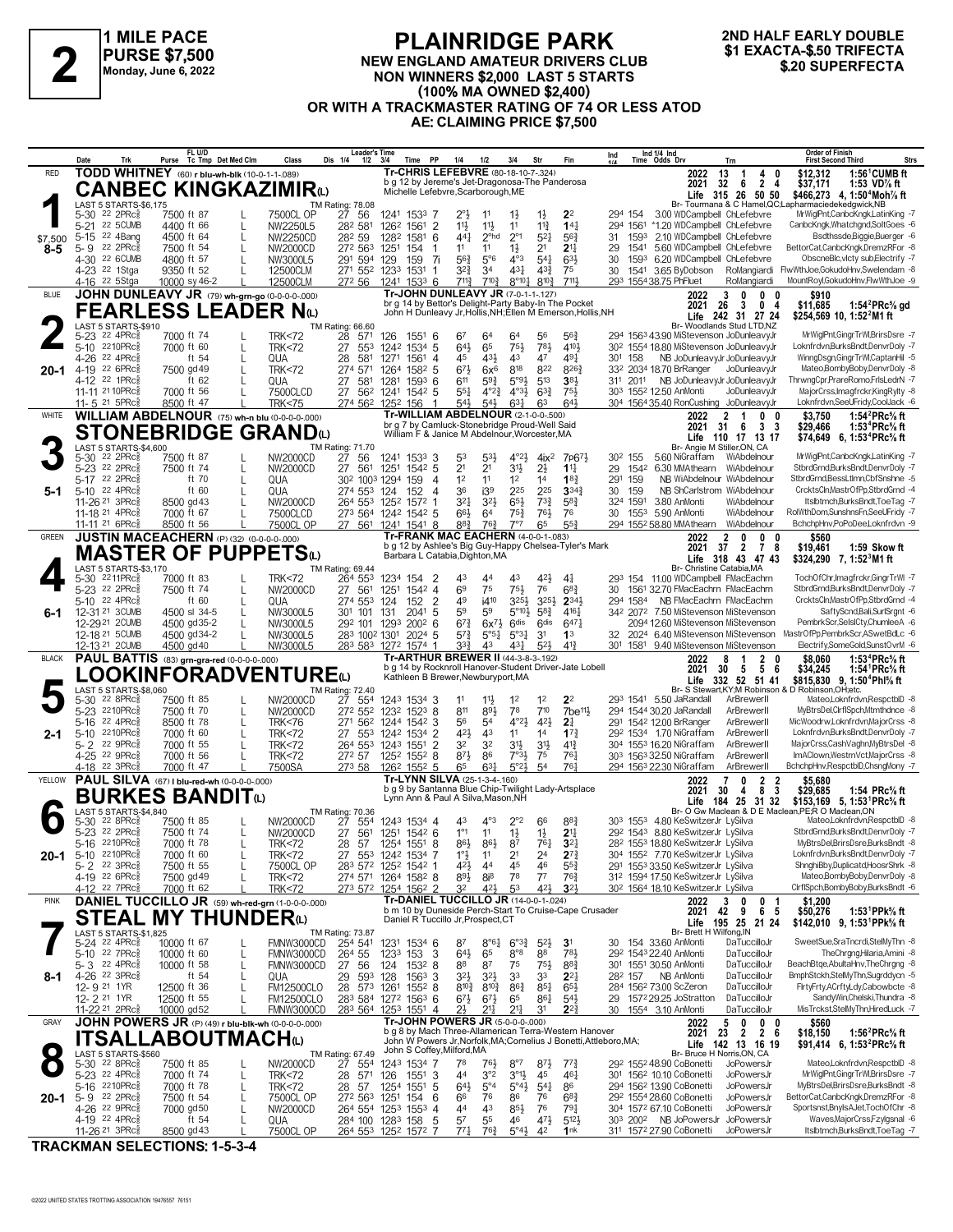# 2

**1 MILE PACE**
**PURSE $7,500**
**Monday, June 6, 2022**

## PLAINRIDGE PARK

**NEW ENGLAND AMATEUR DRIVERS CLUB**
**NON WINNERS $2,000 LAST 5 STARTS**
**(100% MA OWNED $2,400)**
**OR WITH A TRACKMASTER RATING OF 74 OR LESS ATOD**
**AE: CLAIMING PRICE $7,500**

**2ND HALF EARLY DOUBLE**
**$1 EXACTA-$.50 TRIFECTA**
**$.20 SUPERFECTA**

---

### 1 — RED — 8-5 — $7,500

**TODD WHITNEY** (60) r blu-wh-blk (10-0-1-1-.089)
**CANBEC KINGKAZIMIR(L)**
Tr-CHRIS LEFEBVRE (80-18-10-7-.324)
b g 12 by Jereme's Jet-Dragonosa-The Ponderosa
Michelle Lefebvre,Scarborough,ME

| | Starts | 1st | 2nd | 3rd | Earnings | Best |
|---|---|---|---|---|---|---|
| 2022 | 13 | 1 | 4 | 0 | $12,312 | 1:56¹CUMB ft |
| 2021 | 32 | 6 | 2 | 4 | $37,171 | 1:53 VD⅞ ft |
| Life | 315 | 26 | 50 | 50 | $466,273 | 4, 1:50⁴Moh⅞ ft |

Br- Tourmana & C Hamel,QC;Laparmaciedekedgwick,NB
LAST 5 STARTS-$6,175 — TM Rating: 78.08

| Date | Trk | Purse | Class | 1/4 | 1/2 | 3/4 | Time | PP | 1/4 | 1/2 | 3/4 | Str | Fin | Ind | Odds Drv | Trn | Order of Finish | Strs |
|---|---|---|---|---|---|---|---|---|---|---|---|---|---|---|---|---|---|---|
| 5-30 22 2PRc⅝ | | 7500 ft 87 L | 7500CL OP | 27 | 56 | 124¹ | 153³ | 7 | 2°½ | 1¹ | 1½ | 1½ | 2² | 29⁴ 154 | 3.00 WDCampbell | ChLefebvre | MrWiglPnt,CanbcKngk,LatinKing | -7 |
| 5-21 22 5CUMB | | 4400 ft 66 L | NW2250L5 | 28² | 58¹ | 126² | 156¹ | 2 | 1½ | 1½ | 1¹ | 1½ | 1⁴¾ | 29⁴ 156¹ | *1.20 WDCampbell | ChLefebvre | CanbcKngk,Whatchgnd,SoltGoes | -6 |
| 5-15 22 4Bang | | 4500 ft 64 L | NW2250CD | 28² | 59 | 128² | 158¹ | 6 | 4⁴½ | 2°hd | 2°¹ | 5²½ | 5⁶¾ | 31 159³ | 2.10 WDCampbell | ChLefebvre | Bsdthssde,Biggie,Buerger | -6 |
| 5-9 22 2PRc⅝ | | 7500 ft 54 L | NW2000CD | 27² | 56³ | 125¹ | 154 | 1 | 1¹ | 1¹ | 1½ | 2¹ | 2¹¼ | 29 154¹ | 5.60 WDCampbell | ChLefebvre | BettorCat,CanbcKngk,DremzRFor | -8 |
| 4-30 22 6CUMB | | 4800 ft 57 L | NW3000L5 | 29¹ | 59⁴ | 129 | 159 | 7i | 5⁶¾ | 5°⁶ | 4°³ | 5⁴¼ | 6³½ | 30 159³ | 6.20 WDCampbell | ChLefebvre | ObscneBlc,vlcty sub,Electrify | -7 |
| 4-23 22 1Stga | | 9350 ft 52 L | 12500CLM | 27¹ | 55² | 123³ | 153¹ | 1 | 3²¾ | 3⁴ | 4³¼ | 4³¾ | 7⁵ | 30 154¹ | 3.65 ByDobson | RoMangiardi | FlwWthJoe,GokudoHnv,Swelendam | -8 |
| 4-16 22 5Stga | | 10000 sy 46-2 L | 12500CLM | 27² | 56 | 124¹ | 153³ | 6 | 7¹¹¾ | 7¹⁰¾ | 8°¹⁰¾ | 8¹⁰¾ | 7¹¹½ | 29³ 155⁴ | 38.75 PhFluet | RoMangiardi | MountRoyl,GokudoHnv,FlwWthJoe | -9 |

### 2 — BLUE — 20-1

**JOHN DUNLEAVY JR** (79) wh-grn-go (0-0-0-0-.000)
**FEARLESS LEADER N(L)**
Tr-JOHN DUNLEAVY JR (7-0-1-1-.127)
br g 14 by Bettor's Delight-Party Baby-In The Pocket
John H Dunleavy Jr,Hollis,NH;Ellen M Emerson,Hollis,NH

| | Starts | 1st | 2nd | 3rd | Earnings | Best |
|---|---|---|---|---|---|---|
| 2022 | 3 | 0 | 0 | 0 | $910 | |
| 2021 | 26 | 3 | 0 | 4 | $11,685 | 1:54²PRc⅝ gd |
| Life | 242 | 31 | 27 | 24 | $254,569 | 10, 1:52²M1 ft |

Br- Woodlands Stud LTD,NZ
LAST 5 STARTS-$910 — TM Rating: 66.60

| Date | Trk | Purse | Class | 1/4 | 1/2 | 3/4 | Time | PP | 1/4 | 1/2 | 3/4 | Str | Fin | Ind | Odds Drv | Trn | Order of Finish | Strs |
|---|---|---|---|---|---|---|---|---|---|---|---|---|---|---|---|---|---|---|
| 5-23 22 4PRc⅝ | | 7000 ft 74 L | TRK<72 | 28 | 57¹ | 126 | 155¹ | 6 | 6⁷ | 6⁴ | 6⁴ | 5⁶ | 5⁶¾ | 29⁴ 156³ | 43.90 MiStevenson | JoDunleavyJr | MrWiglPnt,GingrTrWl,BrirsDsre | -7 |
| 5-10 22 10PRc⅝ | | 7000 ft 60 L | TRK<72 | 27 | 55³ | 124² | 153⁴ | 5 | 6⁴¾ | 6⁵ | 7⁵½ | 7⁸¾ | 4¹⁰½ | 30² 155⁴ | 18.80 MiStevenson | JoDunleavyJr | Lokonfrdvn,BurksBndt,DenvrDoly | -7 |
| 4-26 22 4PRc⅝ | | ft 54 L | QUA | 28 | 58¹ | 127¹ | 156¹ | 4 | 4⁵ | 4³½ | 4³ | 4⁷ | 4⁹¼ | 30¹ 158 | NB JoDunleavyJr | JoDunleavyJr | WinngDsgn,GingrTrWl,CaptanHil | -5 |
| 4-19 22 6PRc⅝ | | 7500 gd49 L | TRK<72 | 27⁴ | 57¹ | 126⁴ | 158² | 5 | 6⁷½ | 6x⁶ | 8¹⁸ | 8²² | 8²⁶¾ | 33² 203⁴ | 18.70 BrRanger | JoDunleavyJr | Mateo,BombyBoby,DenvrDoly | -8 |
| 4-12 22 1PRc⅝ | | ft 62 L | QUA | 27 | 58¹ | 128¹ | 159³ | 6 | 6¹¹ | 5⁹¾ | 5°⁹½ | 5¹³ | 3⁸½ | 31¹ 201¹ | NB JoDunleavyJr | JoDunleavyJr | ThrwngCpr,PrareRomo,FrlsLedrN | -7 |
| 11-11 21 10PRc⅝ | | 7000 ft 56 L | 7500CLCD | 27 | 56² | 124¹ | 154² | 5 | 5⁵¼ | 4°²¾ | 4°³½ | 6³¾ | 7⁵½ | 30³ 155² | 12.50 AnMonti | JoDunleavyJr | MajorCrss,Imagfrckr,KingRylty | -8 |
| 11-5 21 5PRc⅝ | | 8500 ft 47 | TRK<75 | 27⁴ | 56² | 125² | 156 | 1 | 5⁴¾ | 5⁴½ | 6³¼ | 6³ | 6⁴½ | 30⁴ 156⁴ | 35.40 RonCushing | JoDunleavyJr | Lokonfrdvn,SeeUFridy,CoolJack | -6 |

### 3 — WHITE — 5-1

**WILLIAM ABDELNOUR** (75) wh-n blu (0-0-0-0-.000)
**STONEBRIDGE GRAND(L)**
Tr-WILLIAM ABDELNOUR (2-1-0-0-.500)
br g 7 by Camluck-Stonebridge Proud-Well Said
William F & Janice M Abdelnour,Worcester,MA

| | Starts | 1st | 2nd | 3rd | Earnings | Best |
|---|---|---|---|---|---|---|
| 2022 | 2 | 1 | 0 | 0 | $3,750 | 1:54²PRc⅝ ft |
| 2021 | 31 | 6 | 3 | 3 | $29,466 | 1:53⁴PRc⅝ ft |
| Life | 110 | 17 | 13 | 17 | $74,649 | 6, 1:53⁴PRc⅝ ft |

Br- Angie M Stiller,ON, CA
LAST 5 STARTS-$4,600 — TM Rating: 71.70

| Date | Trk | Purse | Class | 1/4 | 1/2 | 3/4 | Time | PP | 1/4 | 1/2 | 3/4 | Str | Fin | Ind | Odds Drv | Trn | Order of Finish | Strs |
|---|---|---|---|---|---|---|---|---|---|---|---|---|---|---|---|---|---|---|
| 5-30 22 2PRc⅝ | | 7500 ft 87 L | NW2000CD | 27 | 56 | 124¹ | 153³ | 3 | 5³ | 5³½ | 4°²½ | 4ix² | 7p6⁷½ | 30² 155 | 5.60 NiGraffam | WiAbdelnour | MrWiglPnt,CanbcKngk,LatinKing | -7 |
| 5-23 22 2PRc⅝ | | 7500 ft 74 L | NW2000CD | 27 | 56¹ | 125¹ | 154² | 5 | 2¹ | 2¹ | 3¹½ | 2½ | 1¹¾ | 29 154² | 6.30 MMAthearn | WiAbdelnour | StbrdGrnd,BurksBndt,DenvrDoly | -7 |
| 5-17 22 2PRc⅝ | | ft 70 L | QUA | 30² | 100³ | 129⁴ | 159 | 4 | 1² | 1¹ | 1² | 1⁴ | 1⁸¾ | 29¹ 159 | NB WiAbdelnour | WiAbdelnour | StbrdGrnd,BessLtlmn,CbfSnshne | -5 |
| 5-10 22 4PRc⅝ | | ft 60 L | QUA | 27⁴ | 55³ | 124 | 152 | 4 | 3⁶ | i3⁹ | 2²⁵ | 2²⁵ | 3³⁴¾ | 30 159 | NB ShCarlstrom | WiAbdelnour | CrcktsCln,MastrOfPp,StbrdGrnd | -4 |
| 11-26 21 3PRc⅝ | | 8500 gd43 L | NW2000CD | 26⁴ | 55³ | 125² | 157² | 1 | 3²¼ | 3²½ | 6⁵½ | 7³¾ | 5⁸¾ | 32⁴ 159¹ | 3.80 AnMonti | WiAbdelnour | Itsbtmch,BurksBndt,ToeTag | -7 |
| 11-18 21 4PRc⅝ | | 7000 ft 67 L | 7500CLCD | 27³ | 56⁴ | 124² | 154² | 5 | 6⁶½ | 6⁴ | 7⁵¾ | 7⁶½ | 7⁶ | 30 155³ | 5.90 AnMonti | WiAbdelnour | RolWthDom,SunshnsFn,SeeUFridy | -7 |
| 11-11 21 6PRc⅝ | | 8500 ft 56 L | 7500CL OP | 27 | 56¹ | 124¹ | 154¹ | 8 | 8⁸¾ | 7⁶¾ | 7°⁷ | 6⁵ | 5⁵¾ | 29⁴ 155² | 58.80 MMAthearn | WiAbdelnour | BchchpHnv,PoPoDee,Lokonfrdvn | -9 |

### 4 — GREEN — 6-1

**JUSTIN MACEACHERN** (P) (32) (0-0-0-0-.000)
**MASTER OF PUPPETS(L)**
Tr-FRANK MAC EACHERN (4-0-0-1-.083)
b g 12 by Ashlee's Big Guy-Happy Chelsea-Tyler's Mark
Barbara L Catabia,Dighton,MA

| | Starts | 1st | 2nd | 3rd | Earnings | Best |
|---|---|---|---|---|---|---|
| 2022 | 2 | 0 | 0 | 0 | $560 | |
| 2021 | 37 | 2 | 7 | 8 | $19,461 | 1:59 Skow ft |
| Life | 318 | 43 | 47 | 43 | $324,290 | 7, 1:52³M1 ft |

Br- Christine Catabia,MA
LAST 5 STARTS-$3,170 — TM Rating: 69.44

| Date | Trk | Purse | Class | 1/4 | 1/2 | 3/4 | Time | PP | 1/4 | 1/2 | 3/4 | Str | Fin | Ind | Odds Drv | Trn | Order of Finish | Strs |
|---|---|---|---|---|---|---|---|---|---|---|---|---|---|---|---|---|---|---|
| 5-30 22 11PRc⅝ | | 7000 ft 83 L | TRK<72 | 26⁴ | 55³ | 123⁴ | 154 | 2 | 4³ | 4⁴ | 4³ | 4²½ | 4¾ | 29³ 154 | 11.00 WDCampbell | FMacEachrn | TochOfChr,Imagfrckr,GingrTrWl | -7 |
| 5-23 22 2PRc⅝ | | 7500 ft 74 L | NW2000CD | 27 | 56¹ | 125¹ | 154² | 4 | 6⁹ | 7⁵ | 7⁵½ | 7⁶ | 6⁸¾ | 30 156¹ | 32.70 FMacEachrn | FMacEachrn | StbrdGrnd,BurksBndt,DenvrDoly | -7 |
| 5-10 22 4PRc⅝ | | ft 60 L | QUA | 27⁴ | 55³ | 124 | 152 | 2 | 4⁹ | i4¹⁰ | 3²⁵½ | 3²⁵½ | 2³⁴¼ | 29⁴ 158⁴ | NB FMacEachrn | StbrdGrnd | CrcktsCln,MastrOfPp,StbrdGrnd | -4 |
| 12-31 21 3CUMB | | 4500 sl 34-5 L | NW3000L5 | 30¹ | 101 | 131 | 204¹ | 5 | 5⁹ | 5⁹ | 5°¹⁰½ | 5⁸¾ | 4¹⁶¾ | 34² 207² | 7.50 MiStevenson | MiStevenson | SaftyScnd,Bali,SurlSrgnt | -6 |
| 12-29 21 2CUMB | | 4500 gd35-2 L | NW3000L5 | 29² | 101 | 129³ | 200² | 6 | 6⁷¾ | 6x⁷½ | 6dis | 6dis | 6⁴⁷¼ | | 209⁴ 12.60 MiStevenson | MiStevenson | PembrkScr,SelslCty,ChumleeA | -6 |
| 12-18 21 5CUMB | | 4500 gd34-2 L | NW3000L5 | 28³ | 100² | 130¹ | 202⁴ | 5 | 5⁷¾ | 5°⁵¼ | 5°³½ | 3¹ | 1³ | 32 202⁴ | 6.40 MiStevenson | MiStevenson | MastrOfPp,PembrkScr,ASwetBdLc | -6 |
| 12-13 21 2CUMB | | 4500 gd40 L | NW3000L5 | 28³ | 58³ | 127² | 157⁴ | 3 | 3³¾ | 4³ | 4³½ | 5²¾ | 4¹¾ | 30¹ 158¹ | 9.40 MiStevenson | MiStevenson | Electrify,SomeGold,SunstOvrM | -6 |

### 5 — BLACK — 2-1

**PAUL BATTIS** (83) grn-gra-red (0-0-0-0-.000)
**LOOKINFORADVENTURE(L)**
Tr-ARTHUR BREWER II (44-3-8-3-.192)
b g 14 by Rocknroll Hanover-Student Driver-Jate Lobell
Kathleen B Brewer,Newburyport,MA

| | Starts | 1st | 2nd | 3rd | Earnings | Best |
|---|---|---|---|---|---|---|
| 2022 | 8 | 1 | 2 | 0 | $8,060 | 1:53⁴PRc⅝ ft |
| 2021 | 30 | 5 | 5 | 6 | $34,245 | 1:54¹PRc⅝ ft |
| Life | 332 | 52 | 51 | 41 | $815,830 | 9, 1:50⁴Phl⅝ ft |

Br- S Stewart,KY;M Robinson & D Robinson,OH;etc.
LAST 5 STARTS-$8,060 — TM Rating: 72.40

| Date | Trk | Purse | Class | 1/4 | 1/2 | 3/4 | Time | PP | 1/4 | 1/2 | 3/4 | Str | Fin | Ind | Odds Drv | Trn | Order of Finish | Strs |
|---|---|---|---|---|---|---|---|---|---|---|---|---|---|---|---|---|---|---|
| 5-30 22 8PRc⅝ | | 7500 ft 85 L | NW2000CD | 27 | 55⁴ | 124³ | 153⁴ | 1 | 1¹ | 1¹½ | 1² | 1² | 2² | 29³ 154¹ | 5.50 JaRandall | ArBrewerII | Mateo,Lokonfrdvn,RespctblD | -8 |
| 5-23 22 10PRc⅝ | | 7500 ft 70 L | NW2000CD | 27² | 55² | 123² | 152³ | 8 | 8¹¹ | 8⁹½ | 7⁸ | 7¹⁰ | 7be¹¹½ | 29⁴ 154⁴ | 30.20 JaRandall | ArBrewerII | MyBtrsDel,ClrflSpch,Mtmthdnce | -8 |
| 5-16 22 4PRc⅝ | | 8500 ft 78 L | TRK<76 | 27¹ | 56² | 124⁴ | 154² | 3 | 5⁶ | 5⁴ | 4°²½ | 4²½ | 2¾ | 29¹ 154² | 12.00 BrRanger | ArBrewerII | MicWoodrw,Lokonfrdvn,MajorCrss | -8 |
| 5-10 22 10PRc⅝ | | 7000 ft 60 L | TRK<72 | 27 | 55³ | 124² | 153⁴ | 2 | 4²½ | 4³ | 1¹ | 1⁴ | 1⁷¾ | 29² 153⁴ | 1.70 NiGraffam | ArBrewerII | Lokonfrdvn,BurksBndt,DenvrDoly | -7 |
| 5-2 22 9PRc⅝ | | 7000 ft 55 L | TRK<72 | 26⁴ | 55³ | 124³ | 155¹ | 2 | 3² | 3² | 3¹½ | 3¹½ | 4¹¾ | 30⁴ 155³ | 16.20 NiGraffam | ArBrewerII | MajorCrss,CashVaghn,MyBtrsDel | -8 |
| 4-25 22 9PRc⅝ | | 7000 ft 56 L | TRK<72 | 27² | 57 | 125² | 155² | 8 | 8⁷½ | 8⁶ | 7°³½ | 7⁵ | 7⁶¼ | 30³ 156³ | 32.50 NiGraffam | ArBrewerII | ImAClown,WestrnVct,MajorCrss | -8 |
| 4-18 22 3PRc⅝ | | 7000 ft 47 | 7500SA | 27³ | 58 | 126² | 155² | 5 | 6⁵ | 6³½ | 5°²½ | 5⁴ | 7⁶¼ | 29⁴ 156³ | 22.30 NiGraffam | ArBrewerII | BchchpHnv,RespctblD,ChsngMony | -7 |

### 6 — YELLOW — 20-1

**PAUL SILVA** (67) l blu-red-wh (0-0-0-0-.000)
**BURKES BANDIT(L)**
Tr-LYNN SILVA (25-1-3-4-.160)
b g 9 by Santanna Blue Chip-Twilight Lady-Artsplace
Lynn Ann & Paul A Silva,Mason,NH

| | Starts | 1st | 2nd | 3rd | Earnings | Best |
|---|---|---|---|---|---|---|
| 2022 | 7 | 0 | 2 | 2 | $5,680 | |
| 2021 | 30 | 4 | 8 | 3 | $29,685 | 1:54 PRc⅝ ft |
| Life | 184 | 25 | 31 | 32 | $153,169 | 5, 1:53¹PRc⅝ ft |

Br- O Gw Maclean & D E Maclean,PE;R O Maclean,ON
LAST 5 STARTS-$4,840 — TM Rating: 70.36

| Date | Trk | Purse | Class | 1/4 | 1/2 | 3/4 | Time | PP | 1/4 | 1/2 | 3/4 | Str | Fin | Ind | Odds Drv | Trn | Order of Finish | Strs |
|---|---|---|---|---|---|---|---|---|---|---|---|---|---|---|---|---|---|---|
| 5-30 22 8PRc⅝ | | 7500 ft 85 L | NW2000CD | 27 | 55⁴ | 124³ | 153⁴ | 4 | 4³ | 4°³ | 2°² | 6⁶ | 8⁸¾ | 30³ 155³ | 4.80 KeSwitzerJr | LySilva | Mateo,Lokonfrdvn,RespctblD | -8 |
| 5-23 22 2PRc⅝ | | 7500 ft 74 L | NW2000CD | 27 | 56¹ | 125¹ | 154² | 6 | 1°¹ | 1¹ | 1½ | 1½ | 2¹¾ | 29² 154³ | 8.80 KeSwitzerJr | LySilva | StbrdGrnd,BurksBndt,DenvrDoly | -7 |
| 5-16 22 10PRc⅝ | | 7000 ft 78 L | TRK<72 | 28 | 57 | 125⁴ | 155¹ | 8 | 8⁶½ | 8⁶½ | 8⁷ | 7⁶½ | 3²¼ | 28² 155³ | 18.80 KeSwitzerJr | LySilva | MyBtrsDel,BrirsDsre,BurksBndt | -8 |
| 5-10 22 10PRc⅝ | | 7000 ft 60 L | TRK<72 | 27 | 55³ | 124² | 153⁴ | 7 | 1°½ | 1¹ | 2¹ | 2⁴ | 2⁷¾ | 30⁴ 155² | 7.70 KeSwitzerJr | LySilva | Lokonfrdvn,BurksBndt,DenvrDoly | -7 |
| 5-2 22 3PRc⅝ | | 7500 ft 55 L | 7500CL OP | 28³ | 57² | 125² | 154² | 1 | 4²½ | 4⁴ | 4⁵ | 4⁶ | 5⁵¾ | 29¹ 155³ | 33.50 KeSwitzerJr | LySilva | ShnghiBby,Duplicatd,HoosrShrk | -8 |
| 4-19 22 6PRc⅝ | | 7500 gd49 L | TRK<72 | 27⁴ | 57¹ | 126⁴ | 158² | 8 | 8⁹½ | 8⁸ | 7⁸ | 7⁷ | 7⁶¾ | 31² 159⁴ | 17.50 KeSwitzerJr | LySilva | Mateo,BombyBoby,DenvrDoly | -8 |
| 4-12 22 7PRc⅝ | | 7000 ft 62 L | TRK<72 | 27³ | 57² | 125⁴ | 156² | 2 | 3² | 4²½ | 5³ | 4²½ | 3²½ | 30² 156⁴ | 18.10 KeSwitzerJr | LySilva | ClrflSpch,BombyBoby,BurksBndt | -6 |

### 7 — PINK — 8-1

**DANIEL TUCCILLO JR** (59) wh-red-grn (1-0-0-0-.000)
**STEAL MY THUNDER(L)**
Tr-DANIEL TUCCILLO JR (14-0-0-1-.024)
b m 10 by Duneside Perch-Start To Cruise-Cape Crusader
Daniel R Tuccillo Jr,Prospect,CT

| | Starts | 1st | 2nd | 3rd | Earnings | Best |
|---|---|---|---|---|---|---|
| 2022 | 3 | 0 | 0 | 1 | $1,200 | |
| 2021 | 42 | 9 | 6 | 5 | $50,276 | 1:53¹PPk⅝ ft |
| Life | 195 | 25 | 21 | 24 | $142,010 | 9, 1:53¹PPk⅝ ft |

Br- Brett H Wilfong,IN
LAST 5 STARTS-$1,825 — TM Rating: 73.87

| Date | Trk | Purse | Class | 1/4 | 1/2 | 3/4 | Time | PP | 1/4 | 1/2 | 3/4 | Str | Fin | Ind | Odds Drv | Trn | Order of Finish | Strs |
|---|---|---|---|---|---|---|---|---|---|---|---|---|---|---|---|---|---|---|
| 5-24 22 4PRc⅝ | | 10000 ft 67 L | FMNW3000CD | 25⁴ | 54¹ | 123¹ | 153⁴ | 6 | 8⁷ | 8°⁶¾ | 6°³¾ | 5²¾ | 3¹ | 30 154 | 33.60 AnMonti | DaTuccilloJr | SweetSue,SraTncrdi,StelMyThn | -8 |
| 5-10 22 7PRc⅝ | | 10000 ft 60 L | FMNW3000CD | 26⁴ | 55 | 123³ | 153 | 3 | 6⁴¾ | 6⁵ | 8°⁸ | 8⁸ | 7⁸½ | 29² 154³ | 22.40 AnMonti | DaTuccilloJr | TheChrgng,Hilaria,Amini | -8 |
| 5-3 22 4PRc⅝ | | 10000 ft 58 L | FMNW3000CD | 27 | 56 | 124 | 153² | 8 | 8⁸ | 8⁷ | 7⁵ | 7⁵¾ | 8⁸¾ | 30¹ 155¹ | 30.50 AnMonti | DaTuccilloJr | BeachBtqe,AbultaHnv,TheChrgng | -8 |
| 4-26 22 3PRc⅝ | | ft 54 L | QUA | 29 | 59³ | 128 | 156³ | 3 | 3²½ | 3²½ | 3³ | 3³ | 2²¼ | 28² 157 | NB AnMonti | DaTuccilloJr | BmphStckh,StelMyThn,Sugrddycn | -5 |
| 12-9 21 1YR | | 12500 ft 36 L | FM12500CLO | 28 | 57³ | 126¹ | 155² | 8 | 8¹⁰¾ | 8¹⁰¾ | 8⁶¾ | 8⁵½ | 6⁵¼ | 28⁴ 156² | 73.00 ScZeron | DaTuccilloJr | FlrtyFrty,ACrftyLdy,Cabowbcte | -8 |
| 12-2 21 1YR | | 12500 ft 55 L | FM12500CLO | 28³ | 58⁴ | 127² | 156³ | 5 | 6⁷½ | 6⁷½ | 6⁵ | 8⁶½ | 5⁴½ | 29 157² | 29.25 JoStratton | DaTuccilloJr | SandyWin,Chelski,Thundra | -8 |
| 11-22 21 2PRc⅝ | | 10000 gd52 L | FMNW3000CD | 28³ | 56⁴ | 125³ | 155¹ | 4 | 2½ | 2¹½ | 2¹¾ | 3¹ | 2²¾ | 30 155⁴ | 3.10 AnMonti | DaTuccilloJr | MisTrckst,StelMyThn,HiredLuck | -7 |

### 8 — GRAY — 20-1

**JOHN POWERS JR** (P) (49) r blu-blk-wh (0-0-0-0-.000)
**ITSALLABOUTMACH(L)**
Tr-JOHN POWERS JR (5-0-0-0-.000)
b g 8 by Mach Three-Allamerican Terra-Western Hanover
John W Powers Jr,Norfolk,MA;Cornelius J Bonetti,Attleboro,MA;
John S Coffey,Milford,MA

| | Starts | 1st | 2nd | 3rd | Earnings | Best |
|---|---|---|---|---|---|---|
| 2022 | 5 | 0 | 0 | 0 | $560 | |
| 2021 | 23 | 2 | 2 | 6 | $18,150 | 1:56²PRc⅝ ft |
| Life | 142 | 13 | 16 | 19 | $91,414 | 6, 1:53²PRc⅝ ft |

Br- Bruce H Norris,ON, CA
LAST 5 STARTS-$560 — TM Rating: 67.49

| Date | Trk | Purse | Class | 1/4 | 1/2 | 3/4 | Time | PP | 1/4 | 1/2 | 3/4 | Str | Fin | Ind | Odds Drv | Trn | Order of Finish | Strs |
|---|---|---|---|---|---|---|---|---|---|---|---|---|---|---|---|---|---|---|
| 5-30 22 8PRc⅝ | | 7500 ft 85 L | NW2000CD | 27 | 55⁴ | 124³ | 153⁴ | 7 | 7⁸ | 7⁶½ | 8°⁷ | 8⁷½ | 7⁷¾ | 29² 155² | 48.90 CoBonetti | JoPowersJr | Mateo,Lokonfrdvn,RespctblD | -8 |
| 5-23 22 4PRc⅝ | | 7000 ft 74 L | TRK<72 | 28 | 57¹ | 126 | 155¹ | 3 | 4⁴ | 3°² | 3°¹½ | 4⁵ | 4⁶¼ | 30¹ 156² | 10.10 CoBonetti | JoPowersJr | MrWiglPnt,GingrTrWl,BrirsDsre | -7 |
| 5-16 22 10PRc⅝ | | 7000 ft 78 L | TRK<72 | 28 | 57 | 125⁴ | 155¹ | 5 | 6⁴½ | 5°⁴ | 5°⁴½ | 5⁴½ | 8⁶ | 29⁴ 156² | 13.90 CoBonetti | JoPowersJr | MyBtrsDel,BrirsDsre,BurksBndt | -8 |
| 5-9 22 2PRc⅝ | | 7500 ft 54 L | 7500CL OP | 27² | 56³ | 125¹ | 154 | 6 | 6⁶ | 7⁶ | 8⁶ | 7⁶ | 6⁸¾ | 29² 155⁴ | 28.60 CoBonetti | JoPowersJr | BettorCat,CanbcKngk,DremzRFor | -8 |
| 4-26 22 9PRc⅝ | | 7000 gd50 L | NW2000CD | 26⁴ | 55⁴ | 125³ | 155³ | 4 | 4⁴ | 4³ | 8⁵½ | 7⁶ | 7⁹¾ | 30⁴ 157² | 67.10 CoBonetti | JoPowersJr | Sportsnst,BnylsAJet,TochOfChr | -8 |
| 4-19 22 4PRc⅝ | | ft 54 L | QUA | 28⁴ | 100 | 128³ | 158 | 5 | 5⁷ | 5⁵ | 4⁶ | 4⁷½ | 5¹²½ | 30³ 200² | NB JoPowersJr | JoPowersJr | Waves,MajorCrss,Fzylgsnal | -6 |
| 11-26 21 3PRc⅝ | | 8500 gd43 L | 7500CL OP | 26⁴ | 55³ | 125² | 157² | 7 | 7⁷½ | 7⁶¾ | 5°⁴½ | 4² | 1ⁿᵏ | 31¹ 157² | 27.90 CoBonetti | JoPowersJr | Itsbtmch,BurksBndt,ToeTag | -7 |

**TRACKMAN SELECTIONS: 1-5-3-4**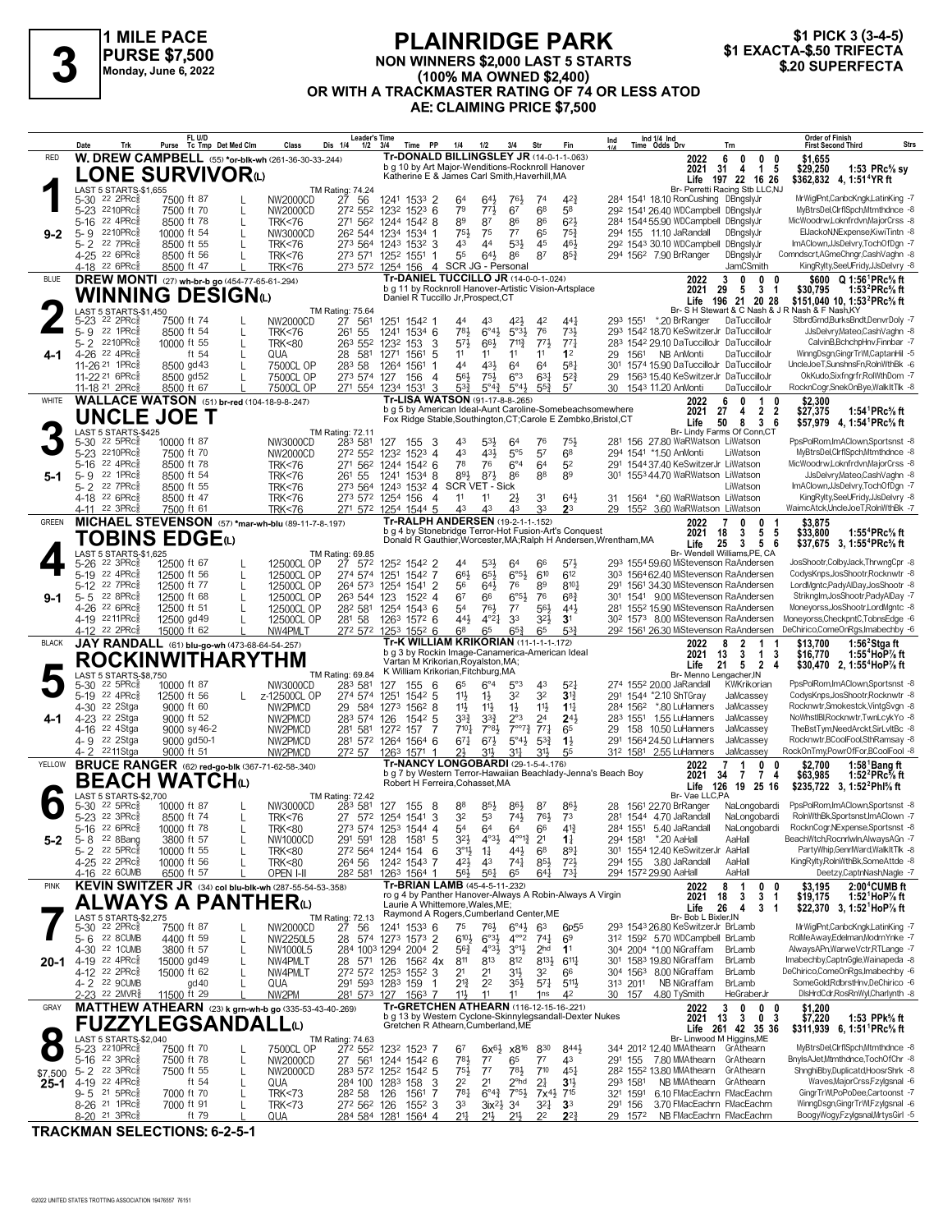# 3

**1 MILE PACE**
**PURSE $7,500**
**Monday, June 6, 2022**

## PLAINRIDGE PARK

**NON WINNERS $2,000 LAST 5 STARTS (100% MA OWNED $2,400) OR WITH A TRACKMASTER RATING OF 74 OR LESS ATOD**
**AE: CLAIMING PRICE $7,500**

**$1 PICK 3 (3-4-5)**
**$1 EXACTA-$.50 TRIFECTA**
**$.20 SUPERFECTA**

---

### RED — 1 — 9-2
**W. DREW CAMPBELL** (55) *or-blk-wh (261-36-30-33-.244)
**LONE SURVIVOR(L)**
Tr-DONALD BILLINGSLEY JR (14-0-1-1-.063)
b g 10 by Art Major-Wenditions-Rocknroll Hanover
Katherine E & James Carl Smith,Haverhill,MA
Br- Perretti Racing Stb LLC,NJ
2022: 6 0 0 0 $1,655 | 2021: 31 4 1 5 $29,250 1:53 PRc⅝ sy | Life: 197 22 16 26 $362,832 4, 1:51⁴YR ft
LAST 5 STARTS-$1,655 | TM Rating: 74.24

| Date | Trk | Purse | Class | 1/4 | 1/2 | 3/4 | Time | PP | 1/4 | 1/2 | 3/4 | Str | Fin | Ind 1/4 | Ind Time | Odds | Drv | Trn | Order of Finish |
|---|---|---|---|---|---|---|---|---|---|---|---|---|---|---|---|---|---|---|---|
| 5-30 22 2PRc⅝ | | 7500 ft 87 L | NW2000CD | 27 | 56 | 124¹ | 153³ | 2 | 6⁴ | 6⁴½ | 7⁶½ | 7⁴ | 4²¾ | 28⁴ | 154¹ | 18.10 | RonCushing | DBngslyJr | MrWiglPnt,CanbcKngk,LatinKing -7 |
| 5-23 22 10PRc⅝ | | 7500 ft 70 L | NW2000CD | 27² | 55² | 123² | 152³ | 6 | 7⁹ | 7⁷½ | 6⁷ | 6⁸ | 5⁸ | 29² | 154¹ | 26.40 | WDCampbell | DBngslyJr | MyBtrsDel,ClrflSpch,Mtmthdnce -8 |
| 5-16 22 4PRc⅝ | | 8500 ft 78 L | TRK<76 | 27¹ | 56² | 124⁴ | 154² | 8 | 8⁹ | 8⁷ | 8⁶ | 8⁶ | 6²½ | 28⁴ | 154⁴ | 55.90 | WDCampbell | DBngslyJr | MicWoodrw,Loknfrdvn,MajorCrss -8 |
| 5-9 22 10PRc⅝ | | 10000 ft 54 L | NW3000CD | 26² | 54⁴ | 123⁴ | 153⁴ | 1 | 7⁵½ | 7⁵ | 7⁷ | 6⁵ | 7⁵¾ | 29⁴ | 155 | 11.10 | JaRandall | DBngslyJr | ElJackoN,NExpense,KiwiTintn -8 |
| 5-2 22 7PRc⅝ | | 8500 ft 55 L | TRK<76 | 27³ | 56⁴ | 124³ | 153² | 3 | 4³ | 4⁴ | 5³½ | 4⁵ | 4⁶½ | 29² | 154³ | 30.10 | WDCampbell | DBngslyJr | ImAClown,JJsDelvry,TochOfDgn -7 |
| 4-25 22 6PRc⅝ | | 8500 ft 56 L | TRK<76 | 27³ | 57¹ | 125² | 155¹ | 1 | 5⁵ | 6⁴½ | 8⁶ | 8⁷ | 8⁵¾ | 29⁴ | 156² | 7.90 | BrRanger | DBngslyJr | Comndscrt,AGmeChngr,CashVaghn -8 |
| 4-18 22 6PRc⅝ | | 8500 ft 47 | TRK<76 | 27³ | 57² | 125⁴ | 156 | 4 | SCR JG - Personal | | | | | | | | | JamCSmith | KingRylty,SeeUFridy,JJsDelvry -8 |

### BLUE — 2 — 4-1
**DREW MONTI** (27) wh-br-b go (454-77-65-61-.294)
**WINNING DESIGN(L)**
Tr-DANIEL TUCCILLO JR (14-0-0-1-.024)
b g 11 by Rocknroll Hanover-Artistic Vision-Artsplace
Daniel R Tuccillo Jr,Prospect,CT
Br- S H Stewart & C Nash & J R Nash & F Nash,KY
2022: 3 0 0 0 $600 Q 1:56¹PRc⅝ ft | 2021: 29 5 3 1 $30,795 1:53²PRc⅝ ft | Life: 196 21 20 28 $151,040 10, 1:53²PRc⅝ ft
LAST 5 STARTS-$1,450 | TM Rating: 75.64

| Date | Trk | Purse | Class | 1/4 | 1/2 | 3/4 | Time | PP | 1/4 | 1/2 | 3/4 | Str | Fin | Ind 1/4 | Ind Time | Odds | Drv | Trn | Order of Finish |
|---|---|---|---|---|---|---|---|---|---|---|---|---|---|---|---|---|---|---|---|
| 5-23 22 2PRc⅝ | | 7500 ft 74 L | NW2000CD | 27 | 56¹ | 125¹ | 154² | 1 | 4⁴ | 4³ | 4²½ | 4² | 4⁴½ | 29³ | 155¹ | *.20 | BrRanger | DaTuccilloJr | StbrdGrnd,BurksBndt,DenvrDoly -7 |
| 5-9 22 1PRc⅝ | | 8500 ft 54 L | TRK<76 | 26¹ | 55 | 124¹ | 153⁴ | 6 | 7⁸½ | 6°⁴½ | 5°³½ | 7⁶ | 7³½ | 29³ | 154² | 18.70 | KeSwitzerJr | DaTuccilloJr | JJsDelvry,Mateo,CashVaghn -8 |
| 5-2 22 10PRc⅝ | | 10000 ft 55 L | TRK<80 | 26³ | 55² | 123² | 153 | 3 | 5⁷½ | 6⁶½ | 7¹¹¾ | 7⁷½ | 7⁷¼ | 28³ | 154² | 29.10 | DaTuccilloJr | DaTuccilloJr | CalvinB,BchchpHnv,Finnbar -7 |
| 4-26 22 4PRc⅝ | | ft 54 L | QUA | 28 | 58¹ | 127¹ | 156¹ | 5 | 1¹ | 1¹ | 1¹ | 1¹ | 1² | 29 | 156¹ | NB | AnMonti | DaTuccilloJr | WinngDsgn,GingrTrW,CaptanHil -5 |
| 11-26 21 1PRc⅝ | | 8500 gd43 | 7500CL OP | 28³ | 58 | 126⁴ | 156¹ | 1 | 4⁴ | 4³½ | 6⁴ | 6⁴ | 5⁸½ | 30¹ | 157⁴ | 15.90 | DaTuccilloJr | DaTuccilloJr | UncleJoeT,SunshnsFn,RolnWthBk -6 |
| 11-22 21 6PRc⅝ | | 8500 gd52 | 7500CL OP | 27³ | 57⁴ | 127 | 156 | 4 | 5⁶½ | 7⁵½ | 6°³ | 6³½ | 5²¾ | 29 | 156³ | 15.40 | KeSwitzerJr | DaTuccilloJr | OkKudo,SixfngrFr,RolWthDom -7 |
| 11-18 21 2PRc⅝ | | 8500 ft 67 | 7500CL OP | 27¹ | 55⁴ | 123⁴ | 153¹ | 3 | 5³¾ | 5°⁴¾ | 5°⁴½ | 5⁵¾ | 5⁷ | 30 | 154³ | 11.20 | AnMonti | DaTuccilloJr | RocknCogr,SnekOnBye,WalkItTlk -8 |

### WHITE — 3 — 5-1
**WALLACE WATSON** (51) br-red (104-18-9-8-.247)
**UNCLE JOE T**
Tr-LISA WATSON (91-17-8-8-.265)
b g 5 by American Ideal-Aunt Caroline-Somebeachsomewhere
Fox Ridge Stable,Southington,CT;Carole E Zembko,Bristol,CT
Br- Lindy Farms Of Conn,CT
2022: 6 0 1 0 $2,300 | 2021: 27 4 2 2 $27,375 1:54¹PRc⅝ ft | Life: 50 8 3 6 $57,979 4, 1:54¹PRc⅝ ft
LAST 5 STARTS-$425 | TM Rating: 72.11

| Date | Trk | Purse | Class | 1/4 | 1/2 | 3/4 | Time | PP | 1/4 | 1/2 | 3/4 | Str | Fin | Ind 1/4 | Ind Time | Odds | Drv | Trn | Order of Finish |
|---|---|---|---|---|---|---|---|---|---|---|---|---|---|---|---|---|---|---|---|
| 5-30 22 5PRc⅝ | | 10000 ft 87 | NW3000CD | 28³ | 58¹ | 127 | 155 | 3 | 4³ | 5³½ | 6⁴ | 7⁶ | 7⁵½ | 28¹ | 156 | 27.80 | WaRWatson | LiWatson | PpsPolRom,ImAClown,Sportsnst -8 |
| 5-23 22 10PRc⅝ | | 7500 ft 70 | NW2000CD | 27² | 55² | 123² | 152³ | 4 | 4³ | 4³½ | 5°⁵ | 5⁷ | 6⁸ | 29⁴ | 154¹ | *1.50 | AnMonti | LiWatson | MyBtrsDel,ClrflSpch,Mtmthdnce -8 |
| 5-16 22 4PRc⅝ | | 8500 ft 78 | TRK<76 | 27¹ | 56² | 124⁴ | 154² | 6 | 7⁸ | 7⁶ | 6°⁴ | 6⁴ | 5² | 29¹ | 154⁴ | 37.40 | KeSwitzerJr | LiWatson | MicWoodrw,Loknfrdvn,MajorCrss -8 |
| 5-9 22 1PRc⅝ | | 8500 ft 54 | TRK<76 | 26¹ | 55 | 124¹ | 153⁴ | 8 | 8⁹½ | 8⁷½ | 8⁶ | 8⁸ | 8⁹ | 30¹ | 155³ | 44.70 | WaRWatson | LiWatson | JJsDelvry,Mateo,CashVaghn -8 |
| 5-2 22 7PRc⅝ | | 8500 ft 55 | TRK<76 | 27³ | 56⁴ | 124³ | 153² | 3 | SCR VET - Sick | | | | | | | | | LiWatson | ImAClown,JJsDelvry,TochOfDgn -7 |
| 4-18 22 6PRc⅝ | | 8500 ft 47 | TRK<76 | 27³ | 57² | 125⁴ | 156 | 4 | 1¹ | 1¹ | 2½ | 3¹ | 6⁴½ | 31 | 156⁴ | *.60 | WaRWatson | LiWatson | KingRylty,SeeUFridy,JJsDelvry -8 |
| 4-11 22 3PRc⅝ | | 7500 ft 61 | TRK<76 | 27¹ | 57² | 125⁴ | 154⁴ | 5 | 4³ | 4³ | 4³ | 3³ | 2³ | 29 | 155² | 3.60 | WaRWatson | LiWatson | WaimcAtck,UncleJoeT,RolnWthBk -7 |

### GREEN — 4 — 9-1
**MICHAEL STEVENSON** (57) *mar-wh-blu (89-11-7-8-.197)
**TOBINS EDGE(L)**
Tr-RALPH ANDERSEN (19-2-1-1-.152)
b g 4 by Stonebridge Terror-Hot Fusion-Art's Conquest
Donald R Gauthier,Worcester,MA;Ralph H Andersen,Wrentham,MA
Br- Wendell Williams,PE, CA
2022: 7 0 0 1 $3,875 | 2021: 18 3 5 5 $33,800 1:55⁴PRc⅝ ft | Life: 25 3 5 6 $37,675 3, 1:55⁴PRc⅝ ft
LAST 5 STARTS-$1,625 | TM Rating: 69.85

| Date | Trk | Purse | Class | 1/4 | 1/2 | 3/4 | Time | PP | 1/4 | 1/2 | 3/4 | Str | Fin | Ind 1/4 | Ind Time | Odds | Drv | Trn | Order of Finish |
|---|---|---|---|---|---|---|---|---|---|---|---|---|---|---|---|---|---|---|---|
| 5-26 22 3PRc⅝ | | 12500 ft 67 L | 12500CL OP | 27 | 57² | 125² | 154² | 2 | 4⁴ | 5³½ | 6⁴ | 6⁶ | 5⁷½ | 29³ | 155⁴ | 59.60 | MiStevenson | RaAndersen | JosShootr,ColbyJack,ThrwngCpr -8 |
| 5-19 22 4PRc⅝ | | 12500 ft 56 L | 12500CL OP | 27⁴ | 57⁴ | 125¹ | 154² | 7 | 6⁶½ | 6⁵½ | 6°⁵½ | 6¹⁰ | 6¹² | 30³ | 156⁴ | 62.40 | MiStevenson | RaAndersen | CodysKnps,JosShootr,Rocknwtr -8 |
| 5-12 22 7PRc⅝ | | 12500 ft 77 L | 12500CL OP | 26⁴ | 57³ | 125⁴ | 154¹ | 2 | 5⁶ | 6⁴½ | 7⁶ | 8⁹ | 8¹⁰½ | 29¹ | 156¹ | 34.30 | MiStevenson | RaAndersen | LordMgntc,PadyAlDay,JosShootr -8 |
| 5-5 22 8PRc⅝ | | 12500 ft 68 L | 12500CL OP | 26³ | 54⁴ | 123 | 152² | 4 | 6⁷ | 6⁶ | 6°⁵½ | 7⁶ | 6⁸¾ | 30¹ | 154¹ | 9.00 | MiStevenson | RaAndersen | StrikngIm,JosShootr,PadyAlDay -7 |
| 4-26 22 6PRc⅝ | | 12500 ft 51 L | 12500CL OP | 28² | 58¹ | 125⁴ | 154³ | 6 | 5⁴ | 7⁶½ | 7⁷ | 5⁶½ | 4⁴½ | 28¹ | 155² | 15.90 | MiStevenson | RaAndersen | Moneyorss,JosShootr,LordMgntc -8 |
| 4-19 22 11PRc⅝ | | 12500 gd49 L | 12500CL OP | 28¹ | 58 | 126³ | 157² | 6 | 4⁴½ | 4°²½ | 3³ | 3²½ | 3¹ | 30² | 157³ | 8.00 | MiStevenson | RaAndersen | Moneyorss,CheckpntC,TobnsEdge -6 |
| 4-12 22 2PRc⅝ | | 15000 ft 62 L | NW4PMLT | 27² | 57² | 125³ | 155² | 6 | 6⁸ | 6⁵ | 6⁵¾ | 6⁵ | 5³¾ | 29² | 156¹ | 26.30 | MiStevenson | RaAndersen | DeChirico,ComeOnRgs,Imabechby -6 |

### BLACK — 5 — 4-1
**JAY RANDALL** (61) blu-go-wh (473-68-64-54-.257)
**ROCKINWITHARYTHM**
Tr-K WILLIAM KRIKORIAN (11-1-1-1-.172)
b g 3 by Rockin Image-Canamerica-American Ideal
Vartan M Krikorian,Royalston,MA;
K William Krikorian,Fitchburg,MA
Br- Menno Lengacher,IN
2022: 8 2 1 1 $13,700 1:56²Stga ft | 2021: 13 3 1 3 $16,770 1:55⁴HoP⅞ ft | Life: 21 5 2 4 $30,470 2, 1:55⁴HoP⅞ ft
LAST 5 STARTS-$8,750 | TM Rating: 69.84

| Date | Trk | Purse | Class | 1/4 | 1/2 | 3/4 | Time | PP | 1/4 | 1/2 | 3/4 | Str | Fin | Ind 1/4 | Ind Time | Odds | Drv | Trn | Order of Finish |
|---|---|---|---|---|---|---|---|---|---|---|---|---|---|---|---|---|---|---|---|
| 5-30 22 5PRc⅝ | | 10000 ft 87 | NW3000CD | 28³ | 58¹ | 127 | 155 | 6 | 6⁵ | 6°⁴ | 5°³ | 4³ | 5²¼ | 27⁴ | 155² | 20.00 | JaRandall | KWKrikorian | PpsPolRom,ImAClown,Sportsnst -8 |
| 5-19 22 4PRc⅝ | | 12500 ft 56 L | z-12500CL OP | 27⁴ | 57⁴ | 125¹ | 154² | 5 | 1¹½ | 1½ | 3² | 3² | 3¹¾ | 29¹ | 154⁴ | *2.10 | ShTGray | JaMcassey | CodysKnps,JosShootr,Rocknwtr -8 |
| 4-30 22 2Stga | | 9000 ft 60 | NW2PMCD | 29 | 58⁴ | 127³ | 156² | 8 | 1¹½ | 1¹½ | 1½ | 1¹½ | 1¹½ | 28⁴ | 156² | *.80 | LuHanners | JaMcassey | Rocknwtr,Smokestck,VintgSvgn -8 |
| 4-23 22 2Stga | | 9000 ft 52 | NW2PMCD | 28³ | 57⁴ | 126 | 154² | 5 | 3³¾ | 3³¾ | 2°³ | 2⁴ | 2⁴½ | 28³ | 155¹ | 1.55 | LuHanners | JaMcassey | NoWhstlBl,Rocknwtr,TwnLcykYo -8 |
| 4-16 22 4Stga | | 9000 sy46-2 | NW2PMCD | 28¹ | 58¹ | 127² | 157 | 7 | 7¹⁰½ | 7°⁸½ | 7°°⁷¾ | 7⁷¼ | 6⁵ | 29 | 158 | 10.50 | LuHanners | JaMcassey | TheBstTym,NeedArckt,SirLvltBc -8 |
| 4-9 22 9Stga | | 9000 gd50-1 | NW2PMCD | 28¹ | 57² | 126⁴ | 156⁴ | 6 | 6⁷½ | 6⁷½ | 5°⁴½ | 5³¾ | 1½ | 29¹ | 156⁴ | 24.50 | LuHanners | JaMcassey | Rocknwtr,BCoolFool,SthRamsay -8 |
| 4-2 22 11Stga | | 9000 ft 51 | NW2PMCD | 27² | 57 | 126³ | 157¹ | 1 | 2½ | 3¹½ | 3¹¼ | 3¹½ | 5⁵ | 31² | 158¹ | 2.55 | LuHanners | JaMcassey | RockOnTmy,PowrOfFor,BCoolFool -8 |

### YELLOW — 6 — 5-2
**BRUCE RANGER** (62) red-go-blk (367-71-62-58-.340)
**BEACH WATCH(L)**
Tr-NANCY LONGOBARDI (29-1-5-4-.176)
b g 7 by Western Terror-Hawaiian Beachlady-Jenna's Beach Boy
Robert H Ferreira,Cohasset,MA
Br- Vae LLC,PA
2022: 7 1 0 0 $2,700 1:58¹Bang ft | 2021: 34 7 7 4 $63,985 1:52²PRc⅝ ft | Life: 126 19 25 16 $235,722 3, 1:52²Phl⅝ ft
LAST 5 STARTS-$2,700 | TM Rating: 72.42

| Date | Trk | Purse | Class | 1/4 | 1/2 | 3/4 | Time | PP | 1/4 | 1/2 | 3/4 | Str | Fin | Ind 1/4 | Ind Time | Odds | Drv | Trn | Order of Finish |
|---|---|---|---|---|---|---|---|---|---|---|---|---|---|---|---|---|---|---|---|
| 5-30 22 5PRc⅝ | | 10000 ft 87 L | NW3000CD | 28³ | 58¹ | 127 | 155 | 8 | 8⁸ | 8⁵½ | 8⁶½ | 8⁷ | 8⁶½ | 28 | 156¹ | 22.70 | BrRanger | NaLongobardi | PpsPolRom,ImAClown,Sportsnst -8 |
| 5-23 22 3PRc⅝ | | 8500 ft 74 L | TRK<76 | 27 | 57² | 125⁴ | 154¹ | 3 | 3² | 5³ | 7⁴½ | 7⁶½ | 7³ | 28¹ | 154⁴ | 4.70 | JaRandall | NaLongobardi | RolnWthBk,Sportsnst,ImAClown -7 |
| 5-16 22 6PRc⅝ | | 10000 ft 78 L | TRK<80 | 27³ | 57⁴ | 125³ | 154⁴ | 4 | 5⁴ | 6⁴ | 6⁴ | 6⁶ | 4¹¾ | 28⁴ | 155¹ | 5.40 | JaRandall | NaLongobardi | RocknCogr,PpsPolRom,Sportsnst -8 |
| 5-8 22 8Bang | | 3800 ft 57 L | NW1000CD | 29¹ | 59¹ | 128 | 158¹ | 5 | 3²½ | 4°³½ | 4°°³ | 2¹ | 1¾ | 29⁴ | 158¹ | *.20 | AaHall | AaHall | BeachWtch,RocnrlWnr,AlwaysAGn -7 |
| 5-2 22 5PRc⅝ | | 10000 ft 55 L | TRK<80 | 27² | 56⁴ | 124⁴ | 154 | 6 | 3°¹½ | 1½ | 4⁴½ | 6⁸ | 8⁹¼ | 30¹ | 155⁴ | 12.40 | KeSwitzerJr | AaHall | PartyWhip,GenrlWard,WalkItTlk -8 |
| 4-25 22 2PRc⅝ | | 10000 ft 56 L | TRK<80 | 26⁴ | 56 | 124² | 154³ | 7 | 4²½ | 4³ | 7⁴¾ | 8⁵½ | 7²½ | 29⁴ | 155 | 3.80 | JaRandall | AaHall | KingRylty,RolnWthBk,SomeAttde -8 |
| 4-16 22 6CUMB | | 6500 ft 57 | OPEN I-II | 28² | 58¹ | 126³ | 156⁴ | 1 | 5⁶½ | 5⁶½ | 6⁵ | 6⁴¾ | 7³¾ | 29⁴ | 157² | 29.90 | AaHall | AaHall | Deetzy,CaptnNash,Nagle -7 |

### PINK — 7 — 20-1
**KEVIN SWITZER JR** (34) col blu-blk-wh (287-55-54-53-.358)
**ALWAYS A PANTHER(L)**
Tr-BRIAN LAMB (45-4-5-11-.232)
ro g 4 by Panther Hanover-Always A Robin-Always A Virgin
Laurie A Whittemore,Wales,ME;
Raymond A Rogers,Cumberland Center,ME
Br- Bob L Bixler,IN
2022: 8 1 0 0 $3,195 2:00⁴CUMB ft | 2021: 18 3 3 1 $19,175 1:52¹HoP⅞ ft | Life: 26 4 3 1 $22,370 3, 1:52¹HoP⅞ ft
LAST 5 STARTS-$2,275 | TM Rating: 72.13

| Date | Trk | Purse | Class | 1/4 | 1/2 | 3/4 | Time | PP | 1/4 | 1/2 | 3/4 | Str | Fin | Ind 1/4 | Ind Time | Odds | Drv | Trn | Order of Finish |
|---|---|---|---|---|---|---|---|---|---|---|---|---|---|---|---|---|---|---|---|
| 5-30 22 2PRc⅝ | | 7500 ft 87 L | NW2000CD | 27 | 56 | 124¹ | 153³ | 6 | 7⁵ | 7⁶½ | 6°⁴½ | 6³ | 6p5⁵ | 29³ | 154³ | 26.80 | KeSwitzerJr | BrLamb | MrWiglPnt,CanbcKngk,LatinKing -7 |
| 5-6 22 8CUMB | | 4400 ft 59 L | NW2250L5 | 28 | 57⁴ | 127³ | 157³ | 2 | 6¹⁰½ | 6°³½ | 4°°² | 7⁴½ | 6⁹ | 31² | 159² | 5.70 | WDCampbell | BrLamb | RolMeAway,Edelman,ModrnYnke -7 |
| 4-30 22 1CUMB | | 3800 ft 57 L | NW1000L5 | 28⁴ | 100³ | 129⁴ | 200⁴ | 2 | 5⁶¾ | 4°³½ | 3°¹½ | 2hd | 1¹ | 30⁴ | 200⁴ | *1.00 | NiGraffam | BrLamb | AlwaysAPn,WarweVctr,RTLange -7 |
| 4-19 22 4PRc⅝ | | 15000 gd49 L | NW4PMLT | 28 | 57¹ | 126 | 156² | 4x | 8¹¹ | 8¹³ | 8¹² | 8¹³½ | 6¹¹¼ | 30¹ | 158³ | 19.80 | NiGraffam | BrLamb | Imabechby,CaptnGgle,Wainapeda -8 |
| 4-12 22 2PRc⅝ | | 15000 ft 62 L | NW4PMLT | 27² | 57² | 125³ | 155² | 1 | 2¹ | 2¹ | 3¹½ | 3² | 6⁶ | 30⁴ | 156³ | 8.00 | NiGraffam | BrLamb | DeChirico,ComeOnRgs,Imabechby -6 |
| 4-2 22 9CUMB | | gd40 L | QUA | 29¹ | 59³ | 128³ | 159 | 1 | 2¹¾ | 2² | 3⁵½ | 5⁷¼ | 5¹¹½ | 31³ | 201¹ | NB | NiGraffam | BrLamb | SomeGold,RdbrstHnv,DeChirico -6 |
| 2-23 22 2MVR⅝ | | 11500 ft 29 L | NW2PM | 28¹ | 57³ | 127 | 156³ | 7 | 1¹½ | 1¹ | 1¹ | 1ns | 4² | 30 | 157 | 4.80 | TySmith | HeGraberJr | DlsHrdCdr,RosRnWyl,Charlynth -8 |

### GRAY — 8 — 25-1
**MATTHEW ATHEARN** (23) k grn-wh-b go (335-53-43-40-.269)
**FUZZYLEGSANDALL(L)**
Tr-GRETCHEN ATHEARN (116-12-15-16-.221)
b g 13 by Western Cyclone-Skinnylegsandall-Dexter Nukes
Gretchen R Athearn,Cumberland,ME
Br- Linwood M Higgins,ME
2022: 3 0 0 0 $1,200 | 2021: 13 3 0 3 $7,220 1:53 PPk⅝ ft | Life: 261 42 35 36 $311,939 6, 1:51¹PRc⅝ ft
LAST 5 STARTS-$2,040 | TM Rating: 74.63 | $7,500

| Date | Trk | Purse | Class | 1/4 | 1/2 | 3/4 | Time | PP | 1/4 | 1/2 | 3/4 | Str | Fin | Ind 1/4 | Ind Time | Odds | Drv | Trn | Order of Finish |
|---|---|---|---|---|---|---|---|---|---|---|---|---|---|---|---|---|---|---|---|
| 5-23 22 10PRc⅝ | | 7500 ft 70 L | 7500CL OP | 27² | 55² | 123² | 152³ | 7 | 6⁷ | 6x6½ | x8¹⁶ | 8³⁰ | 8⁴⁴½ | 34⁴ | 201² | 12.40 | MMAthearn | GrAthearn | MyBtrsDel,ClrflSpch,Mtmthdnce -8 |
| 5-16 22 3PRc⅝ | | 7500 ft 78 L | NW2000CD | 27 | 56¹ | 124⁴ | 154² | 6 | 7⁸½ | 7⁷ | 6⁵ | 7⁷ | 4³ | 29¹ | 155 | 7.80 | MMAthearn | GrAthearn | BnylsAJet,Mtmthdnce,TochOfChr -8 |
| 5-2 22 3PRc⅝ | | 7500 ft 55 L | NW2000CD | 28³ | 57² | 125² | 154² | 5 | 7⁵½ | 7⁷ | 7⁸½ | 7¹⁰ | 4⁵½ | 28² | 155² | 13.80 | MMAthearn | GrAthearn | ShnghiBby,Duplicatd,HoosrShrk -8 |
| 4-19 22 4PRc⅝ | | ft 54 L | QUA | 28⁴ | 100 | 128³ | 158 | 3 | 2² | 2¹ | 2°hd | 2¾ | 3¹½ | 29³ | 158¹ | NB | MMAthearn | GrAthearn | Waves,MajorCrss,Fzylgsnal -6 |
| 9-5 21 5PRc⅝ | | 7000 ft 70 L | TRK<73 | 28² | 58 | 126 | 156¹ | 7 | 7⁸½ | 6°⁴¾ | 7°⁵½ | 7x4½ | 7¹⁵ | 32¹ | 159¹ | 6.10 | FMacEachrn | FMacEachrn | GingrTrW,PoPoDee,Cartoonst -7 |
| 8-26 21 1PRc⅝ | | 7000 ft 91 L | TRK<73 | 27² | 56² | 126 | 155² | 3 | 3³ | 3ix2½ | 3⁴ | 3²¼ | 3³ | 29¹ | 156 | 3.70 | FMacEachrn | FMacEachrn | WinngDsgn,GingrTrW,Fzylgsnal -6 |
| 8-20 21 3PRc⅝ | | ft 79 L | QUA | 28⁴ | 58⁴ | 128¹ | 156⁴ | 4 | 2¹½ | 2¹½ | 2¹½ | 2² | 2²¾ | 29 | 157² | NB | FMacEachrn | FMacEachrn | BoogyWogy,Fzylgsnal,MrtysGirl -5 |

**TRACKMAN SELECTIONS: 6-2-5-1**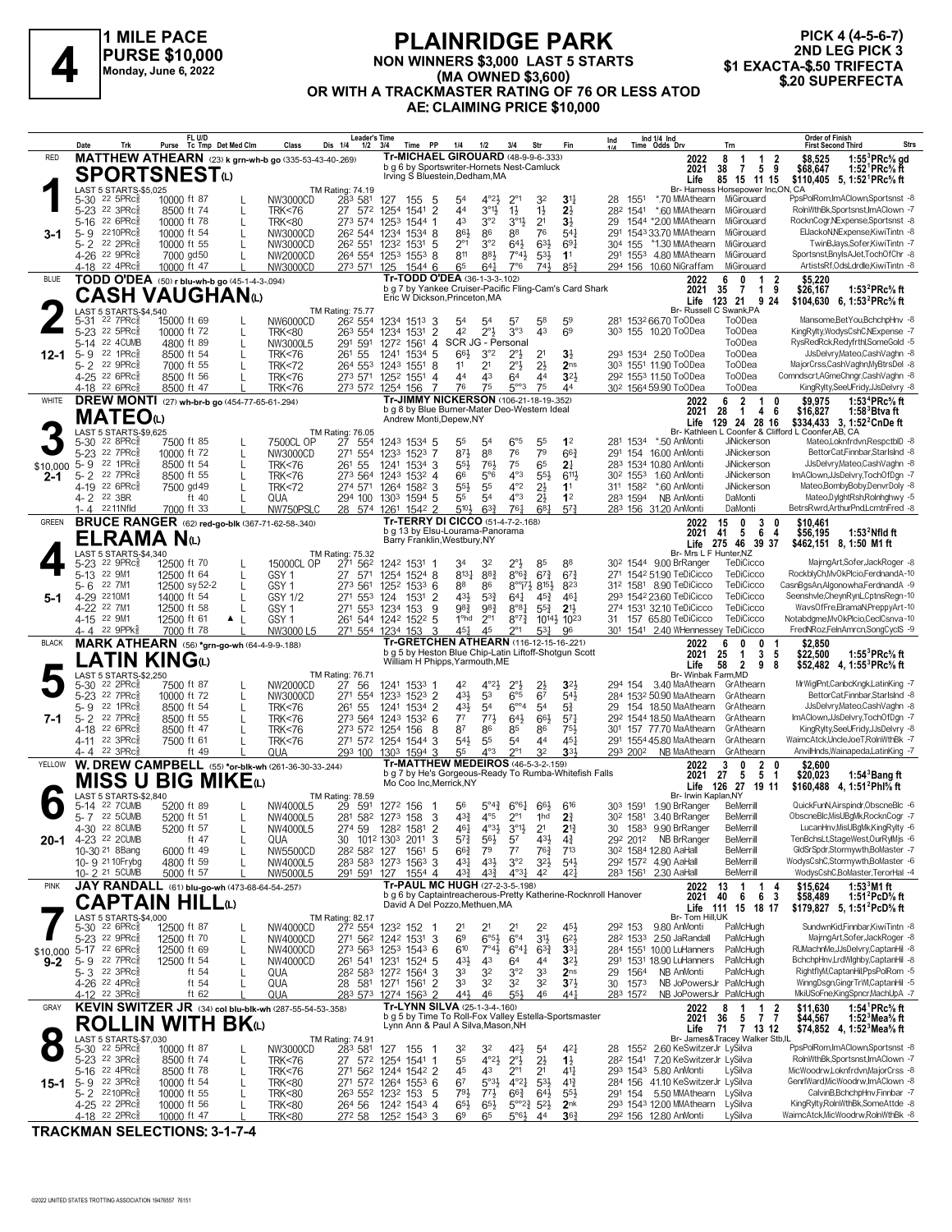# 4

**1 MILE PACE**
**PURSE $10,000**
**Monday, June 6, 2022**

# PLAINRIDGE PARK

**NON WINNERS $3,000 LAST 5 STARTS (MA OWNED $3,600) OR WITH A TRACKMASTER RATING OF 76 OR LESS ATOD**
**AE: CLAIMING PRICE $10,000**

**PICK 4 (4-5-6-7)**
**2ND LEG PICK 3**
**$1 EXACTA-$.50 TRIFECTA**
**$.20 SUPERFECTA**

---

## 1 — RED — 3-1
**MATTHEW ATHEARN** (23) k grn-wh-b go (335-53-43-40-.269)
**SPORTSNEST(L)**
b g 6 by Sportswriter-Hornets Nest-Camluck
Irving S Bluestein,Dedham,MA
Tr-MICHAEL GIROUARD (48-9-9-6-.333)
2022: 8 1 1 2 $8,525 1:55³PRc⅝ gd
2021: 38 7 5 9 $68,647 1:52¹PRc⅝ ft
Life: 85 15 11 15 $110,405 5, 1:52¹PRc⅝ ft
Br- Harness Horsepower Inc,ON, CA
LAST 5 STARTS-$5,025 | TM Rating: 74.19

| Date | Trk | Purse | Class | 1/4 | 1/2 | 3/4 | Time | PP | 1/4 | 1/2 | 3/4 | Str | Fin | Ind | Odds Drv | Trn | Order of Finish |
|---|---|---|---|---|---|---|---|---|---|---|---|---|---|---|---|---|---|
| 5-30 22 5PRc⅝ | | 10000 ft 87 L | NW3000CD | 28³ | 58¹ | 127 | 155 | 5 | 5⁴ | 4°2½ | 2°1 | 3² | 3¹¼ | 28 1551 | *.70 MMAthearn | MiGirouard | PpsPolRom,ImAClown,Sportsnst -8 |
| 5-23 22 3PRc⅝ | | 8500 ft 74 L | TRK<76 | 27 | 57² | 125⁴ | 154¹ | 2 | 4⁴ | 3°1½ | 1½ | 1½ | 2½ | 28² 1541 | *.60 MMAthearn | MiGirouard | RolnWthBk,Sportsnst,ImAClown -7 |
| 5-16 22 6PRc⅝ | | 10000 ft 78 L | TRK<80 | 27³ | 57⁴ | 125³ | 154⁴ | 1 | 4³ | 3°2 | 3°1½ | 2¹ | 3½ | 29 1544 | *2.00 MMAthearn | MiGirouard | RocknCogr,NExpense,Sportsnst -8 |
| 5-9 22 10PRc⅝ | | 10000 ft 54 L | NW3000CD | 26² | 54⁴ | 123⁴ | 153⁴ | 8 | 8⁶½ | 8⁶ | 8⁸ | 7⁶ | 5⁴¼ | 291 1543 | 33.70 MMAthearn | MiGirouard | ElJackoN,NExpense,KiwiTintn -8 |
| 5-2 22 2PRc⅝ | | 10000 ft 55 L | NW3000CD | 26² | 55¹ | 123² | 153¹ | 5 | 2°1 | 3°2 | 6⁴½ | 6³½ | 6⁹¼ | 30⁴ 155 | *1.30 MMAthearn | MiGirouard | TwinBJays,Sofer,KiwiTintn -7 |
| 4-26 22 9PRc⅝ | | 7000 gd50 L | NW2000CD | 26⁴ | 55⁴ | 125³ | 155³ | 8 | 8¹¹ | 8⁸½ | 7°⁴½ | 5³½ | 1¹ | 291 1553 | 4.80 MMAthearn | MiGirouard | Sportsnst,BnylsAJet,TochOfChr -8 |
| 4-18 22 4PRc⅝ | | 10000 ft 47 L | NW3000CD | 27³ | 57¹ | 125 | 154⁴ | 6 | 6⁵ | 6⁴½ | 7°6 | 7⁴½ | 8⁵¾ | 29⁴ 156 | 10.60 NiGraffam | MiGirouard | ArtistsRf,OdsLdrdle,KiwiTintn -8 |

## 2 — BLUE — 12-1
**TODD O'DEA** (50) r blu-wh-b go (45-1-4-3-.094)
**CASH VAUGHAN(L)**
b g 7 by Yankee Cruiser-Pacific Fling-Cam's Card Shark
Eric W Dickson,Princeton,MA
Tr-TODD O'DEA (36-1-3-3-.102)
2022: 6 0 1 2 $5,220
2021: 35 7 1 9 $26,167 1:53²PRc⅝ ft
Life: 123 21 9 24 $104,630 6, 1:53²PRc⅝ ft
Br- Russell C Swank,PA
LAST 5 STARTS-$4,540 | TM Rating: 75.77

| Date | Trk | Purse | Class | 1/4 | 1/2 | 3/4 | Time | PP | 1/4 | 1/2 | 3/4 | Str | Fin | Ind | Odds Drv | Trn | Order of Finish |
|---|---|---|---|---|---|---|---|---|---|---|---|---|---|---|---|---|---|
| 5-31 22 7PRc⅝ | | 15000 ft 69 L | NW6000CD | 26² | 55⁴ | 123⁴ | 151³ | 3 | 5⁴ | 5⁴ | 5⁷ | 5⁸ | 5⁹ | 281 1532 | 66.70 ToODea | ToODea | Mansome,BetYou,BchchpHnv -8 |
| 5-23 22 5PRc⅝ | | 10000 ft 72 L | TRK<80 | 26³ | 55⁴ | 123⁴ | 153¹ | 2 | 4² | 2°½ | 3°3 | 4³ | 6⁹ | 30³ 155 | 10.20 ToODea | ToODea | KingRylty,WodysCshC,NExpense -7 |
| 5-14 22 4CUMB | | 4800 ft 89 L | NW3000L5 | 29¹ | 59¹ | 127² | 156¹ | 4 | SCR JG - Personal | | | | | | | ToODea | RysRedRck,Redyfrthl,SomeGold -5 |
| 5-9 22 1PRc⅝ | | 8500 ft 54 L | TRK<76 | 26¹ | 55 | 124¹ | 153⁴ | 6 | 6⁶½ | 3°2 | 2°½ | 2¹ | 3½ | 29³ 1534 | 2.50 ToODea | ToODea | JJsDelvry,Mateo,CashVaghn -8 |
| 5-2 22 9PRc⅝ | | 7000 ft 55 L | TRK<72 | 26⁴ | 55³ | 124³ | 155¹ | 8 | 1¹ | 2¹ | 2°½ | 2½ | 2ns | 30³ 1551 | 11.90 ToODea | ToODea | MajorCrss,CashVaghn,MyBtrsDel -8 |
| 4-25 22 6PRc⅝ | | 8500 ft 56 L | TRK<76 | 27³ | 57¹ | 125² | 155¹ | 4 | 4⁴ | 4³ | 6⁴ | 4⁴ | 3²½ | 29² 1553 | 11.50 ToODea | ToODea | Comndscrt,AGmeChngr,CashVaghn -8 |
| 4-18 22 6PRc⅝ | | 8500 ft 47 L | TRK<76 | 27³ | 57² | 125⁴ | 156 | 7 | 7⁶ | 7⁵ | 5°°3 | 7⁵ | 4⁴ | 30² 1564 | 59.90 ToODea | ToODea | KingRylty,SeeUFridy,JJsDelvry -8 |

## 3 — WHITE — 2-1
**DREW MONTI** (27) wh-br-b go (454-77-65-61-.294)
**MATEO(L)**
b g 8 by Blue Burner-Mater Deo-Western Ideal
Andrew Monti,Depew,NY
Tr-JIMMY NICKERSON (106-21-18-19-.352)
2022: 6 2 1 0 $9,975 1:53⁴PRc⅝ ft
2021: 28 1 4 6 $16,827 1:58³Btva ft
Life: 129 24 28 16 $334,433 3, 1:52²CnDe ft
Br- Kathleen L Coonfer & Clifford L Coonfer,AB, CA
LAST 5 STARTS-$9,625 | TM Rating: 76.05

| Date | Trk | Purse | Class | 1/4 | 1/2 | 3/4 | Time | PP | 1/4 | 1/2 | 3/4 | Str | Fin | Ind | Odds Drv | Trn | Order of Finish |
|---|---|---|---|---|---|---|---|---|---|---|---|---|---|---|---|---|---|
| 5-30 22 8PRc⅝ | | 7500 ft 85 L | 7500CL OP | 27 | 55⁴ | 124³ | 153⁴ | 5 | 5⁵ | 5⁴ | 6°5 | 5⁵ | 1² | 281 1534 | *.50 AnMonti | JiNickerson | Mateo,Loknfrdvn,RespctblD -8 |
| 5-23 22 7PRc⅝ | | 10000 ft 72 L | NW3000CD | 27¹ | 55⁴ | 123³ | 152³ | 7 | 8⁷½ | 8⁸ | 7⁶ | 7⁹ | 6⁶¾ | 291 154 | 16.00 AnMonti | JiNickerson | BettorCat,Finnbar,StarIsInd -8 |
| $10,000 5-9 22 1PRc⅝ | | 8500 ft 54 L | TRK<76 | 26¹ | 55 | 124¹ | 153⁴ | 3 | 5⁵½ | 7⁶½ | 7⁵ | 6⁵ | 2¼ | 28³ 1534 | 10.80 AnMonti | JiNickerson | JJsDelvry,Mateo,CashVaghn -8 |
| 5-2 22 7PRc⅝ | | 8500 ft 55 L | TRK<76 | 27³ | 56⁴ | 124³ | 153² | 4 | 6⁶ | 5°6 | 4°3 | 5⁵½ | 6¹¹½ | 30² 1553 | 1.60 AnMonti | JiNickerson | ImAClown,JJsDelvry,TochOfDgn -7 |
| 4-19 22 6PRc⅝ | | 7500 gd49 L | TRK<72 | 27⁴ | 57¹ | 126⁴ | 158² | 3 | 5⁵½ | 5⁵ | 4°2 | 2½ | 1¹ | 311 1582 | *.60 AnMonti | JiNickerson | Mateo,BombyBoby,DenvrDoly -8 |
| 4-2 22 3BR | | ft 40 | QUA | 29⁴ | 100 | 130³ | 159⁴ | 5 | 5⁵ | 5⁴ | 4°3 | 2½ | 1² | 28³ 1594 | NB AnMonti | DaMonti | Mateo,DylghtRsh,Rolnhghwy -5 |
| 1-4 22 11Nfld | | 7000 ft 33 | NW750PSLC | 28 | 57⁴ | 126¹ | 154² | 2 | 5¹⁰½ | 6³¾ | 7⁶½ | 6⁸½ | 5⁷¾ | 28³ 156 | 31.20 AnMonti | DaMonti | BetrsRwrd,ArthurPnd,LcmtnFred -8 |

## 4 — GREEN — 5-1
**BRUCE RANGER** (62) red-go-blk (367-71-62-58-.340)
**ELRAMA N(L)**
b g 13 by Elsu-Lourama-Panorama
Barry Franklin,Westbury,NY
Tr-TERRY DI CICCO (51-4-7-2-.168)
2022: 15 0 3 0 $10,461
2021: 41 5 6 4 $56,195 1:53²Nfld ft
Life: 275 46 39 37 $462,151 8, 1:50 M1 ft
Br- Mrs L F Hunter,NZ
LAST 5 STARTS-$4,340 | TM Rating: 75.32

| Date | Trk | Purse | Class | 1/4 | 1/2 | 3/4 | Time | PP | 1/4 | 1/2 | 3/4 | Str | Fin | Ind | Odds Drv | Trn | Order of Finish |
|---|---|---|---|---|---|---|---|---|---|---|---|---|---|---|---|---|---|
| 5-23 22 9PRc⅝ | | 12500 ft 70 L | 15000CL OP | 27¹ | 56² | 124² | 153¹ | 1 | 3⁴ | 3² | 2°½ | 8⁵ | 8⁸ | 30² 1544 | 9.00 BrRanger | TeDiCicco | MajrngArt,Sofer,JackRoger -8 |
| 5-13 22 9M1 | | 12500 ft 64 L | GSY 1 | 27 | 57¹ | 125⁴ | 152⁴ | 8 | 8¹³¼ | 8⁸¾ | 8°⁶¾ | 6⁷¾ | 6⁷¾ | 271 1542 | 51.90 TeDiCicco | TeDiCicco | RocyblyCh,MvOkPlcio,FerdnandA-10 |
| 5-6 22 7M1 | | 12500 sy52-2 L | GSY 1 | 27³ | 56¹ | 125² | 153³ | 6 | 8⁸ | 8⁶ | 8°°7¾ | 8¹⁵½ | 8²³ | 31² 1581 | 8.90 TeDiCicco | TeDiCicco | CasnBgsAn,Algonowha,FerdnandA -9 |
| 4-29 22 10M1 | | 14000 ft 54 L | GSY 1/2 | 27¹ | 55³ | 124 | 153¹ | 2 | 4³½ | 5³¾ | 6⁴¼ | 4⁵¾ | 4⁶¼ | 29³ 1542 | 23.60 TeDiCicco | TeDiCicco | Seenshvle,CheynRynL,CptnsRegn-10 |
| 4-22 22 7M1 | | 12500 ft 58 L | GSY 1 | 27¹ | 55³ | 123⁴ | 153 | 9 | 9⁸¾ | 9⁸¾ | 8°⁸½ | 5⁵¾ | 2¹½ | 27⁴ 1531 | 32.10 TeDiCicco | TeDiCicco | WavsOfFre,ElramaN,PreppyArt-10 |
| 4-15 22 9M1 | | 12500 ft 61 ▲ L | GSY 1 | 26¹ | 54⁴ | 124² | 152² | 5 | 1°hd | 2°1 | 8°⁷¾ | 10¹⁴½ | 10²³ | 31 157 | 65.80 TeDiCicco | TeDiCicco | Notabdgme,MvOkPlcio,CeclCsnva-10 |
| 4-4 22 9PPk⅝ | | 7000 ft 78 | NW3000 L5 | 27¹ | 55⁴ | 123⁴ | 153 | 4 | 4⁵¼ | 4⁵ | 2°1 | 5³¼ | 9⁶ | 301 1541 | 2.40 WHennessey | TeDiCicco | FredNRoz,FelnAmrcn,SongCyclS -9 |

## 5 — BLACK — 7-1
**MARK ATHEARN** (56) *grn-go-wh (64-4-9-9-.188)
**LATIN KING(L)**
b g 5 by Heston Blue Chip-Latin Liftoff-Shotgun Scott
William H Phipps,Yarmouth,ME
Tr-GRETCHEN ATHEARN (116-12-15-16-.221)
2022: 6 0 0 1 $2,850
2021: 25 1 3 5 $22,500 1:55³PRc⅝ ft
Life: 58 2 9 8 $52,482 4, 1:55³PRc⅝ ft
Br- Winbak Farm,MD
LAST 5 STARTS-$2,250 | TM Rating: 76.71

| Date | Trk | Purse | Class | 1/4 | 1/2 | 3/4 | Time | PP | 1/4 | 1/2 | 3/4 | Str | Fin | Ind | Odds Drv | Trn | Order of Finish |
|---|---|---|---|---|---|---|---|---|---|---|---|---|---|---|---|---|---|
| 5-30 22 2PRc⅝ | | 7500 ft 87 L | NW2000CD | 27 | 56 | 124¹ | 153³ | 1 | 4² | 4°2½ | 2°½ | 2½ | 3²½ | 29⁴ 154 | 3.40 MaAthearn | GrAthearn | MrWiglPnt,CanbcKngk,LatinKing -7 |
| 5-23 22 7PRc⅝ | | 10000 ft 72 L | NW3000CD | 27¹ | 55⁴ | 123³ | 152³ | 3 | 4³½ | 5³ | 6°5 | 6⁷ | 5⁴½ | 28 1532 | 50.90 MaAthearn | GrAthearn | BettorCat,Finnbar,StarIsInd -8 |
| 5-9 22 1PRc⅝ | | 8500 ft 54 L | TRK<76 | 26¹ | 55 | 124¹ | 153⁴ | 2 | 4³½ | 5⁴ | 6°°4 | 5⁴ | 5¾ | 29 154 | 18.50 MaAthearn | GrAthearn | JJsDelvry,Mateo,CashVaghn -8 |
| 5-2 22 7PRc⅝ | | 8500 ft 55 L | TRK<76 | 27³ | 56⁴ | 124³ | 153² | 6 | 7⁷ | 7⁷½ | 6⁴½ | 6⁶½ | 5⁷¼ | 29² 1544 | 18.50 MaAthearn | GrAthearn | ImAClown,JJsDelvry,TochOfDgn -7 |
| 4-18 22 6PRc⅝ | | 8500 ft 47 L | TRK<76 | 27³ | 57² | 125⁴ | 156 | 8 | 8⁷ | 8⁶ | 8⁵ | 8⁶ | 7⁵½ | 301 157 | 77.70 MaAthearn | GrAthearn | KingRylty,SeeUFridy,JJsDelvry -8 |
| 4-11 22 3PRc⅝ | | 7500 ft 61 L | TRK<76 | 27¹ | 57² | 125⁴ | 154⁴ | 3 | 5⁴½ | 5⁵ | 5⁴ | 4⁴ | 4⁵¼ | 291 1554 | 45.80 MaAthearn | GrAthearn | WaimcAtck,UncleJoeT,RolnWthBk -7 |
| 4-4 22 3PRc⅝ | | ft 49 | QUA | 29³ | 100 | 130³ | 159⁴ | 3 | 5⁵ | 4°3 | 2°1 | 3² | 3³½ | 29³ 2002 | NB MaAthearn | GrAthearn | AnvilHnds,Wainapeda,LatinKing -7 |

## 6 — YELLOW — 20-1
**W. DREW CAMPBELL** (55) *or-blk-wh (261-36-30-33-.244)
**MISS U BIG MIKE(L)**
b g 7 by He's Gorgeous-Ready To Rumba-Whitefish Falls
Mo Coo Inc,Merrick,NY
Tr-MATTHEW MEDEIROS (46-5-3-2-.159)
2022: 3 0 2 0 $2,600
2021: 27 5 5 1 $20,023 1:54³Bang ft
Life: 126 27 19 11 $160,488 4, 1:51²Phl⅝ ft
Br- Irwin Kaplan,NY
LAST 5 STARTS-$2,840 | TM Rating: 78.59

| Date | Trk | Purse | Class | 1/4 | 1/2 | 3/4 | Time | PP | 1/4 | 1/2 | 3/4 | Str | Fin | Ind | Odds Drv | Trn | Order of Finish |
|---|---|---|---|---|---|---|---|---|---|---|---|---|---|---|---|---|---|
| 5-14 22 7CUMB | | 5200 ft 89 L | NW4000L5 | 29 | 59¹ | 127² | 156 | 1 | 5⁶ | 5°4¾ | 6°6¼ | 6⁶½ | 6¹⁶ | 30³ 1591 | 1.90 BrRanger | BeMerrill | QuickFunN,Airspindr,ObscneBlc -6 |
| 5-7 22 5CUMB | | 5200 ft 51 L | NW4000L5 | 28¹ | 58² | 127³ | 158 | 3 | 4³¾ | 4°5 | 2°1 | 1hd | 2¾ | 30² 1581 | 3.40 BrRanger | BeMerrill | ObscneBlc,MisUBgMk,RocknCogr -7 |
| 4-30 22 8CUMB | | 5200 ft 57 L | NW4000L5 | 27⁴ | 59 | 128² | 158¹ | 2 | 4⁶½ | 4°3½ | 3°1½ | 2¹ | 2¹¾ | 30 1583 | 9.90 BrRanger | BeMerrill | LucanHnv,MisUBgMk,KingRylty -6 |
| 4-23 22 2CUMB | | ft 47 L | QUA | 30 | 101² | 130³ | 201¹ | 3 | 5⁷¾ | 5⁶½ | 5⁷ | 4³½ | 4¾ | 29² 2012 | NB BrRanger | BeMerrill | TenBchsLt,StageWest,OurRylMjs -6 |
| 10-30 21 8Bang | | 6000 ft 49 L | NW5500CD | 28² | 58² | 127 | 156¹ | 5 | 6⁶¾ | 7⁹ | 7⁷ | 7⁶¾ | 7¹³ | 30² 1584 | 12.80 AaHall | BeMerrill | GldSrSpdr,Stormywth,BoMaster -7 |
| 10-9 21 10Frybg | | 4800 ft 59 L | NW4000L5 | 28³ | 58³ | 127³ | 156³ | 3 | 4³½ | 4³½ | 3°2 | 3²½ | 5⁴½ | 29² 1572 | 4.90 AaHall | BeMerrill | WodysCshC,Stormywth,BoMaster -6 |
| 10-2 21 5CUMB | | 5000 ft 57 L | NW5000L5 | 29¹ | 59¹ | 127 | 155⁴ | 4 | 4³¾ | 4³¾ | 4°3¼ | 4² | 4²¼ | 28³ 1561 | 2.30 AaHall | BeMerrill | WodysCshC,BoMaster,TerorHal -4 |

## 7 — PINK — 9-2
**JAY RANDALL** (61) blu-go-wh (473-68-64-54-.257)
**CAPTAIN HILL(L)**
b g 6 by Captaintreacherous-Pretty Katherine-Rocknroll Hanover
David A Del Pozzo,Methuen,MA
Tr-PAUL MC HUGH (27-2-3-5-.198)
2022: 13 1 1 4 $15,624 1:53³M1 ft
2021: 40 6 6 3 $58,489 1:51²PcD⅝ ft
Life: 111 15 18 17 $179,827 5, 1:51²PcD⅝ ft
Br- Tom Hill,UK
LAST 5 STARTS-$4,000 | TM Rating: 82.17

| Date | Trk | Purse | Class | 1/4 | 1/2 | 3/4 | Time | PP | 1/4 | 1/2 | 3/4 | Str | Fin | Ind | Odds Drv | Trn | Order of Finish |
|---|---|---|---|---|---|---|---|---|---|---|---|---|---|---|---|---|---|
| 5-30 22 6PRc⅝ | | 12500 ft 87 L | NW4000CD | 27² | 55⁴ | 123² | 152 | 1 | 2¹ | 2¹ | 2¹ | 2² | 4⁵½ | 29² 153 | 9.80 AnMonti | PaMcHugh | SundwnKid,Finnbar,KiwiTintn -8 |
| 5-23 22 9PRc⅝ | | 12500 ft 70 L | NW4000CD | 27¹ | 56² | 124² | 153¹ | 3 | 6⁹ | 6°5½ | 6°4 | 3¹½ | 6²½ | 28² 1533 | 2.50 JaRandall | PaMcHugh | MajrngArt,Sofer,JackRoger -8 |
| $10,000 5-17 22 6PRc⅝ | | 12500 ft 69 L | NW4000CD | 27³ | 56³ | 125³ | 154³ | 6 | 6¹⁰ | 7°4½ | 6°4¼ | 6³¾ | 3³¼ | 28⁴ 1551 | 10.00 LuHanners | PaMcHugh | RUMachnMe,JJsDelvry,CaptanHil -8 |
| 5-9 22 7PRc⅝ | | 12500 ft 54 L | NW4000CD | 26¹ | 54¹ | 123¹ | 152⁴ | 5 | 4³½ | 4³ | 6⁴ | 4⁴ | 3²½ | 291 1531 | 18.90 LuHanners | PaMcHugh | BchchpHnv,LrdWlghby,CaptanHil -8 |
| 5-3 22 3PRc⅝ | | ft 54 L | QUA | 28² | 58³ | 127² | 156⁴ | 3 | 3³ | 3² | 3°2 | 3³ | 2ns | 29 1564 | NB AnMonti | PaMcHugh | RightflyM,CaptanHil,PpsPolRom -5 |
| 4-26 22 4PRc⅝ | | ft 54 L | QUA | 28 | 58¹ | 127¹ | 156¹ | 2 | 3³ | 3² | 3² | 3² | 3⁷½ | 30 1573 | NB JoPowersJr | PaMcHugh | WinngDsgn,GingrTrW,CaptanHil -5 |
| 4-12 22 3PRc⅝ | | ft 62 L | QUA | 28³ | 57³ | 127⁴ | 156³ | 2 | 4⁴½ | 4⁶ | 5⁵½ | 4⁶ | 4⁴¼ | 28³ 1572 | NB JoPowersJr | PaMcHugh | MkiUSoFne,KingSpncr,MachUpA -7 |

## 8 — GRAY — 15-1
**KEVIN SWITZER JR** (34) col blu-blk-wh (287-55-54-53-.358)
**ROLLIN WITH BK(L)**
b g 5 by Time To Roll-Fox Valley Estella-Sportsmaster
Lynn Ann & Paul A Silva,Mason,NH
Tr-LYNN SILVA (25-1-3-4-.160)
2022: 8 1 1 2 $11,630 1:54¹PRc⅝ ft
2021: 36 5 7 7 $44,567 1:52³Mea⅝ ft
Life: 71 7 13 12 $74,852 4, 1:52³Mea⅝ ft
Br- James&Tracey Walker Stb,IL
LAST 5 STARTS-$7,030 | TM Rating: 74.91

| Date | Trk | Purse | Class | 1/4 | 1/2 | 3/4 | Time | PP | 1/4 | 1/2 | 3/4 | Str | Fin | Ind | Odds Drv | Trn | Order of Finish |
|---|---|---|---|---|---|---|---|---|---|---|---|---|---|---|---|---|---|
| 5-30 22 5PRc⅝ | | 10000 ft 87 L | NW3000CD | 28³ | 58¹ | 127 | 155 | 1 | 3² | 3² | 4²½ | 5⁴ | 4²¼ | 28 1552 | 2.60 KeSwitzerJr | LySilva | PpsPolRom,ImAClown,Sportsnst -8 |
| 5-23 22 3PRc⅝ | | 8500 ft 74 L | TRK<76 | 27 | 57² | 125⁴ | 154¹ | 6 | 5⁵ | 4°2½ | 2°½ | 2½ | 1½ | 28² 1541 | 7.20 KeSwitzerJr | LySilva | RolnWthBk,Sportsnst,ImAClown -7 |
| 5-16 22 4PRc⅝ | | 8500 ft 78 L | TRK<76 | 27¹ | 56² | 124⁴ | 154² | 2 | 4⁵ | 4³ | 2°1 | 2¹ | 4¹½ | 29³ 1543 | 5.80 AnMonti | LySilva | MicWoodrw,Loknfrdvn,MajorCrss -8 |
| 5-9 22 3PRc⅝ | | 10000 ft 54 L | TRK<80 | 27¹ | 57² | 126⁴ | 155³ | 6 | 6⁷ | 5°3½ | 4°2½ | 5³½ | 4¹¾ | 28⁴ 156 | 41.10 KeSwitzerJr | LySilva | GenrlWard,MicWoodrw,ImAClown -8 |
| 5-2 22 10PRc⅝ | | 10000 ft 55 L | TRK<80 | 26³ | 55² | 123² | 153 | 5 | 7⁹½ | 7⁷½ | 6⁶¾ | 6⁴½ | 5⁵½ | 291 154 | 5.50 MMAthearn | LySilva | CalvinB,BchchpHnv,Finnbar -7 |
| 4-25 22 2PRc⅝ | | 10000 ft 56 L | TRK<80 | 26⁴ | 56 | 124² | 154³ | 4 | 6⁵½ | 6⁵½ | 5°°2½ | 5²½ | 2nk | 29³ 1543 | 12.00 MMAthearn | LySilva | KingRylty,RolnWthBk,SomeAttde -8 |
| 4-18 22 2PRc⅝ | | 10000 ft 47 L | TRK<80 | 27² | 58 | 125² | 154³ | 3 | 6⁹ | 6⁵ | 5°6½ | 4⁴ | 3⁶¾ | 29² 156 | 12.80 AnMonti | LySilva | WaimcAtck,MicWoodrw,RolnWthBk -8 |

**TRACKMAN SELECTIONS: 3-1-7-4**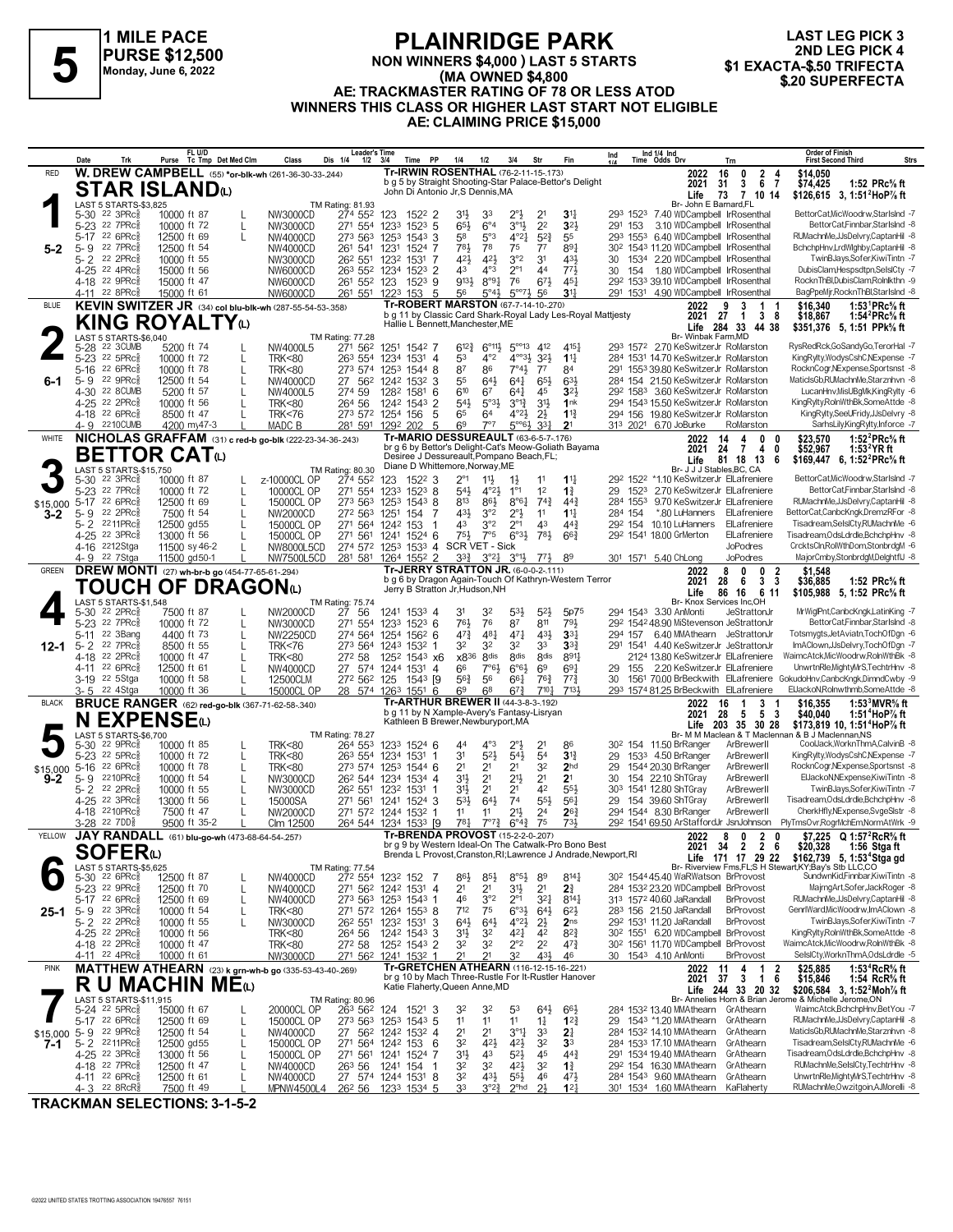# 5

**1 MILE PACE**
**PURSE $12,500**
**Monday, June 6, 2022**

## PLAINRIDGE PARK

**NON WINNERS $4,000 ) LAST 5 STARTS (MA OWNED $4,800**
**AE: TRACKMASTER RATING OF 78 OR LESS ATOD**
**WINNERS THIS CLASS OR HIGHER LAST START NOT ELIGIBLE**
**AE: CLAIMING PRICE $15,000**

**LAST LEG PICK 3**
**2ND LEG PICK 4**
**$1 EXACTA-$.50 TRIFECTA**
**$.20 SUPERFECTA**

---

### 1 — RED — STAR ISLAND(L) — 5-2

**W. DREW CAMPBELL** (55) *or-blk-wh (261-36-30-33-.244)
Tr-IRWIN ROSENTHAL (76-2-11-15-.173)
b g 5 by Straight Shooting-Star Palace-Bettor's Delight
John Di Antonio Jr,S Dennis,MA
Br- John E Barnard,FL
LAST 5 STARTS-$3,825 — TM Rating: 81.93

| Year | Sts | W | P | S | Earnings | Mark |
|---|---|---|---|---|---|---|
| 2022 | 16 | 0 | 2 | 4 | $14,050 | |
| 2021 | 31 | 3 | 6 | 7 | $74,425 | 1:52 PRc⅝ ft |
| Life | 73 | 7 | 10 | 14 | $126,615 | 3, 1:51²HoP⅞ ft |

| Date | Trk | Purse | Class | Leader's Time | PP | 1/4 | 1/2 | 3/4 | Str | Fin | Ind Time | Odds | Drv | Trn | Order of Finish |
|---|---|---|---|---|---|---|---|---|---|---|---|---|---|---|---|
| 5-30 22 3PRc⅝ | ft 87 | 10000 | NW3000CD | 27⁴ 55² 123 152² | 2 | 3½ | 3³ | 2°½ | 2¹ | 3¹¾ | 29³ 152³ | 7.40 | WDCampbell | IrRosenthal | BettorCat,MicWoodrw,StarIslnd -7 |
| 5-23 22 7PRc⅝ | ft 72 | 10000 | NW3000CD | 27¹ 55⁴ 123³ 152³ | 5 | 6⁵½ | 6°⁴ | 3°¹½ | 2² | 3²½ | 29¹ 153 | 3.10 | WDCampbell | IrRosenthal | BettorCat,Finnbar,StarIslnd -8 |
| 5-17 22 6PRc⅝ | ft 69 | 12500 | NW4000CD | 27³ 56³ 125³ 154³ | 3 | 5⁸ | 5°³ | 4°²½ | 5²¾ | 5⁵ | 29³ 155³ | 6.40 | WDCampbell | IrRosenthal | RUMachnMe,JJsDelvry,CaptanHil -8 |
| 5-9 22 7PRc⅝ | ft 54 | 12500 | NW4000CD | 26¹ 54¹ 123¹ 152⁴ | 7 | 7⁸½ | 7⁸ | 7⁵ | 7⁷ | 8⁹¼ | 30² 154³ | 11.20 | WDCampbell | IrRosenthal | BchchpHnv,LrdWlghby,CaptanHil -8 |
| 5-2 22 2PRc⅝ | ft 55 | 10000 | NW3000CD | 26² 55¹ 123² 153¹ | 7 | 4²½ | 4²½ | 3°² | 3¹ | 4³½ | 30 153⁴ | 2.20 | WDCampbell | IrRosenthal | TwinBJays,Sofer,KiwiTintn -7 |
| 4-25 22 4PRc⅝ | ft 56 | 15000 | NW6000CD | 26³ 55² 123⁴ 152³ | 2 | 4³ | 4°³ | 2°¹ | 4⁴ | 7⁷½ | 30 154 | 1.80 | WDCampbell | IrRosenthal | DubisClam,Hespsdtpn,SelslCty -7 |
| 4-18 22 9PRc⅝ | ft 47 | 15000 | NW6000CD | 26¹ 55² 123 152³ | 9 | 9¹³½ | 8°⁹¼ | 7⁶ | 6⁷½ | 4⁵¼ | 29² 153³ | 39.10 | WDCampbell | IrRosenthal | RocknThBl,DubisClam,Rolnlkthn -9 |
| 4-11 22 8PRc⅝ | ft 61 | 15000 | NW6000CD | 26¹ 55¹ 122³ 153 | 5 | 5⁶ | 5°⁴½ | 5°°7½ | 5⁶ | 3¹½ | 29¹ 153¹ | 4.90 | WDCampbell | IrRosenthal | BagPpeMjr,RocknThBl,StarIslnd -8 |

### 2 — BLUE — KING ROYALTY(L) — 6-1

**KEVIN SWITZER JR** (34) col blu-blk-wh (287-55-54-53-.358)
Tr-ROBERT MARSTON (67-7-14-10-.270)
b g 11 by Classic Card Shark-Royal Lady Les-Royal Mattjesty
Hallie L Bennett,Manchester,ME
Br- Winbak Farm,MD
LAST 5 STARTS-$6,040 — TM Rating: 77.28

| Year | Sts | W | P | S | Earnings | Mark |
|---|---|---|---|---|---|---|
| 2022 | 9 | 3 | 1 | 1 | $16,340 | 1:53¹PRc⅝ ft |
| 2021 | 27 | 1 | 3 | 8 | $18,867 | 1:54²PRc⅝ ft |
| Life | 284 | 33 | 44 | 38 | $351,376 | 5, 1:51 PPk⅝ ft |

| Date | Trk | Purse | Class | Leader's Time | PP | 1/4 | 1/2 | 3/4 | Str | Fin | Ind Time | Odds | Drv | Trn | Order of Finish |
|---|---|---|---|---|---|---|---|---|---|---|---|---|---|---|---|
| 5-28 22 3CUMB | ft 74 | 5200 | NW4000L5 | 27¹ 56² 125¹ 154² | 7 | 6¹²¾ | 6°¹¹½ | 5°°¹³ | 4¹² | 4¹⁵¾ | 29³ 157² | 2.70 | KeSwitzerJr | RoMarston | RysRedRck,GoSandyGo,TerorHal -7 |
| 5-23 22 5PRc⅝ | ft 72 | 10000 | TRK<80 | 26³ 55⁴ 123⁴ 153¹ | 4 | 5³ | 4°² | 4°°³½ | 3²½ | 1¹¾ | 28⁴ 153¹ | 14.70 | KeSwitzerJr | RoMarston | KingRylty,WodysCshC,NExpense -7 |
| 5-16 22 6PRc⅝ | ft 78 | 10000 | TRK<80 | 27³ 57⁴ 125³ 154⁴ | 8 | 8⁷ | 8⁶ | 7°⁴½ | 7⁷ | 8⁴ | 29¹ 155³ | 39.80 | KeSwitzerJr | RoMarston | RocknCogr,NExpense,Sportsnst -8 |
| 5-9 22 9PRc⅝ | ft 54 | 12500 | NW4000CD | 27 56² 124² 153² | 3 | 5⁵ | 6⁴½ | 6⁴¼ | 6⁵½ | 6³½ | 28⁴ 154 | 21.50 | KeSwitzerJr | RoMarston | MaticlsGb,RUMachnMe,Starznhvn -8 |
| 4-30 22 8CUMB | ft 57 | 5200 | NW4000L5 | 27⁴ 59 128² 158¹ | 6 | 6¹⁰ | 6⁷ | 6⁴¼ | 4⁵ | 3²½ | 29² 158³ | 3.60 | KeSwitzerJr | RoMarston | LucanHnv,MisUBgMk,KingRylty -6 |
| 4-25 22 2PRc⅝ | ft 56 | 10000 | TRK<80 | 26⁴ 56 124² 154³ | 2 | 5⁴½ | 5°³½ | 3°¹¾ | 3¹½ | 1ⁿᵏ | 29⁴ 154³ | 15.50 | KeSwitzerJr | RoMarston | KingRylty,RolnWthBk,SomeAttde -8 |
| 4-18 22 6PRc⅝ | ft 47 | 8500 | TRK<76 | 27³ 57² 125⁴ 156 | 5 | 6⁵ | 6⁴ | 4°²½ | 2½ | 1¹¾ | 29⁴ 156 | 19.80 | KeSwitzerJr | RoMarston | KingRylty,SeeUFridy,JJsDelvry -8 |
| 4-9 2210CUMB | ft 47-3 | 4200 my | MADC B | 28¹ 59¹ 129² 202 | 5 | 6⁹ | 7°⁷ | 5°°6½ | 3³½ | 2¹ | 31³ 202¹ | 6.70 | JoBurke | RoMarston | SarhsLily,KingRylty,Inforce -7 |

### 3 — WHITE — BETTOR CAT(L) — 3-2 — $15,000

**NICHOLAS GRAFFAM** (31) c red-b go-blk (222-23-34-36-.243)
Tr-MARIO DESSUREAULT (63-6-5-7-.176)
br g 6 by Bettor's Delight-Cat's Meow-Goliath Bayama
Desiree J Dessureault,Pompano Beach,FL;
Diane D Whittemore,Norway,ME
Br- J J J Stables,BC, CA
LAST 5 STARTS-$15,750 — TM Rating: 80.30

| Year | Sts | W | P | S | Earnings | Mark |
|---|---|---|---|---|---|---|
| 2022 | 14 | 4 | 0 | 0 | $23,570 | 1:52²PRc⅝ ft |
| 2021 | 24 | 7 | 4 | 0 | $52,967 | 1:53³YR ft |
| Life | 81 | 18 | 13 | 6 | $169,447 | 6, 1:52²PRc⅝ ft |

| Date | Trk | Purse | Class | Leader's Time | PP | 1/4 | 1/2 | 3/4 | Str | Fin | Ind Time | Odds | Drv | Trn | Order of Finish |
|---|---|---|---|---|---|---|---|---|---|---|---|---|---|---|---|
| 5-30 22 3PRc⅝ | ft 87 | 10000 | z-10000CL OP | 27⁴ 55² 123 152² | 3 | 2°¹ | 1¹½ | 1½ | 1¹ | 1¹¾ | 29² 152² | *1.10 | KeSwitzerJr | ElLafreniere | BettorCat,MicWoodrw,StarIslnd -7 |
| 5-23 22 7PRc⅝ | ft 72 | 10000 | 10000CL OP | 27¹ 55⁴ 123³ 152³ | 8 | 5⁴½ | 4°²½ | 1°¹ | 1² | 1¾ | 29 152³ | 2.70 | KeSwitzerJr | ElLafreniere | BettorCat,Finnbar,StarIslnd -8 |
| 5-17 22 6PRc⅝ | ft 69 | 12500 | 15000CL OP | 27³ 56³ 125³ 154³ | 8 | 8¹³ | 8⁶½ | 8°⁶¾ | 7⁴¾ | 4⁴¾ | 28⁴ 155³ | 9.70 | KeSwitzerJr | ElLafreniere | RUMachnMe,JJsDelvry,CaptanHil -8 |
| 5-9 22 2PRc⅝ | ft 54 | 7500 | NW2000CD | 27² 56³ 125¹ 154 | 7 | 4³½ | 3°² | 2°½ | 1¹ | 1¹¼ | 28⁴ 154 | *.80 | LuHanners | ElLafreniere | BettorCat,CanbcKngk,DremzRFor -8 |
| 5-2 2211PRc⅝ | gd55 | 12500 | 15000CL OP | 27¹ 56⁴ 124² 153 | 1 | 4³ | 3°² | 2°¹ | 4³ | 4⁴¾ | 29² 154 | 10.10 | LuHanners | ElLafreniere | Tisadream,SelslCty,RUMachnMe -6 |
| 4-25 22 3PRc⅝ | ft 56 | 13000 | 15000CL OP | 27¹ 56¹ 124¹ 152⁴ | 6 | 7⁵½ | 7°⁵ | 6°³½ | 7⁸½ | 6⁶¾ | 29² 154¹ | 18.00 | GrMerton | ElLafreniere | Tisadream,OdsLdrdle,BchchpHnv -8 |
| 4-16 2212Stga | sy46-2 | 11500 | NW8000L5CD | 27⁴ 57² 125³ 153³ | 4 | SCR VET - Sick | | | | | | | | JoPodres | CrcktsCln,RolWthDom,StonbrdgM -6 |
| 4-9 22 7Stga | gd50-1 | 11500 | NW7500L5CD | 28¹ 58¹ 126⁴ 155² | 2 | 3³¾ | 3°²¼ | 3°¹½ | 7⁷½ | 8⁹ | 30¹ 157¹ | 5.40 | ChLong | JoPodres | MajorCmby,StonbrdgM,DelghtflJ -8 |

### 4 — GREEN — TOUCH OF DRAGON(L) — 12-1

**DREW MONTI** (27) wh-br-b go (454-77-65-61-.294)
Tr-JERRY STRATTON JR. (6-0-0-2-.111)
b g 6 by Dragon Again-Touch Of Kathryn-Western Terror
Jerry B Stratton Jr,Hudson,NH
Br- Knox Services Inc,OH
LAST 5 STARTS-$1,548 — TM Rating: 75.74

| Year | Sts | W | P | S | Earnings | Mark |
|---|---|---|---|---|---|---|
| 2022 | 8 | 0 | 0 | 2 | $1,548 | |
| 2021 | 28 | 6 | 3 | 3 | $36,885 | 1:52 PRc⅝ ft |
| Life | 86 | 16 | 6 | 11 | $105,988 | 5, 1:52 PRc⅝ ft |

| Date | Trk | Purse | Class | Leader's Time | PP | 1/4 | 1/2 | 3/4 | Str | Fin | Ind Time | Odds | Drv | Trn | Order of Finish |
|---|---|---|---|---|---|---|---|---|---|---|---|---|---|---|---|
| 5-30 22 2PRc⅝ | ft 87 | 7500 | NW2000CD | 27 56 124¹ 153³ | 4 | 3¹ | 3² | 5³½ | 5²½ | 5p7⁵ | 29⁴ 154³ | 3.30 | AnMonti | JeStrattonJr | MrWiglPnt,CanbcKngk,LatinKing -7 |
| 5-23 22 7PRc⅝ | ft 72 | 10000 | NW3000CD | 27¹ 55⁴ 123³ 152³ | 6 | 7⁶½ | 7⁶ | 8⁷ | 8¹¹ | 7⁹½ | 29² 154² | 48.90 | MiStevenson | JeStrattonJr | BettorCat,Finnbar,StarIslnd -8 |
| 5-11 22 3Bang | ft 76 | 4400 | NW2250CD | 27⁴ 56⁴ 125⁴ 156² | 6 | 4⁷¾ | 4⁸½ | 4⁷½ | 4³½ | 3³¼ | 29⁴ 157 | 6.40 | MMAthearn | JeStrattonJr | Totsmygts,JetAviatn,TochOfDgn -6 |
| 5-2 22 7PRc⅝ | ft 55 | 8500 | TRK<76 | 27³ 56⁴ 124³ 152³ | 1 | 3² | 3² | 3² | 3³ | 3³¾ | 29¹ 154¹ | 4.40 | KeSwitzerJr | JeStrattonJr | ImAClown,JJsDelvry,TochOfDgn -7 |
| 4-18 22 2PRc⅝ | ft 47 | 10000 | TRK<80 | 27² 58 125² 154³ | x6 | x8³⁶ | 8dis | 8dis | 8dis | 8⁹¹¾ | 212⁴ | 13.80 | KeSwitzerJr | ElLafreniere | WaimcAtck,MicWoodrw,RolnWthBk -8 |
| 4-11 22 6PRc⅝ | ft 61 | 12500 | NW4000CD | 27 57⁴ 124⁴ 153¹ | 4 | 6⁶ | 7°⁶½ | 6°⁶½ | 6⁹ | 6⁹¼ | 29 155 | 2.20 | KeSwitzerJr | ElLafreniere | UnwrtnRle,MightyMrS,TechtrHnv -8 |
| 3-19 22 5Stga | ft 58 | 10000 | 12500CLM | 27² 56² 125 154³ | [9 | 5⁶¾ | 5⁶ | 6⁶¾ | 7⁶¾ | 7⁷¾ | 30 156¹ | 70.00 | BrBeckwith | ElLafreniere | GokudoHnv,CanbcKngk,DimndCwby -9 |
| 3-5 22 4Stga | ft 36 | 10000 | 15000CL OP | 28 57⁴ 126³ 155¹ | 6 | 6⁹ | 6⁸ | 6⁷¾ | 7¹⁰½ | 7¹³¼ | 29³ 157⁴ | 81.25 | BrBeckwith | ElLafreniere | ElJackoN,Rolnwthmb,SomeAttde -8 |

### 5 — BLACK — N EXPENSE(L) — 9-2 — $15,000

**BRUCE RANGER** (62) red-go-blk (367-71-62-58-.340)
Tr-ARTHUR BREWER II (44-3-8-3-.192)
b g 11 by N Xample-Avery's Fantasy-Lisryan
Kathleen B Brewer,Newburyport,MA
Br- M M Maclean & B J Maclennan,NS
LAST 5 STARTS-$6,700 — TM Rating: 78.27

| Year | Sts | W | P | S | Earnings | Mark |
|---|---|---|---|---|---|---|
| 2022 | 16 | 1 | 3 | 1 | $16,355 | 1:53³MVR⅝ ft |
| 2021 | 28 | 5 | 5 | 3 | $40,040 | 1:51⁴HoP⅞ ft |
| Life | 203 | 35 | 30 | 28 | $173,819 | 10, 1:51⁴HoP⅞ ft |

| Date | Trk | Purse | Class | Leader's Time | PP | 1/4 | 1/2 | 3/4 | Str | Fin | Ind Time | Odds | Drv | Trn | Order of Finish |
|---|---|---|---|---|---|---|---|---|---|---|---|---|---|---|---|
| 5-30 22 9PRc⅝ | ft 85 | 10000 | TRK<80 | 26⁴ 55³ 123³ 152⁴ | 6 | 4⁴ | 4°³ | 2°½ | 2¹ | 8⁶ | 30² 154 | 11.50 | BrRanger | ArBrewerII | CoolJack,WorknThmA,CalvinB -8 |
| 5-23 22 5PRc⅝ | ft 72 | 10000 | TRK<80 | 26³ 55⁴ 123⁴ 153¹ | 1 | 3¹ | 5²½ | 5⁴½ | 5⁴ | 3¹¾ | 29 153³ | 4.50 | BrRanger | ArBrewerII | KingRylty,WodysCshC,NExpense -7 |
| 5-16 22 6PRc⅝ | ft 78 | 10000 | TRK<80 | 27³ 57⁴ 125³ 154⁴ | 6 | 2¹ | 2¹ | 2¹ | 3² | 2ʰᵈ | 29 154⁴ | 20.30 | BrRanger | ArBrewerII | RocknCogr,NExpense,Sportsnst -8 |
| 5-9 2210PRc⅝ | ft 54 | 10000 | NW3000CD | 26² 54⁴ 123⁴ 153⁴ | 4 | 3¹½ | 2¹ | 2¹½ | 2¹ | 2¹ | 30 154 | 22.10 | ShTGray | ArBrewerII | ElJackoN,NExpense,KiwiTintn -8 |
| 5-2 22 2PRc⅝ | ft 55 | 10000 | NW3000CD | 26² 55¹ 123² 153¹ | 1 | 3¹½ | 2¹ | 2¹ | 4² | 5⁵½ | 30³ 154¹ | 12.80 | ShTGray | ArBrewerII | TwinBJays,Sofer,KiwiTintn -7 |
| 4-25 22 3PRc⅝ | ft 56 | 13000 | 15000SA | 27¹ 56¹ 124¹ 152⁴ | 3 | 5³½ | 6⁴½ | 7⁴ | 5⁵½ | 5⁶¼ | 29 154 | 39.60 | ShTGray | ArBrewerII | Tisadream,OdsLdrdle,BchchpHnv -8 |
| 4-18 2210PRc⅝ | ft 47 | 7500 | NW2000CD | 27¹ 57² 124⁴ 153² | 1 | 1¹ | 1¹ | 2¹½ | 2⁴ | 2⁶¾ | 29⁴ 154⁴ | 8.30 | BrRanger | ArBrewerII | CherkHfly,NExpense,SvgeSlstr -8 |
| 3-28 22 7DD⅝ | ft 35-2 | 9500 | Clm 12500 | 26⁴ 54⁴ 123⁴ 153³ | [9 | 7⁸½ | 7°⁷¾ | 6°⁴¾ | 7⁵ | 7³½ | 29² 154¹ | 69.50 | ArStaffordJr | JsnJohnson | PlyTmsOvr,RogrMchEm,NormAtWrk -9 |

### 6 — YELLOW — SOFER(L) — 25-1

**JAY RANDALL** (61) blu-go-wh (473-68-64-54-.257)
Tr-BRENDA PROVOST (15-2-2-0-.207)
br g 9 by Western Ideal-On The Catwalk-Pro Bono Best
Brenda L Provost,Cranston,RI;Lawrence J Andrade,Newport,RI
Br- Riverview Fms,FL;S H Stewart,KY;Bay's Stb LLC,CO
LAST 5 STARTS-$5,625 — TM Rating: 77.54

| Year | Sts | W | P | S | Earnings | Mark |
|---|---|---|---|---|---|---|
| 2022 | 8 | 0 | 2 | 0 | $7,225 | Q 1:57²RcR⅝ ft |
| 2021 | 34 | 2 | 2 | 6 | $20,328 | 1:56 Stga ft |
| Life | 171 | 17 | 29 | 22 | $162,739 | 5, 1:53⁴Stga gd |

| Date | Trk | Purse | Class | Leader's Time | PP | 1/4 | 1/2 | 3/4 | Str | Fin | Ind Time | Odds | Drv | Trn | Order of Finish |
|---|---|---|---|---|---|---|---|---|---|---|---|---|---|---|---|
| 5-30 22 6PRc⅝ | ft 87 | 12500 | NW4000CD | 27² 55⁴ 123² 152 | 7 | 8⁶½ | 8⁵½ | 8°⁵½ | 8⁹ | 8¹⁴¼ | 30² 154⁴ | 45.40 | WaRWatson | BrProvost | SundwnKid,Finnbar,KiwiTintn -8 |
| 5-23 22 9PRc⅝ | ft 70 | 12500 | NW4000CD | 27¹ 56² 124² 153¹ | 4 | 2¹ | 2¹ | 3¹½ | 2¹ | 2¾ | 28⁴ 153² | 23.20 | WDCampbell | BrProvost | MajrngArt,Sofer,JackRoger -8 |
| 5-17 22 6PRc⅝ | ft 69 | 12500 | NW4000CD | 27³ 56³ 125³ 154³ | 1 | 4⁶ | 3°² | 2°¹ | 3²¼ | 8¹⁴¼ | 31³ 157² | 40.60 | JaRandall | BrProvost | RUMachnMe,JJsDelvry,CaptanHil -8 |
| 5-9 22 3PRc⅝ | ft 54 | 10000 | TRK<80 | 27¹ 57² 126⁴ 155³ | 8 | 7¹² | 7⁵ | 6°³½ | 6⁴½ | 6²½ | 28³ 156 | 21.50 | JaRandall | BrProvost | GenrlWard,MicWoodrw,ImAClown -8 |
| 5-2 22 2PRc⅝ | ft 55 | 10000 | NW3000CD | 26² 55¹ 123² 153¹ | 3 | 6⁴½ | 6⁴½ | 4°²½ | 2½ | 2ⁿˢ | 29² 153¹ | 11.20 | JaRandall | BrProvost | TwinBJays,Sofer,KiwiTintn -7 |
| 4-25 22 2PRc⅝ | ft 56 | 10000 | TRK<80 | 26⁴ 56 124² 154³ | 3 | 3¹½ | 3² | 4²¼ | 4² | 8²¾ | 30² 155¹ | 6.20 | WDCampbell | BrProvost | KingRylty,RolnWthBk,SomeAttde -8 |
| 4-18 22 2PRc⅝ | ft 47 | 10000 | TRK<80 | 27² 58 125² 154³ | 2 | 3² | 3² | 2² | 2² | 4⁷¾ | 30² 156¹ | 11.70 | WDCampbell | BrProvost | WaimcAtck,MicWoodrw,RolnWthBk -8 |
| 4-11 22 4PRc⅝ | ft 61 | 10000 | NW3000CD | 27¹ 56² 124¹ 153² | 1 | 2¹ | 2¹ | 3² | 4³½ | 4⁶ | 30 154³ | 4.10 | AnMonti | BrProvost | SelslCty,WorknThmA,OdsLdrdle -5 |

### 7 — PINK — R U MACHIN ME(L) — 7-1 — $15,000

**MATTHEW ATHEARN** (23) k grn-wh-b go (335-53-43-40-.269)
Tr-GRETCHEN ATHEARN (116-12-15-16-.221)
br g 10 by Mach Three-Rustle For It-Rustler Hanover
Katie Flaherty,Queen Anne,MD
Br- Annelies Horn & Brian Jerome & Michelle Jerome,ON
LAST 5 STARTS-$11,915 — TM Rating: 80.96

| Year | Sts | W | P | S | Earnings | Mark |
|---|---|---|---|---|---|---|
| 2022 | 11 | 4 | 1 | 2 | $25,885 | 1:53⁴RcR⅝ ft |
| 2021 | 37 | 3 | 1 | 6 | $15,846 | 1:54 RcR⅝ ft |
| Life | 244 | 33 | 20 | 32 | $206,584 | 3, 1:52²Moh⅞ ft |

| Date | Trk | Purse | Class | Leader's Time | PP | 1/4 | 1/2 | 3/4 | Str | Fin | Ind Time | Odds | Drv | Trn | Order of Finish |
|---|---|---|---|---|---|---|---|---|---|---|---|---|---|---|---|
| 5-24 22 5PRc⅝ | ft 87 | 15000 | 20000CL OP | 26³ 56² 124 152¹ | 3 | 3² | 3² | 5³ | 6⁴½ | 6⁶½ | 28⁴ 153² | 13.40 | MMAthearn | GrAthearn | WaimcAtck,BchchpHnv,BetYou -7 |
| 5-17 22 6PRc⅝ | ft 69 | 12500 | 15000CL OP | 27³ 56³ 125³ 154³ | 5 | 1¹ | 1¹ | 1¹ | 1½ | 1²¾ | 29 154³ | *1.20 | MMAthearn | GrAthearn | RUMachnMe,JJsDelvry,CaptanHil -8 |
| 5-9 22 9PRc⅝ | ft 54 | 12500 | NW4000CD | 27 56² 124² 153² | 4 | 2¹ | 2¹ | 3°¹½ | 3³ | 2¾ | 28⁴ 153² | 14.10 | MMAthearn | GrAthearn | MaticlsGb,RUMachnMe,Starznhvn -8 |
| 5-2 2211PRc⅝ | gd55 | 12500 | 15000CL OP | 27¹ 56⁴ 124² 153 | 6 | 3² | 4²½ | 4²½ | 3² | 3³ | 28⁴ 153³ | 17.10 | MMAthearn | GrAthearn | Tisadream,SelslCty,RUMachnMe -6 |
| 4-25 22 3PRc⅝ | ft 56 | 13000 | 15000CL OP | 27¹ 56¹ 124¹ 152⁴ | 7 | 3¹½ | 4³ | 5²½ | 4⁵ | 4⁴¾ | 29¹ 153⁴ | 19.40 | MMAthearn | GrAthearn | Tisadream,OdsLdrdle,BchchpHnv -8 |
| 4-18 22 7PRc⅝ | ft 47 | 12500 | NW4000CD | 26³ 56 124¹ 154 | 1 | 3² | 3² | 4²½ | 3² | 1¾ | 29² 154 | 16.30 | MMAthearn | GrAthearn | RUMachnMe,SelslCty,TechtrHnv -8 |
| 4-11 22 6PRc⅝ | ft 61 | 12500 | NW4000CD | 27 57⁴ 124⁴ 153¹ | 8 | 3² | 4³½ | 5⁵½ | 4⁶ | 4⁷½ | 28⁴ 154³ | 9.60 | MMAthearn | GrAthearn | UnwrtnRle,MightyMrS,TechtrHnv -8 |
| 4-3 22 8RcR⅝ | ft 49 | 7500 | MPNW4500L4 | 26² 56 123³ 153⁴ | 5 | 3³ | 3°²¾ | 2ʰᵈ | 2½ | 1²½ | 30¹ 153⁴ | 1.60 | MMAthearn | KaFlaherty | RUMachnMe,Owzitgoin,AJMorelli -8 |

**TRACKMAN SELECTIONS: 3-1-5-2**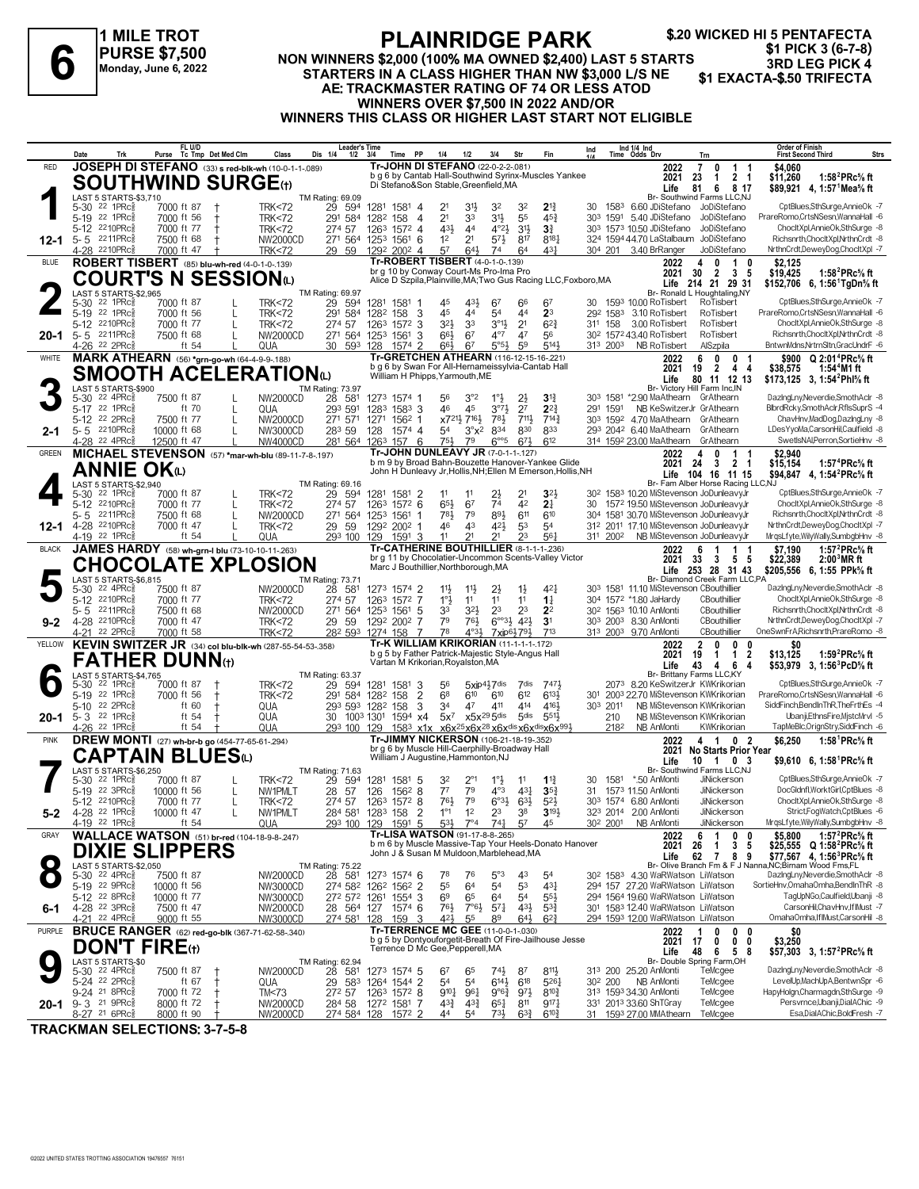# 6 — 1 MILE TROT — PURSE $7,500 — Monday, June 6, 2022

## PLAINRIDGE PARK

**NON WINNERS $2,000 (100% MA OWNED $2,400) LAST 5 STARTS**
**STARTERS IN A CLASS HIGHER THAN NW $3,000 L/S NE**
**AE: TRACKMASTER RATING OF 74 OR LESS ATOD**
**WINNERS OVER $7,500 IN 2022 AND/OR**
**WINNERS THIS CLASS OR HIGHER LAST START NOT ELIGIBLE**

$.20 WICKED HI 5 PENTAFECTA — $1 PICK 3 (6-7-8) — 3RD LEG PICK 4 — $1 EXACTA-$.50 TRIFECTA

---

### 1 — RED — SOUTHWIND SURGE(t) — 12-1

JOSEPH DI STEFANO (33) s red-blk-wh (10-0-1-1-.089)
Tr-JOHN DI STEFANO (22-0-2-2-.081)
b g 6 by Cantab Hall-Southwind Syrinx-Muscles Yankee
Di Stefano&Son Stable,Greenfield,MA
Br- Southwind Farms LLC,NJ
2022: 7 0 1 1 $4,060 | 2021: 23 1 2 1 $11,260 1:58²PRc⅝ ft | Life: 81 6 8 17 $89,921 4, 1:57¹Mea⅝ ft
LAST 5 STARTS-$3,710 — TM Rating: 69.09

| Date | Trk | Purse | Cond | Class | Leader's Time | PP | 1/4 | 1/2 | 3/4 | Str | Fin | Ind Time | Odds Drv | Trn | Order of Finish |
|---|---|---|---|---|---|---|---|---|---|---|---|---|---|---|---|
| 5-30 22 1PRc⅝ | | 7000 | ft 87 † | TRK<72 | 29 59⁴ 128¹ 158¹ | 4 | 2¹ | 3¹½ | 3² | 3² | 2¹¾ | 30 158³ 6.60 JDiStefano | JoDiStefano | CptBlues,SthSurge,AnnieOk -7 |
| 5-19 22 1PRc⅝ | | 7000 | ft 56 † | TRK<72 | 29¹ 58⁴ 128² 158 | 4 | 2¹ | 3³ | 3¹½ | 5⁵ | 4⁵¾ | 30³ 159¹ 5.40 JDiStefano | JoDiStefano | PrareRomo,CrtsNSesn,WannaHall -6 |
| 5-12 22 10PRc⅝ | | 7000 | ft 77 † | TRK<72 | 27⁴ 57 126³ 157² | 4 | 4³½ | 4⁴ | 4°²½ | 3¹½ | 3¾ | 30³ 157³ 10.50 JDiStefano | JoDiStefano | ChocltXpl,AnnieOk,SthSurge -8 |
| 5-5 22 11PRc⅝ | | 7500 | ft 68 † | NW2000CD | 27¹ 56⁴ 125³ 156¹ | 6 | 1² | 2¹ | 5⁷½ | 8¹⁷ | 8¹⁸¼ | 32⁴ 159⁴ 44.70 LaStalbaum | JoDiStefano | Richsnrth,ChocltXpl,NrthnCrdt -8 |
| 4-28 22 10PRc⅝ | | 7000 | ft 47 † | TRK<72 | 29 59 129² 200² | 4 | 5⁷ | 6⁴½ | 7⁴ | 6⁴ | 4³¼ | 30⁴ 201 3.40 BrRanger | JoDiStefano | NrthnCrdt,DeweyDog,ChocltXpl -7 |

### 2 — BLUE — COURT'S N SESSION(L) — 20-1

ROBERT TISBERT (85) blu-wh-red (4-0-1-0-.139)
Tr-ROBERT TISBERT (4-0-1-0-.139)
br g 10 by Conway Court-Ms Pro-Ima Pro
Alice D Szpila,Plainville,MA;Two Gus Racing LLC,Foxboro,MA
Br- Ronald L Houghtaling,NY
2022: 4 0 1 0 $2,125 | 2021: 30 2 3 5 $19,425 1:58²PRc⅝ ft | Life: 214 21 29 31 $152,706 6, 1:56¹TgDn⅝ ft
LAST 5 STARTS-$2,965 — TM Rating: 69.97

| Date | Trk | Purse | Cond | Class | Leader's Time | PP | 1/4 | 1/2 | 3/4 | Str | Fin | Ind Time | Odds Drv | Trn | Order of Finish |
|---|---|---|---|---|---|---|---|---|---|---|---|---|---|---|---|
| 5-30 22 1PRc⅝ | | 7000 | ft 87 L | TRK<72 | 29 59⁴ 128¹ 158¹ | 1 | 4⁵ | 4³½ | 6⁷ | 6⁶ | 6⁷ | 30 159³ 10.00 RoTisbert | RoTisbert | CptBlues,SthSurge,AnnieOk -7 |
| 5-19 22 1PRc⅝ | | 7000 | ft 56 L | TRK<72 | 29¹ 58⁴ 128² 158 | 3 | 4⁵ | 4⁴ | 5⁴ | 4⁴ | 2³ | 29² 158³ 3.10 RoTisbert | RoTisbert | PrareRomo,CrtsNSesn,WannaHall -6 |
| 5-12 22 10PRc⅝ | | 7000 | ft 77 L | TRK<72 | 27⁴ 57 126³ 157² | 3 | 3²½ | 3³ | 3°¹½ | 2¹ | 6²¾ | 31¹ 158 3.00 RoTisbert | RoTisbert | ChocltXpl,AnnieOk,SthSurge -8 |
| 5-5 22 11PRc⅝ | | 7500 | ft 68 L | NW2000CD | 27¹ 56⁴ 125³ 156¹ | 3 | 6⁶½ | 6⁷ | 4°⁷ | 4⁷ | 5⁶ | 30² 157² 43.40 RoTisbert | RoTisbert | Richsnrth,ChocltXpl,NrthnCrdt -8 |
| 4-26 22 2PRc⅝ | | | ft 54 L | QUA | 30 59³ 128 157⁴ | 2 | 6⁶½ | 6⁷ | 5°⁵½ | 5⁹ | 5¹⁴½ | 31³ 200³ NB RoTisbert | AlSzpila | BntwnMdns,NrtrnSltn,GracUndrF -6 |

### 3 — WHITE — SMOOTH ACELERATION(L) — 2-1

MARK ATHEARN (56) *grn-go-wh (64-4-9-9-.188)
Tr-GRETCHEN ATHEARN (116-12-15-16-.221)
b g 6 by Swan For All-Hernameissylvia-Cantab Hall
William H Phipps,Yarmouth,ME
Br- Victory Hill Farm Inc,IN
2022: 6 0 0 1 $900 Q 2:01⁴PRc⅝ ft | 2021: 19 2 4 4 $38,575 1:54⁴M1 ft | Life: 80 11 12 13 $173,125 3, 1:54²Phl⅝ ft
LAST 5 STARTS-$900 — TM Rating: 73.97

| Date | Trk | Purse | Cond | Class | Leader's Time | PP | 1/4 | 1/2 | 3/4 | Str | Fin | Ind Time | Odds Drv | Trn | Order of Finish |
|---|---|---|---|---|---|---|---|---|---|---|---|---|---|---|---|
| 5-30 22 4PRc⅝ | | 7500 | ft 87 L | NW2000CD | 28 58¹ 127³ 157⁴ | 1 | 5⁶ | 3°² | 1°½ | 2½ | 3¹¾ | 30³ 158¹ *2.90 MaAthearn | GrAthearn | DazlngLny,Neverdie,SmothAclr -8 |
| 5-17 22 1PRc⅝ | | | ft 70 L | QUA | 29³ 59¹ 128³ 158³ | 3 | 4⁶ | 4⁵ | 3°⁷½ | 2⁷ | 2²¾ | 29¹ 159¹ NB KeSwitzerJr | GrAthearn | BlbrdRcky,SmothAclr,RflsSuprS -4 |
| 5-12 22 2PRc⅝ | | 7500 | ft 77 L | NW2000CD | 27¹ 57¹ 127¹ 156² | 1 | x7²¹½ | 7¹⁶½ | 7⁸½ | 7¹¹½ | 7¹⁴¾ | 30³ 159² 4.70 MaAthearn | GrAthearn | ChavHnv,MadDog,DazlngLny -8 |
| 5-5 22 10PRc⅝ | | 10000 | ft 68 L | NW3000CD | 28³ 59 128 157⁴ | 4 | 5⁴ | 3°x² | 8³⁴ | 8³⁰ | 8³³ | 29³ 204² 6.40 MaAthearn | GrAthearn | LDesYyoMa,CarsonHil,Caulfield -8 |
| 4-28 22 4PRc⅝ | | 12500 | ft 47 L | NW4000CD | 28¹ 56⁴ 126³ 157 | 6 | 7⁵½ | 7⁹ | 6°°⁵ | 6⁷½ | 6¹² | 31⁴ 159² 23.00 MaAthearn | GrAthearn | SwetlsNAl,Perron,SortieHnv -8 |

### 4 — GREEN — ANNIE OK(L) — 12-1

MICHAEL STEVENSON (57) *mar-wh-blu (89-11-7-8-.197)
Tr-JOHN DUNLEAVY JR (7-0-1-1-.127)
b m 9 by Broad Bahn-Bouzette Hanover-Yankee Glide
John H Dunleavy Jr,Hollis,NH;Ellen M Emerson,Hollis,NH
Br- Fam Alber Horse Racing LLC,NJ
2022: 4 0 1 1 $2,940 | 2021: 24 3 2 1 $15,154 1:57⁴PRc⅝ ft | Life: 104 16 11 15 $94,847 4, 1:54²PRc⅝ ft
LAST 5 STARTS-$2,940 — TM Rating: 69.16

| Date | Trk | Purse | Cond | Class | Leader's Time | PP | 1/4 | 1/2 | 3/4 | Str | Fin | Ind Time | Odds Drv | Trn | Order of Finish |
|---|---|---|---|---|---|---|---|---|---|---|---|---|---|---|---|
| 5-30 22 1PRc⅝ | | 7000 | ft 87 L | TRK<72 | 29 59⁴ 128¹ 158¹ | 2 | 1¹ | 1¹ | 2½ | 2¹ | 3²½ | 30² 158³ 10.30 MiStevenson | JoDunleavyJr | CptBlues,SthSurge,AnnieOk -7 |
| 5-12 22 10PRc⅝ | | 7000 | ft 77 L | TRK<72 | 27⁴ 57 126³ 157² | 6 | 6⁵½ | 6⁷ | 7⁴ | 4² | 2¾ | 30 157² 19.50 MiStevenson | JoDunleavyJr | ChocltXpl,AnnieOk,SthSurge -8 |
| 5-5 22 11PRc⅝ | | 7500 | ft 68 L | NW2000CD | 27¹ 56⁴ 125³ 156¹ | 1 | 7⁸½ | 7⁹ | 8⁹½ | 6¹¹ | 6¹⁰ | 30⁴ 158¹ 30.70 MiStevenson | JoDunleavyJr | Richsnrth,ChocltXpl,NrthnCrdt -8 |
| 4-28 22 10PRc⅝ | | 7000 | ft 47 L | TRK<72 | 29 59 129² 200² | 1 | 4⁶ | 4³ | 4²½ | 5³ | 5⁴ | 31² 201¹ 17.10 MiStevenson | JoDunleavyJr | NrthnCrdt,DeweyDog,ChocltXpl -7 |
| 4-19 22 1PRc⅝ | | | ft 54 L | QUA | 29³ 100 129 159¹ | 3 | 1¹ | 2¹ | 2¹ | 2³ | 5⁶¼ | 31¹ 200² NB MiStevenson | JoDunleavyJr | MrqsLfyte,WilyWally,SumbgbHnv -8 |

### 5 — BLACK — CHOCOLATE XPLOSION — 9-2

JAMES HARDY (58) wh-grn-l blu (73-10-10-11-.263)
Tr-CATHERINE BOUTHILLIER (8-1-1-1-.236)
br g 11 by Chocolatier-Uncommon Scents-Valley Victor
Marc J Bouthillier,Northborough,MA
Br- Diamond Creek Farm LLC,PA
2022: 6 1 1 1 $7,190 1:57²PRc⅝ ft | 2021: 33 3 5 5 $22,389 2:00³MR ft | Life: 253 28 31 43 $205,556 6, 1:55 PPk⅝ ft
LAST 5 STARTS-$6,815 — TM Rating: 73.71

| Date | Trk | Purse | Cond | Class | Leader's Time | PP | 1/4 | 1/2 | 3/4 | Str | Fin | Ind Time | Odds Drv | Trn | Order of Finish |
|---|---|---|---|---|---|---|---|---|---|---|---|---|---|---|---|
| 5-30 22 4PRc⅝ | | 7500 | ft 87 | NW2000CD | 28 58¹ 127³ 157⁴ | 2 | 1¹½ | 1¹½ | 2½ | 1½ | 4²¼ | 30³ 158¹ 11.10 MiStevenson | CBouthillier | DazlngLny,Neverdie,SmothAclr -8 |
| 5-12 22 10PRc⅝ | | 7000 | ft 77 | TRK<72 | 27⁴ 57 126³ 157² | 7 | 1°½ | 1¹ | 1¹ | 1¹ | 1¾ | 30⁴ 157² *1.80 JaHardy | CBouthillier | ChocltXpl,AnnieOk,SthSurge -8 |
| 5-5 22 11PRc⅝ | | 7500 | ft 68 | NW2000CD | 27¹ 56⁴ 125³ 156¹ | 5 | 3³ | 3²½ | 2³ | 2³ | 2² | 30² 156³ 10.10 AnMonti | CBouthillier | Richsnrth,ChocltXpl,NrthnCrdt -8 |
| 4-28 22 10PRc⅝ | | 7000 | ft 47 | TRK<72 | 29 59 129² 200² | 7 | 7⁹ | 7⁶½ | 6°°³¼ | 4²½ | 3¹ | 30³ 200³ 8.30 AnMonti | CBouthillier | NrthnCrdt,DeweyDog,ChocltXpl -7 |
| 4-21 22 2PRc⅝ | | 7000 | ft 58 | TRK<72 | 28² 59³ 127⁴ 158 | 7 | 7⁸ | 4°³½ | 7xip⁶½ | 7⁹½ | 7¹³ | 31³ 200³ 9.70 AnMonti | CBouthillier | OneSwnFrA,Richsnrth,PrareRomo -8 |

### 6 — YELLOW — FATHER DUNN(t) — 20-1

KEVIN SWITZER JR (34) col blu-blk-wh (287-55-54-53-.358)
Tr-K WILLIAM KRIKORIAN (11-1-1-1-.172)
b g 5 by Father Patrick-Majestic Style-Angus Hall
Vartan M Krikorian,Royalston,MA
Br- Brittany Farms LLC,KY
2022: 2 0 0 0 $0 | 2021: 19 1 1 2 $13,125 1:59²PRc⅝ ft | Life: 43 4 6 4 $53,979 3, 1:56³PcD⅝ ft
LAST 5 STARTS-$4,765 — TM Rating: 63.37

| Date | Trk | Purse | Cond | Class | Leader's Time | PP | 1/4 | 1/2 | 3/4 | Str | Fin | Ind Time | Odds Drv | Trn | Order of Finish |
|---|---|---|---|---|---|---|---|---|---|---|---|---|---|---|---|
| 5-30 22 1PRc⅝ | | 7000 | ft 87 † | TRK<72 | 29 59⁴ 128¹ 158¹ | 3 | 5⁶ | 5xip⁴½7dis | 7dis | 7dis | 7⁴⁷½ | 207³ 8.20 KeSwitzerJr | KWKrikorian | CptBlues,SthSurge,AnnieOk -7 |
| 5-19 22 1PRc⅝ | | 7000 | ft 56 † | TRK<72 | 29¹ 58⁴ 128² 158 | 2 | 6⁸ | 6¹⁰ | 6¹⁰ | 6¹² | 6¹³¾ | 30¹ 200³ 22.70 MiStevenson | KWKrikorian | PrareRomo,CrtsNSesn,WannaHall -6 |
| 5-10 22 2PRc⅝ | | | ft 60 † | QUA | 29³ 59³ 128² 158 | 3 | 3⁴ | 4⁷ | 4¹¹ | 4¹⁴ | 4¹⁶½ | 30³ 201¹ NB MiStevenson | KWKrikorian | SiddFinch,BendInThR,TheFrthEs -4 |
| 5-3 22 1PRc⅝ | | | ft 54 † | QUA | 30 100³ 130¹ 159⁴ | x4 | 5x⁷ | x5x²⁹ | 5dis | 5dis | 5⁵¹½ | 210 NB MiStevenson | KWKrikorian | Ubanji,EthnsFire,MjstcMrvl -5 |
| 4-26 22 1PRc⅝ | | | ft 54 † | QUA | 29³ 100 129 158³ | x1x | x6x²⁵ | x6x²⁸ | x6xdis | x6xdis | x6x⁹⁹½ | 218² NB AnMonti | KWKrikorian | TapMeBlc,OrignStry,SiddFinch -6 |

### 7 — PINK — CAPTAIN BLUES(L) — 5-2

DREW MONTI (27) wh-br-b go (454-77-65-61-.294)
Tr-JIMMY NICKERSON (106-21-18-19-.352)
br g 6 by Muscle Hill-Caerphilly-Broadway Hall
William J Augustine,Hammonton,NJ
Br- Southwind Farms LLC,NJ
2022: 4 1 0 2 $6,250 1:58¹PRc⅝ ft | 2021: No Starts Prior Year | Life: 10 1 0 3 $9,610 6, 1:58¹PRc⅝ ft
LAST 5 STARTS-$6,250 — TM Rating: 71.63

| Date | Trk | Purse | Cond | Class | Leader's Time | PP | 1/4 | 1/2 | 3/4 | Str | Fin | Ind Time | Odds Drv | Trn | Order of Finish |
|---|---|---|---|---|---|---|---|---|---|---|---|---|---|---|---|
| 5-30 22 1PRc⅝ | | 7000 | ft 87 L | TRK<72 | 29 59⁴ 128¹ 158¹ | 5 | 3² | 2°¹ | 1°½ | 1¹ | 1¹¾ | 30 158¹ *.50 AnMonti | JiNickerson | CptBlues,SthSurge,AnnieOk -7 |
| 5-19 22 3PRc⅝ | | 10000 | ft 56 L | NW1PMLT | 28 57 126 156² | 8 | 7⁷ | 7⁹ | 4°³ | 4³½ | 3⁵¾ | 31 157³ 11.50 AnMonti | JiNickerson | DocGldnfl,WorktGirl,CptBlues -8 |
| 5-12 22 10PRc⅝ | | 7000 | ft 77 L | TRK<72 | 27⁴ 57 126³ 157² | 8 | 7⁶½ | 7⁹ | 6°³½ | 6³¾ | 5²½ | 30⁴ 157⁴ 6.80 AnMonti | JiNickerson | ChocltXpl,AnnieOk,SthSurge -8 |
| 4-28 22 1PRc⅝ | | 10000 | ft 47 L | NW1PMLT | 28⁴ 58¹ 128³ 158 | 2 | 1°¹ | 1² | 2³ | 3⁸ | 3¹⁹½ | 32³ 201⁴ 2.00 AnMonti | JiNickerson | Strict,FogWatch,CptBlues -6 |
| 4-19 22 1PRc⅝ | | | ft 54 | QUA | 29³ 100 129 159¹ | 5 | 5³½ | 7°⁴ | 7⁴¼ | 5⁷ | 4⁵ | 30² 200¹ NB AnMonti | JiNickerson | MrqsLfyte,WilyWally,SumbgbHnv -8 |

### 8 — GRAY — DIXIE SLIPPERS — 6-1

WALLACE WATSON (51) br-red (104-18-9-8-.247)
Tr-LISA WATSON (91-17-8-8-.265)
b m 6 by Muscle Massive-Tap Your Heels-Donato Hanover
John J & Susan M Muldoon,Marblehead,MA
Br- Olive Branch Fm & F J Nanna,NC;Birnam Wood Fms,FL
2022: 6 1 0 0 $5,800 1:57²PRc⅝ ft | 2021: 26 1 3 5 $25,555 Q 1:58²PRc⅝ ft | Life: 62 7 8 9 $77,567 4, 1:56³PRc⅝ ft
LAST 5 STARTS-$2,050 — TM Rating: 75.22

| Date | Trk | Purse | Cond | Class | Leader's Time | PP | 1/4 | 1/2 | 3/4 | Str | Fin | Ind Time | Odds Drv | Trn | Order of Finish |
|---|---|---|---|---|---|---|---|---|---|---|---|---|---|---|---|
| 5-30 22 4PRc⅝ | | 7500 | ft 87 | NW2000CD | 28 58¹ 127³ 157⁴ | 6 | 7⁸ | 7⁶ | 5°³ | 4³ | 5⁴ | 30² 158³ 4.30 WaRWatson | LiWatson | DazlngLny,Neverdie,SmothAclr -8 |
| 5-19 22 9PRc⅝ | | 10000 | ft 56 | NW3000CD | 27⁴ 58² 126² 156² | 2 | 5⁵ | 6⁴ | 5⁴ | 5³ | 4³¼ | 29⁴ 157 27.20 WaRWatson | LiWatson | SortieHnv,OmahaOmha,BendInThR -8 |
| 5-12 22 8PRc⅝ | | 10000 | ft 77 | NW3000CD | 27² 57² 126¹ 155⁴ | 3 | 6⁹ | 6⁵ | 6⁴ | 5⁴ | 5⁵½ | 29⁴ 156⁴ 19.60 WaRWatson | LiWatson | TagUpNGo,Caulfield,Ubanji -8 |
| 4-28 22 3PRc⅝ | | 7500 | ft 47 | NW2000CD | 28 56⁴ 127 157⁴ | 6 | 7⁶½ | 7°⁶½ | 5⁷¼ | 4³½ | 5³¾ | 30¹ 158³ 12.40 WaRWatson | LiWatson | CarsonHil,ChavHnv,IfIMust -7 |
| 4-21 22 4PRc⅝ | | 9000 | ft 55 | NW3000CD | 27⁴ 58¹ 128 159 | 3 | 4²½ | 5⁵ | 8⁹ | 6⁴½ | 6²¾ | 29⁴ 159³ 12.00 WaRWatson | LiWatson | OmahaOmha,IfIMust,CarsonHil -8 |

### 9 — PURPLE — DON'T FIRE(t) — 20-1

BRUCE RANGER (62) red-go-blk (367-71-62-58-.340)
Tr-TERRENCE MC GEE (11-0-0-1-.030)
b g 5 by Dontyouforgetit-Breath Of Fire-Jailhouse Jesse
Terrence D Mc Gee,Pepperell,MA
Br- Double Spring Farm,OH
2022: 1 0 0 0 $0 | 2021: 17 0 0 0 $3,250 | Life: 48 6 5 8 $57,303 3, 1:57²PRc⅝ ft
LAST 5 STARTS-$0 — TM Rating: 62.94

| Date | Trk | Purse | Cond | Class | Leader's Time | PP | 1/4 | 1/2 | 3/4 | Str | Fin | Ind Time | Odds Drv | Trn | Order of Finish |
|---|---|---|---|---|---|---|---|---|---|---|---|---|---|---|---|
| 5-30 22 4PRc⅝ | | 7500 | ft 87 † | NW2000CD | 28 58¹ 127³ 157⁴ | 5 | 6⁷ | 6⁵ | 7⁴½ | 8⁷ | 8¹¹½ | 31³ 200 25.20 AnMonti | TeMcgee | DazlngLny,Neverdie,SmothAclr -8 |
| 5-24 22 2PRc⅝ | | | ft 67 † | QUA | 29 58³ 126⁴ 154⁴ | 2 | 5⁴ | 5⁴ | 6¹⁴½ | 6¹⁸ | 5²⁶½ | 30² 200 NB AnMonti | TeMcgee | LevelUp,MachUpA,BentwnSpr -6 |
| 9-24 21 8PRc⅝ | | 7000 | ft 72 † | TM<73 | 27² 57 126³ 157² | 8 | 9¹⁰½ | 9⁶½ | 9°⁶¾ | 9⁷½ | 8¹⁰¾ | 31³ 159³ 34.30 AnMonti | TeMcgee | HapyHolgn,Charmagdn,SthSurge -9 |
| 9-3 21 9PRc⅝ | | 8000 | ft 72 † | NW2000CD | 28⁴ 58 127² 158¹ | 7 | 4³¾ | 4³¾ | 6⁵¼ | 8¹¹ | 9¹⁷¼ | 33¹ 201³ 33.60 ShTGray | TeMcgee | Persvrnce,Ubanji,DialAChic -9 |
| 8-27 21 6PRc⅝ | | 8000 | ft 90 † | NW2000CD | 27⁴ 58⁴ 128 157² | 2 | 4⁴ | 5⁴ | 7³½ | 6³¾ | 6¹⁰¾ | 31 159³ 27.00 MMAthearn | TeMcgee | Esa,DialAChic,BoldFresh -7 |

**TRACKMAN SELECTIONS: 3-7-5-8**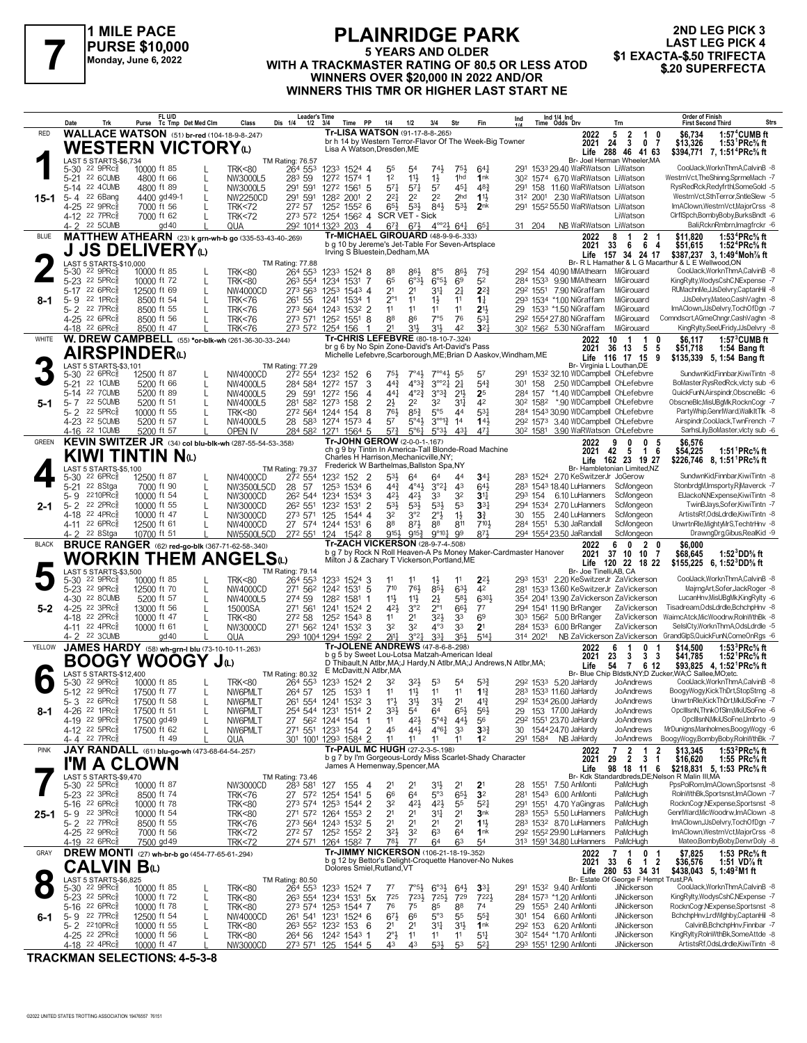# 7 — 1 MILE PACE — PURSE $10,000 — Monday, June 6, 2022

## PLAINRIDGE PARK

**5 YEARS AND OLDER WITH A TRACKMASTER RATING OF 80.5 OR LESS ATOD WINNERS OVER $20,000 IN 2022 AND/OR WINNERS THIS TMR OR HIGHER LAST START NE**

2ND LEG PICK 3 — LAST LEG PICK 4 — $1 EXACTA-$.50 TRIFECTA — $.20 SUPERFECTA

---

### 1 — RED — WESTERN VICTORY(L) — 15-1
**WALLACE WATSON** (51) br-red (104-18-9-8-.247)
Tr-LISA WATSON (91-17-8-8-.265)
br h 14 by Western Terror-Flavor Of The Week-Big Towner
Lisa A Watson,Dresden,ME
Br- Joel Herman Wheeler,MA

| | Starts | W | 2 | 3 | Earnings | Record |
|---|---|---|---|---|---|---|
| 2022 | 5 | 2 | 1 | 0 | $6,734 | 1:57⁴CUMB ft |
| 2021 | 24 | 3 | 0 | 7 | $13,326 | 1:53¹PRc⅝ ft |
| Life | 288 | 46 | 41 | 63 | $394,771 | 7, 1:51⁴PRc⅝ ft |

LAST 5 STARTS-$6,734 — TM Rating: 76.57

| Date | Trk | Purse | Cond | Class | 1/4 | 1/2 | 3/4 | Time | PP | 1/4 | 1/2 | 3/4 | Str | Fin | Ind | Odds Drv | Trn | Order of Finish |
|---|---|---|---|---|---|---|---|---|---|---|---|---|---|---|---|---|---|---|
| 5-30 22 9PRc⅝ | | 10000 | ft 85 | TRK<80 | 26⁴ | 55³ | 123³ | 152⁴ 4 | | 5⁵ | 5⁴ | 7⁴½ | 7⁵½ | 6⁴½ | 29¹ 153³ | 29.40 WaRWatson | LiWatson | CoolJack,WorknThmA,CalvinB -8 |
| 5-21 22 6CUMB | | 4800 | ft 66 | NW3000L5 | 28³ | 59 | 127² | 157⁴ 1 | | 1² | 1½ | 1½ | 1hd | 1nk | 30² 157⁴ | 6.70 WaRWatson | LiWatson | WestrnVct,TheShinng,SprmeMach -7 |
| 5-14 22 4CUMB | | 4800 | ft 89 | NW3000L5 | 29¹ | 59¹ | 127² | 156¹ 5 | | 5⁷½ | 5⁷½ | 5⁷ | 4⁵½ | 4⁸¾ | 29¹ 158 | 11.60 WaRWatson | LiWatson | RysRedRck,RedyfrthI,SomeGold -5 |
| 5-4 22 6Bang | | 4400 | gd49-1 | NW2250CD | 29¹ | 59¹ | 128² | 200¹ 2 | | 2²½ | 2² | 2² | 2hd | 1½ | 31² 200¹ | 2.30 WaRWatson | LiWatson | WestrnVct,SthTerror,SntleSlew -5 |
| 4-25 22 9PRc⅝ | | 7000 | ft 56 | TRK<72 | 27² | 57 | 125² | 155² 6 | | 6⁵½ | 5³½ | 8⁴¾ | 5³½ | 2nk | 29¹ 155² | 55.50 WaRWatson | LiWatson | ImAClown,WestrnVct,MajorCrss -8 |
| 4-12 22 7PRc⅝ | | 7000 | ft 62 | TRK<72 | 27³ | 57² | 125⁴ | 156² 4 | | SCR VET - Sick | | | | | | | LiWatson | ClrflSpch,BombyBoby,BurksBndt -6 |
| 4-2 22 5CUMB | | | gd40 | QUA | 29² | 101⁴ | 132³ | 203 4 | | 6⁷¾ | 6⁷½ | 4⁰⁰²½ | 6⁴½ | 6⁵½ | 31 204 | NB WaRWatson | LiWatson | Bali,RcknRmbrn,Imagfrckr -6 |

---

### 2 — BLUE — J JS DELIVERY(L) — 8-1
**MATTHEW ATHEARN** (23) k grn-wh-b go (335-53-43-40-.269)
Tr-MICHAEL GIROUARD (48-9-9-6-.333)
b g 10 by Jereme's Jet-Table For Seven-Artsplace
Irving S Bluestein,Dedham,MA
Br- R L Hamather & L G Macarthur & L E Wellwood,ON

| | Starts | W | 2 | 3 | Earnings | Record |
|---|---|---|---|---|---|---|
| 2022 | 8 | 1 | 2 | 1 | $11,820 | 1:53⁴PRc⅝ ft |
| 2021 | 33 | 6 | 6 | 4 | $51,615 | 1:52⁴PRc⅝ ft |
| Life | 157 | 34 | 24 | 17 | $387,237 | 3, 1:49⁴Moh⅞ ft |

LAST 5 STARTS-$10,000 — TM Rating: 77.88

| Date | Trk | Purse | Cond | Class | 1/4 | 1/2 | 3/4 | Time | PP | 1/4 | 1/2 | 3/4 | Str | Fin | Ind | Odds Drv | Trn | Order of Finish |
|---|---|---|---|---|---|---|---|---|---|---|---|---|---|---|---|---|---|---|
| 5-30 22 9PRc⅝ | | 10000 | ft 85 | TRK<80 | 26⁴ | 55³ | 123³ | 152⁴ 8 | | 8⁸ | 8⁶½ | 8°⁵ | 8⁶½ | 7⁵¾ | 29² 154 | 40.90 MMAthearn | MiGirouard | CoolJack,WorknThmA,CalvinB -8 |
| 5-23 22 5PRc⅝ | | 10000 | ft 72 | TRK<80 | 26³ | 55⁴ | 123⁴ | 153¹ 7 | | 6⁵ | 6°³½ | 6°⁵½ | 6⁹ | 5² | 28⁴ 153³ | 9.90 MMAthearn | MiGirouard | KingRylty,WodysCshC,NExpense -7 |
| 5-17 22 6PRc⅝ | | 12500 | ft 69 | NW4000CD | 27³ | 56³ | 125³ | 154³ 4 | | 2¹ | 2¹ | 3¹¾ | 2½ | 2²¾ | 29² 155¹ | 7.90 NiGraffam | MiGirouard | RUMachnMe,JJsDelvry,CaptanHl -8 |
| 5-9 22 1PRc⅝ | | 8500 | ft 54 | TRK<76 | 26¹ | 55 | 124¹ | 153⁴ 1 | | 2°¹ | 1¹ | 1½ | 1¹ | 1½ | 29³ 153⁴ | *1.00 NiGraffam | MiGirouard | JJsDelvry,Mateo,CashVaghn -8 |
| 5-2 22 7PRc⅝ | | 8500 | ft 55 | TRK<76 | 27³ | 56⁴ | 124³ | 153² 2 | | 1¹ | 1¹ | 1¹ | 1¹ | 2½ | 29 153³ | *1.50 NiGraffam | MiGirouard | ImAClown,JJsDelvry,TochOfDgn -7 |
| 4-25 22 6PRc⅝ | | 8500 | ft 56 | TRK<76 | 27³ | 57¹ | 125² | 155¹ 8 | | 8⁸ | 8⁶ | 7°⁵ | 7⁶ | 5³¾ | 29² 155⁴ | 27.80 NiGraffam | MiGirouard | Comndscrt,AGmeChngr,CashVaghn -8 |
| 4-18 22 6PRc⅝ | | 8500 | ft 47 | TRK<76 | 27³ | 57² | 125⁴ | 156 1 | | 2¹ | 3¹½ | 3¹½ | 4² | 3²½ | 30² 156² | 5.30 NiGraffam | MiGirouard | KingRylty,SeeUFridy,JJsDelvry -8 |

---

### 3 — WHITE — AIRSPINDER(L) — 5-1
**W. DREW CAMPBELL** (55) *or-blk-wh (261-36-30-33-.244)
Tr-CHRIS LEFEBVRE (80-18-10-7-.324)
br g 6 by No Spin Zone-David's Art-David's Pass
Michelle Lefebvre,Scarborough,ME;Brian D Aaskov,Windham,ME
Br- Virginia L Louthan,DE

| | Starts | W | 2 | 3 | Earnings | Record |
|---|---|---|---|---|---|---|
| 2022 | 10 | 1 | 1 | 0 | $6,117 | 1:57³CUMB ft |
| 2021 | 36 | 13 | 5 | 5 | $51,718 | 1:54 Bang ft |
| Life | 116 | 17 | 15 | 9 | $135,339 | 5, 1:54 Bang ft |

LAST 5 STARTS-$3,101 — TM Rating: 77.29

| Date | Trk | Purse | Cond | Class | 1/4 | 1/2 | 3/4 | Time | PP | 1/4 | 1/2 | 3/4 | Str | Fin | Ind | Odds Drv | Trn | Order of Finish |
|---|---|---|---|---|---|---|---|---|---|---|---|---|---|---|---|---|---|---|
| 5-30 22 6PRc⅝ | | 12500 | ft 87 | NW4000CD | 27² | 55⁴ | 123² | 152 6 | | 7⁵½ | 7°⁴½ | 7°°⁴½ | 5⁵ | 5⁷ | 29¹ 153² | 32.10 WDCampbell | ChLefebvre | SundwnKid,Finnbar,KiwiTintn -8 |
| 5-21 22 1CUMB | | 5200 | ft 66 | NW4000L5 | 28⁴ | 58⁴ | 127² | 157 3 | | 4⁴¾ | 4°³¾ | 3°°²½ | 2¼ | 5⁴¾ | 30¹ 158 | 2.50 WDCampbell | ChLefebvre | BoMaster,RysRedRck,victy sub -6 |
| 5-14 22 7CUMB | | 5200 | ft 89 | NW4000L5 | 29 | 59¹ | 127² | 156 4 | | 4⁴½ | 4°²¾ | 3°³¾ | 2½ | 2⁵ | 28⁴ 157 | *1.40 WDCampbell | ChLefebvre | QuickFunN,Airspindr,ObsceneBlc -6 |
| 5-7 22 5CUMB | | 5200 | ft 51 | NW4000L5 | 28¹ | 58² | 127³ | 158 2 | | 2½ | 2² | 3² | 3¹¾ | 4² | 30² 158² | *.90 WDCampbell | ChLefebvre | ObsceneBlc,MisUBgMk,RocknCogr -7 |
| 5-2 22 5PRc⅝ | | 10000 | ft 55 | TRK<80 | 27² | 56⁴ | 124⁴ | 154 8 | | 7⁶½ | 8⁵¾ | 5°⁵ | 4⁴ | 5³½ | 28⁴ 154³ | 30.90 WDCampbell | ChLefebvre | PartyWhip,GenrlWard,WalkItTk -8 |
| 4-23 22 5CUMB | | 5200 | ft 57 | NW4000L5 | 28 | 58³ | 127⁴ | 157³ 4 | | 5⁷ | 5°⁴½ | 3°°¹¾ | 1⁴ | 1⁴½ | 29² 157³ | 3.40 WDCampbell | ChLefebvre | Airspindr,CoolJack,TwnFrench -7 |
| 4-16 22 1CUMB | | 5200 | ft 57 | OPEN IV | 28⁴ | 58² | 127¹ | 156⁴ 5 | | 5⁷¾ | 5°⁶¼ | 5°³¾ | 4³½ | 4⁷¼ | 30² 158¹ | 3.90 WaRWatson | ChLefebvre | SarhsLily,BoMaster,victy sub -6 |

---

### 4 — GREEN — KIWI TINTIN N(L) — 2-1
**KEVIN SWITZER JR** (34) col blu-blk-wh (287-55-54-53-.358)
Tr-JOHN GEROW (2-0-0-1-.167)
ch g 9 by Tintin In America-Tall Blonde-Roadi Machine
Charles H Harrison,Mechanicville,NY;
Frederick W Barthelmas,Ballston Spa,NY
Br- Hambletonian Limited,NZ

| | Starts | W | 2 | 3 | Earnings | Record |
|---|---|---|---|---|---|---|
| 2022 | 9 | 0 | 0 | 5 | $6,576 | |
| 2021 | 42 | 5 | 1 | 6 | $54,225 | 1:51¹PRc⅝ ft |
| Life | 162 | 23 | 19 | 27 | $226,746 | 8, 1:51¹PRc⅝ ft |

LAST 5 STARTS-$5,100 — TM Rating: 79.37

| Date | Trk | Purse | Cond | Class | 1/4 | 1/2 | 3/4 | Time | PP | 1/4 | 1/2 | 3/4 | Str | Fin | Ind | Odds Drv | Trn | Order of Finish |
|---|---|---|---|---|---|---|---|---|---|---|---|---|---|---|---|---|---|---|
| 5-30 22 6PRc⅝ | | 12500 | ft 87 | NW4000CD | 27² | 55⁴ | 123² | 152 2 | | 5³½ | 6⁴ | 6⁴ | 4⁴ | 3⁴½ | 28³ 152⁴ | 2.70 KeSwitzerJr | JoGerow | SundwnKid,Finnbar,KiwiTintn -8 |
| 5-21 22 8Stga | | 7000 | ft 90 | NW3500L5CD | 28 | 57 | 125³ | 153⁴ 6 | | 4⁴¾ | 4°⁴½ | 3°²¼ | 4³ | 6⁴½ | 28³ 154³ | 18.40 LuHanners | ScMongeon | StonbrdgM,Imsporty,RjMaverck -7 |
| 5-9 22 10PRc⅝ | | 10000 | ft 54 | NW3000CD | 26² | 54⁴ | 123⁴ | 153⁴ 3 | | 4²½ | 4²½ | 3³ | 3² | 3¹½ | 29³ 154 | 6.10 LuHanners | ScMongeon | ElJackoN,NExpense,KiwiTintn -8 |
| 5-2 22 2PRc⅝ | | 10000 | ft 55 | NW3000CD | 26² | 55¹ | 123² | 153¹ 2 | | 5³½ | 5³½ | 5³½ | 5³ | 3³½ | 29⁴ 153⁴ | 2.70 LuHanners | ScMongeon | TwinBJays,Sofer,KiwiTintn -7 |
| 4-18 22 4PRc⅝ | | 10000 | ft 47 | NW3000CD | 27³ | 57¹ | 125 | 154¹ 4 | | 3² | 3°² | 2°½ | 1½ | 3¾ | 30 155 | 2.40 LuHanners | ScMongeon | ArtistsRf,OdsLdrdle,KiwiTintn -8 |
| 4-11 22 6PRc⅝ | | 12500 | ft 61 | NW4000CD | 27 | 57⁴ | 124⁴ | 153¹ 6 | | 8⁸ | 8⁷½ | 8⁸ | 8¹¹ | 7¹⁰½ | 29⁴ 155¹ | 5.30 JaRandall | ScMongeon | UnwrtnRle,MightyMrS,TechtrHnv -8 |
| 4-2 22 8Stga | | 10700 | ft 51 | NW5500L5CD | 27² | 55¹ | 124 | 154² 8 | | 9¹⁵½ | 9¹⁵¾ | 9°¹⁰½ | 9⁹ | 8⁷½ | 29⁴ 155⁴ | 23.50 JaRandall | ScMongeon | DrawngDrg,Gibus,RealKid -9 |

---

### 5 — BLACK — WORKIN THEM ANGELS(L) — 5-2
**BRUCE RANGER** (62) red-go-blk (367-71-62-58-.340)
Tr-ZACH VICKERSON (28-9-7-4-.508)
b g 7 by Rock N Roll Heaven-A Ps Money Maker-Cardmaster Hanover
Milton J & Zachary T Vickerson,Portland,ME
Br- Joe Tinelli,AB, CA

| | Starts | W | 2 | 3 | Earnings | Record |
|---|---|---|---|---|---|---|
| 2022 | 6 | 0 | 2 | 0 | $6,000 | |
| 2021 | 37 | 10 | 10 | 7 | $68,645 | 1:52³DD⅝ ft |
| Life | 120 | 22 | 18 | 22 | $155,225 | 6, 1:52³DD⅝ ft |

LAST 5 STARTS-$3,500 — TM Rating: 79.14

| Date | Trk | Purse | Cond | Class | 1/4 | 1/2 | 3/4 | Time | PP | 1/4 | 1/2 | 3/4 | Str | Fin | Ind | Odds Drv | Trn | Order of Finish |
|---|---|---|---|---|---|---|---|---|---|---|---|---|---|---|---|---|---|---|
| 5-30 22 9PRc⅝ | | 10000 | ft 85 | TRK<80 | 26⁴ | 55³ | 123³ | 152⁴ 3 | | 1¹ | 1¹ | 1½ | 1¹ | 2²½ | 29³ 153¹ | 2.20 KeSwitzerJr | ZaVickerson | CoolJack,WorknThmA,CalvinB -8 |
| 5-23 22 9PRc⅝ | | 12500 | ft 70 | NW4000CD | 27¹ | 56² | 124² | 153¹ 5 | | 7¹⁰ | 7⁶½ | 8⁵½ | 6³½ | 4² | 28¹ 153³ | 13.60 KeSwitzerJr | ZaVickerson | MajrngArt,Sofer,JackRoger -8 |
| 4-30 22 8CUMB | | 5200 | ft 57 | NW4000L5 | 27⁴ | 59 | 128² | 158¹ 1 | | 1¹½ | 1¹½ | 2½ | 5⁸½ | 6³⁰½ | 35⁴ 204¹ | 13.90 ZaVickerson | ZaVickerson | LucanHnv,MisUBgMk,KingRylty -6 |
| 4-25 22 3PRc⅝ | | 13000 | ft 56 | 15000SA | 27¹ | 56¹ | 124¹ | 152⁴ 4 | | 4²½ | 3°² | 2°¹ | 6⁶½ | 7⁷ | 29⁴ 154¹ | 11.90 BrRanger | ZaVickerson | Tisadream,OdsLdrdle,BchchpHnv -8 |
| 4-18 22 2PRc⅝ | | 10000 | ft 47 | TRK<80 | 27² | 58 | 125² | 154³ 8 | | 1¹ | 2¹ | 3²½ | 3³ | 6⁹ | 30³ 156² | 5.00 BrRanger | ZaVickerson | WaimcAtck,MicWoodrw,RolnWthBk -8 |
| 4-11 22 4PRc⅝ | | 10000 | ft 61 | NW3000CD | 27¹ | 56² | 124¹ | 153² 3 | | 3² | 3² | 4°³ | 3³ | 2¹ | 28⁴ 153³ | 6.00 BrRanger | ZaVickerson | SelslCty,WorknThmA,OdsLdrdle -5 |
| 4-2 22 3CUMB | | | gd40 | QUA | 29³ | 100⁴ | 129⁴ | 159² 2 | | 2¹½ | 3°²½ | 3³½ | 3⁵½ | 5¹⁴½ | 31⁴ 202¹ | NB ZaVickerson | ZaVickerson | GrandGlpS,QuickFunN,ComeOnRgs -6 |

---

### 6 — YELLOW — BOOGY WOOGY J(L) — 8-1
**JAMES HARDY** (58) wh-grn-l blu (73-10-10-11-.263)
Tr-JOLENE ANDREWS (47-8-6-8-.298)
b g 5 by Sweet Lou-Lotsa Matzah-American Ideal
D Thibault,N Atlbr,MA;J Hardy,N Atlbr,MA;J Andrews,N Atlbr,MA;
E McDavitt,N Atlbr,MA
Br- Blue Chip Bldstk,NY;D Zucker,WA;C Sallee,MO;etc.

| | Starts | W | 2 | 3 | Earnings | Record |
|---|---|---|---|---|---|---|
| 2022 | 6 | 1 | 0 | 1 | $14,500 | 1:53³PRc⅝ ft |
| 2021 | 23 | 3 | 3 | 3 | $41,785 | 1:52¹PRc⅝ ft |
| Life | 54 | 7 | 6 | 12 | $93,825 | 4, 1:52¹PRc⅝ ft |

LAST 5 STARTS-$12,400 — TM Rating: 80.32

| Date | Trk | Purse | Cond | Class | 1/4 | 1/2 | 3/4 | Time | PP | 1/4 | 1/2 | 3/4 | Str | Fin | Ind | Odds Drv | Trn | Order of Finish |
|---|---|---|---|---|---|---|---|---|---|---|---|---|---|---|---|---|---|---|
| 5-30 22 9PRc⅝ | | 10000 | ft 85 | TRK<80 | 26⁴ | 55³ | 123³ | 152⁴ 2 | | 3² | 3²½ | 5³ | 5⁴ | 5³¾ | 29² 153³ | 5.20 JaHardy | JoAndrews | CoolJack,WorknThmA,CalvinB -8 |
| 5-12 22 9PRc⅝ | | 17500 | ft 77 | NW6PMLT | 26⁴ | 57 | 125 | 153³ 1 | | 1¹ | 1¹½ | 1¹ | 1¹ | 1¹¾ | 28³ 153³ | 11.60 JaHardy | JoAndrews | BoogyWogy,KickThDrt,StopStrng -8 |
| 5-3 22 6PRc⅝ | | 17500 | ft 58 | NW6PMLT | 26¹ | 55⁴ | 124¹ | 153² 3 | | 1°½ | 3¹½ | 3¹½ | 2¹ | 4¹¾ | 29² 153⁴ | 26.00 JaHardy | JoAndrews | UnwrtnRle,KickThDrt,MkiUSoFne -7 |
| 4-26 22 1PRc⅝ | | 17500 | ft 51 | NW6PMLT | 25⁴ | 54⁴ | 123¹ | 151⁴ 2 | | 3³½ | 5⁴ | 6⁴ | 6⁵½ | 5⁶½ | 29 153 | 17.00 JaHardy | JoAndrews | OpcllisnN,ThnkOfSlm,MkiUSoFne -6 |
| 4-19 22 9PRc⅝ | | 17500 | gd49 | NW6PMLT | 27 | 56² | 124⁴ | 154 1 | | 1¹ | 4²½ | 5°⁴¾ | 4⁴½ | 5⁶ | 29² 155¹ | 23.70 JaHardy | JoAndrews | OpcllisnN,MkiUSoFne,Umbrto -9 |
| 4-12 22 5PRc⅝ | | 17500 | ft 62 | NW6PMLT | 27¹ | 55¹ | 123³ | 154 2 | | 4⁵ | 4⁴½ | 4°⁶¼ | 3³ | 3³¾ | 30 154⁴ | 24.70 JaHardy | JoAndrews | MrDunigns,Manholmes,BoogyWogy -6 |
| 4-4 22 7PRc⅝ | | | ft 49 | QUA | 30¹ | 100¹ | 129³ | 158⁴ 2 | | 1¹ | 1¹ | 1¹ | 1¹ | 1² | 29¹ 158⁴ | NB JaHardy | JoAndrews | BoogyWogy,BombyBoby,RolnWthBk -7 |

---

### 7 — PINK — I'M A CLOWN — 25-1
**JAY RANDALL** (61) blu-go-wh (473-68-64-54-.257)
Tr-PAUL MC HUGH (27-2-3-5-.198)
b g 7 by I'm Gorgeous-Lordy Miss Scarlet-Shady Character
James A Hemenway,Spencer,MA
Br- Kdk Standardbreds,DE;Nelson R Malin III,MA

| | Starts | W | 2 | 3 | Earnings | Record |
|---|---|---|---|---|---|---|
| 2022 | 7 | 2 | 1 | 2 | $13,345 | 1:53²PRc⅝ ft |
| 2021 | 29 | 2 | 3 | 1 | $16,620 | 1:55 PRc⅝ ft |
| Life | 98 | 18 | 11 | 6 | $218,831 | 5, 1:53 PRc⅝ ft |

LAST 5 STARTS-$9,470 — TM Rating: 73.46

| Date | Trk | Purse | Cond | Class | 1/4 | 1/2 | 3/4 | Time | PP | 1/4 | 1/2 | 3/4 | Str | Fin | Ind | Odds Drv | Trn | Order of Finish |
|---|---|---|---|---|---|---|---|---|---|---|---|---|---|---|---|---|---|---|
| 5-30 22 5PRc⅝ | | 10000 | ft 87 | NW3000CD | 28³ | 58¹ | 127 | 155 4 | | 2¹ | 2¹ | 3¹½ | 2¹ | 2¹ | 28 155¹ | 7.50 AnMonti | PaMcHugh | PpsPolRom,ImAClown,Sportsnst -8 |
| 5-23 22 3PRc⅝ | | 8500 | ft 74 | TRK<76 | 27 | 57² | 125⁴ | 154¹ 5 | | 6⁶ | 6⁴ | 5°³ | 6⁵½ | 3² | 28¹ 154³ | 6.00 AnMonti | PaMcHugh | RolnWthBk,Sportsnst,ImAClown -7 |
| 5-16 22 6PRc⅝ | | 10000 | ft 78 | TRK<80 | 27³ | 57⁴ | 125³ | 154⁴ 2 | | 3² | 4²½ | 4²½ | 5⁵ | 5²½ | 29¹ 155¹ | 4.70 YaGingras | PaMcHugh | RocknCogr,NExpense,Sportsnst -8 |
| 5-9 22 3PRc⅝ | | 10000 | ft 54 | TRK<80 | 27¹ | 57² | 126⁴ | 155³ 2 | | 2¹ | 2¹ | 3¹¾ | 2¹ | 3nk | 28³ 155³ | 5.50 LuHanners | PaMcHugh | GenrlWard,MicWoodrw,ImAClown -8 |
| 5-2 22 7PRc⅝ | | 8500 | ft 55 | TRK<76 | 27³ | 56⁴ | 124³ | 153² 6 | | 2¹ | 2¹ | 2¹ | 2¹ | 1½ | 28³ 153² | 8.70 LuHanners | PaMcHugh | ImAClown,JJsDelvry,TochOfDgn -7 |
| 4-25 22 9PRc⅝ | | 7000 | ft 56 | TRK<72 | 27² | 57 | 125² | 155² 2 | | 3²½ | 3² | 6³ | 6⁴ | 1nk | 29² 155² | 29.80 LuHanners | PaMcHugh | ImAClown,WestrnVct,MajorCrss -8 |
| 4-19 22 6PRc⅝ | | 7500 | gd49 | TRK<72 | 27⁴ | 57¹ | 126⁴ | 158² 7 | | 7⁸½ | 7⁷ | 6⁴ | 6³ | 5⁴ | 31³ 159¹ | 34.80 LuHanners | PaMcHugh | Mateo,BombyBoby,DenvrDoly -8 |

---

### 8 — GRAY — CALVIN B(L) — 6-1
**DREW MONTI** (27) wh-br-b go (454-77-65-61-.294)
Tr-JIMMY NICKERSON (106-21-18-19-.352)
b g 12 by Bettor's Delight-Croquette Hanover-No Nukes
Dolores Smiel,Rutland,VT
Br- Estate Of George F Hempt Trust,PA

| | Starts | W | 2 | 3 | Earnings | Record |
|---|---|---|---|---|---|---|
| 2022 | 7 | 1 | 0 | 1 | $7,825 | 1:53 PRc⅝ ft |
| 2021 | 33 | 6 | 1 | 2 | $36,576 | 1:51 VD⅞ ft |
| Life | 280 | 53 | 34 | 31 | $438,043 | 5, 1:49²M1 ft |

LAST 5 STARTS-$6,825 — TM Rating: 80.50

| Date | Trk | Purse | Cond | Class | 1/4 | 1/2 | 3/4 | Time | PP | 1/4 | 1/2 | 3/4 | Str | Fin | Ind | Odds Drv | Trn | Order of Finish |
|---|---|---|---|---|---|---|---|---|---|---|---|---|---|---|---|---|---|---|
| 5-30 22 9PRc⅝ | | 10000 | ft 85 | TRK<80 | 26⁴ | 55³ | 123³ | 152⁴ 7 | | 7⁷ | 7°⁵½ | 6°³¾ | 6⁴½ | 3³½ | 29¹ 153² | 9.40 AnMonti | JiNickerson | CoolJack,WorknThmA,CalvinB -8 |
| 5-23 22 5PRc⅝ | | 10000 | ft 72 | TRK<80 | 26³ | 55⁴ | 123⁴ | 153¹ 5x | | 7²⁵ | 7²³½ | 7²⁵½ | 7²⁹ | 7²²½ | 28⁴ 157³ | *1.20 AnMonti | JiNickerson | KingRylty,WodysCshC,NExpense -7 |
| 5-16 22 6PRc⅝ | | 10000 | ft 78 | TRK<80 | 27³ | 57⁴ | 125³ | 154⁴ 7 | | 7⁶ | 7⁵ | 8⁵ | 8⁸ | 7⁴ | 29 155³ | 2.40 AnMonti | JiNickerson | RocknCogr,NExpense,Sportsnst -8 |
| 5-9 22 7PRc⅝ | | 12500 | ft 54 | NW4000CD | 26¹ | 54¹ | 123¹ | 152⁴ 6 | | 6⁷½ | 6⁶ | 5°³ | 5⁵ | 5⁵¾ | 30¹ 154 | 6.60 AnMonti | JiNickerson | BchchpHnv,LrdWlghby,CaptanHl -8 |
| 5-2 22 10PRc⅝ | | 10000 | ft 55 | TRK<80 | 26³ | 55² | 123² | 153 6 | | 2¹ | 2¹ | 3¹¾ | 3¹½ | 1nk | 29² 153 | 6.20 AnMonti | JiNickerson | CalvinB,BchchpHnv,Finnbar -7 |
| 4-25 22 2PRc⅝ | | 10000 | ft 56 | TRK<80 | 26⁴ | 56 | 124² | 154³ 1 | | 2°½ | 1¹ | 1¹ | 1¹ | 5¹¾ | 30² 154⁴ | *1.70 AnMonti | JiNickerson | KingRylty,RolnWthBk,SomeAttde -8 |
| 4-18 22 4PRc⅝ | | 10000 | ft 47 | NW3000CD | 27³ | 57¹ | 125 | 154¹ 5 | | 4³ | 4³ | 5³½ | 5³ | 5²½ | 29³ 155¹ | 12.90 AnMonti | JiNickerson | ArtistsRf,OdsLdrdle,KiwiTintn -8 |

---

**TRACKMAN SELECTIONS: 4-5-3-8**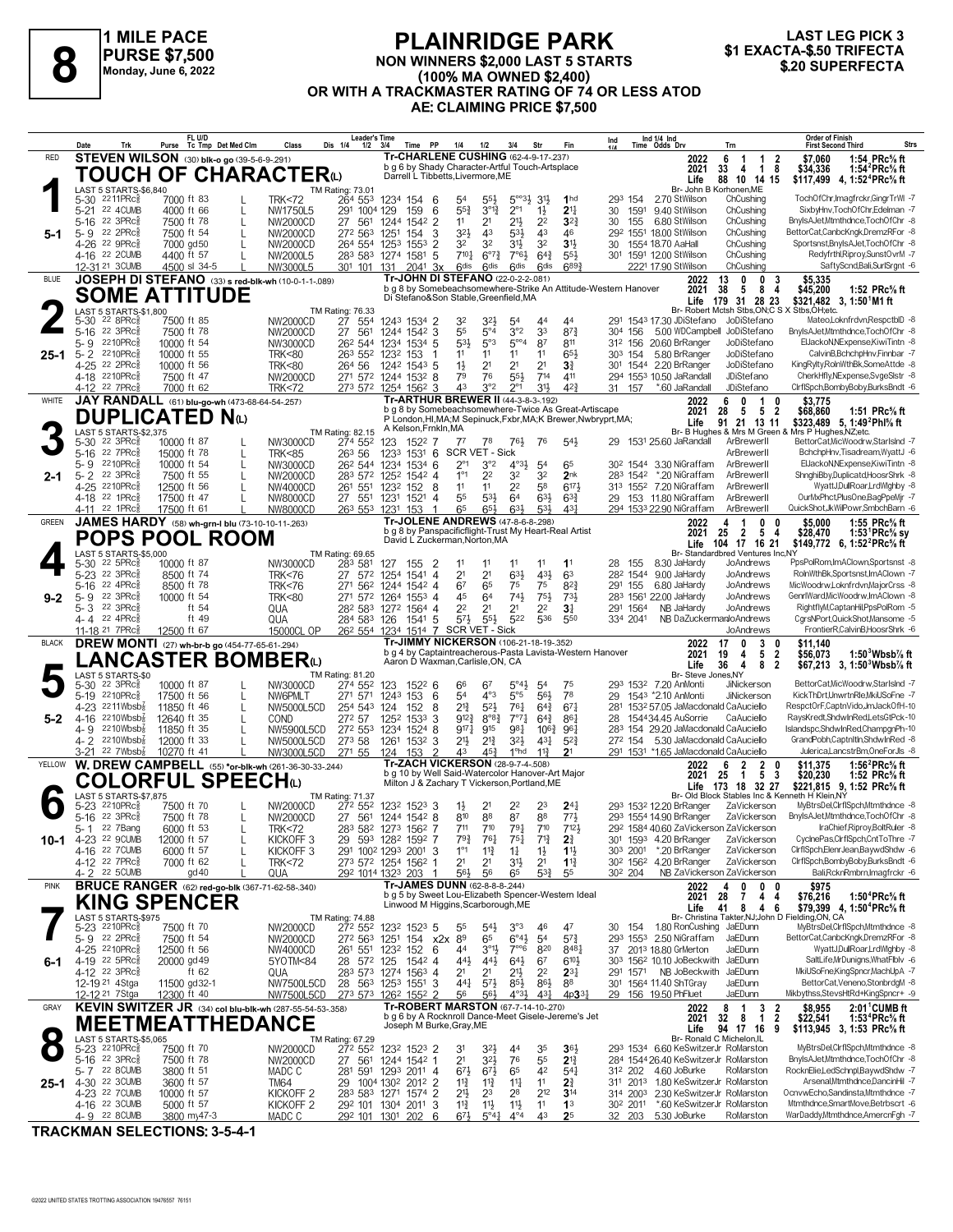# 8

**1 MILE PACE**
**PURSE $7,500**
**Monday, June 6, 2022**

## PLAINRIDGE PARK

**NON WINNERS $2,000 LAST 5 STARTS (100% MA OWNED $2,400) OR WITH A TRACKMASTER RATING OF 74 OR LESS ATOD**
**AE: CLAIMING PRICE $7,500**

**LAST LEG PICK 3**
**$1 EXACTA-$.50 TRIFECTA**
**$.20 SUPERFECTA**

---

### 1 — RED — 5-1
**STEVEN WILSON** (30) blk-o go (39-5-6-9-.291)
**TOUCH OF CHARACTER(L)**
Tr-CHARLENE CUSHING (62-4-9-17-.237)
b g 6 by Shady Character-Artful Touch-Artsplace
Darrell L Tibbetts,Livermore,ME
Br- John B Korhonen,ME
LAST 5 STARTS-$6,840 — TM Rating: 73.01

| | Starts | Win | Place | Show | Earnings | Record |
|---|---|---|---|---|---|---|
| 2022 | 6 | 1 | 1 | 2 | $7,060 | 1:54 PRc⅝ ft |
| 2021 | 33 | 4 | 1 | 8 | $34,336 | 1:54²PRc⅝ ft |
| Life | 88 | 10 | 14 | 15 | $117,499 | 4, 1:52⁴PRc⅝ ft |

| Date | Trk | Purse | Class | 1/4 | 1/2 | 3/4 | Time | PP | 1/4 | 1/2 | 3/4 | Str | Fin | Ind | Odds Drv | Trn | Order of Finish |
|---|---|---|---|---|---|---|---|---|---|---|---|---|---|---|---|---|---|
| 5-30 22 11PRc⅝ | | 7000 ft 83 L | TRK<72 | 26⁴ | 55³ | 123⁴ | 154 | 6 | 5⁴ | 5⁵½ | 5°°³½ | 3¹½ | 1hd | 29³ 154 | 2.70 StWilson | ChCushing | TochOfChr,Imagfrckr,GingrTrWl -7 |
| 5-21 22 4CUMB | | 4000 ft 66 L | NW1750L5 | 29¹ | 100⁴ | 129 | 159 | 6 | 5⁵¾ | 3°¹¾ | 2°¹ | 1½ | 2½ | 30 159¹ | 9.40 StWilson | ChCushing | SixbyHnv,TochOfChr,Edelman -7 |
| 5-16 22 3PRc⅝ | | 7500 ft 78 L | NW2000CD | 27 | 56¹ | 124⁴ | 154² | 2 | 1¹ | 2¹ | 2½ | 2² | 3²¾ | 30 155 | 6.80 StWilson | ChCushing | BnylsAJet,Mtmthdnce,TochOfChr -8 |
| 5-9 22 2PRc⅝ | | 7500 ft 54 L | NW2000CD | 27² | 56³ | 125¹ | 154 | 3 | 3²½ | 4³ | 5³½ | 4³ | 4⁶ | 29² 155¹ | 18.00 StWilson | ChCushing | BettorCat,CanbcKngk,DremzRFor -8 |
| 4-26 22 9PRc⅝ | | 7000 gd50 L | NW2000CD | 26⁴ | 55⁴ | 125³ | 155³ | 2 | 3² | 3² | 3¹½ | 3² | 3½ | 30 | 155⁴ 18.70 AaHall | ChCushing | Sportsnst,BnylsAJet,TochOfChr -8 |
| 4-16 22 2CUMB | | 4400 ft 57 L | NW2000L5 | 28³ | 58³ | 127⁴ | 158¹ | 5 | 7¹⁰½ | 6°⁷¾ | 7°⁶½ | 6⁴¾ | 5⁵½ | 30¹ | 159¹ 12.00 StWilson | ChCushing | Redyfrthl,Riproy,SunstOvrM -7 |
| 12-31 21 3CUMB | | 4500 sl 34-5 | NW3000L5 | 30¹ | 101 | 131 | 204¹ | 3x | 6dis | 6dis | 6dis | 6dis | 6⁸⁹¾ | | 222¹ 17.90 StWilson | ChCushing | SaftyScnd,Bali,SurlSrgnt -6 |

### 2 — BLUE — 25-1
**JOSEPH DI STEFANO** (33) s red-blk-wh (10-0-1-1-.089)
**SOME ATTITUDE**
Tr-JOHN DI STEFANO (22-0-2-2-.081)
b g 8 by Somebeachsomewhere-Strike An Attitude-Western Hanover
Di Stefano&Son Stable,Greenfield,MA
Br- Robert Mctsh Stbs,ON;C S X Stbs,OH;etc.
LAST 5 STARTS-$1,800 — TM Rating: 76.33

| | Starts | Win | Place | Show | Earnings | Record |
|---|---|---|---|---|---|---|
| 2022 | 13 | 0 | 0 | 3 | $5,335 | |
| 2021 | 38 | 5 | 8 | 4 | $45,200 | 1:52 PRc⅝ ft |
| Life | 179 | 31 | 28 | 23 | $321,482 | 3, 1:50¹M1 ft |

| Date | Trk | Purse | Class | 1/4 | 1/2 | 3/4 | Time | PP | 1/4 | 1/2 | 3/4 | Str | Fin | Ind | Odds Drv | Trn | Order of Finish |
|---|---|---|---|---|---|---|---|---|---|---|---|---|---|---|---|---|---|
| 5-30 22 8PRc⅝ | | 7500 ft 85 | NW2000CD | 27 | 55⁴ | 124³ | 153⁴ | 2 | 3² | 3²½ | 5⁴ | 4⁴ | 4⁴ | 29¹ | 154³ 17.30 JDiStefano | JoDiStefano | Mateo,Loknfrdvn,RespctblD -8 |
| 5-16 22 3PRc⅝ | | 7500 ft 78 | NW2000CD | 27 | 56¹ | 124⁴ | 154² | 3 | 5⁵ | 5°⁴ | 3°² | 3³ | 8⁷¾ | 30⁴ 156 | 5.00 WDCampbell | JoDiStefano | BnylsAJet,Mtmthdnce,TochOfChr -8 |
| 5-9 22 10PRc⅝ | | 10000 ft 54 | NW3000CD | 26² | 54⁴ | 123⁴ | 153⁴ | 5 | 5³½ | 5°³ | 5°°⁴ | 8⁷ | 8¹¹ | 31² 156 | 20.60 BrRanger | JoDiStefano | ElJackoN,NExpense,KiwiTintn -8 |
| 5-2 22 10PRc⅝ | | 10000 ft 55 | TRK<80 | 26³ | 55² | 123² | 153 | 1 | 1¹ | 1¹ | 1¹ | 1¹ | 6⁵½ | 30³ 154 | 5.80 BrRanger | JoDiStefano | CalvinB,BchchpHnv,Finnbar -7 |
| 4-25 22 2PRc⅝ | | 10000 ft 56 | TRK<80 | 26⁴ | 56 | 124² | 154³ | 5 | 1½ | 2¹ | 2¹ | 2¹ | 3¾ | 30¹ | 154⁴ 2.20 BrRanger | JoDiStefano | KingRylty,RolnWthBk,SomeAttde -8 |
| 4-18 22 10PRc⅝ | | 7500 ft 47 | NW2000CD | 27¹ | 57² | 124⁴ | 153² | 8 | 7⁹ | 7⁶ | 5⁵½ | 7¹⁴ | 4¹¹ | 29⁴ | 155³ 10.50 JaRandall | JDiStefano | CherkHfly,NExpense,SvgeSlstr -8 |
| 4-12 22 7PRc⅝ | | 7000 ft 62 | TRK<72 | 27³ | 57² | 125⁴ | 156² | 3 | 4³ | 3°² | 2°¹ | 3¹½ | 4²¾ | 31 157 | *.60 JaRandall | JDiStefano | ClrflSpch,BombyBoby,BurksBndt -6 |

### 3 — WHITE — 2-1
**JAY RANDALL** (61) blu-go-wh (473-68-64-54-.257)
**DUPLICATED N(L)**
Tr-ARTHUR BREWER II (44-3-8-3-.192)
b g 8 by Somebeachsomewhere-Twice As Great-Artiscape
P London,HI,MA;M Sepinuck,Fxbr,MA;K Brewer,Nwbryprt,MA;
A Kelson,Frnkln,MA
Br- B Hughes & Mrs M Green & Mrs P Hughes,NZ;etc.
LAST 5 STARTS-$2,375 — TM Rating: 82.15

| | Starts | Win | Place | Show | Earnings | Record |
|---|---|---|---|---|---|---|
| 2022 | 6 | 0 | 1 | 0 | $3,775 | |
| 2021 | 28 | 5 | 5 | 2 | $68,860 | 1:51 PRc⅝ ft |
| Life | 91 | 21 | 13 | 11 | $323,489 | 5, 1:49²Phl⅝ ft |

| Date | Trk | Purse | Class | 1/4 | 1/2 | 3/4 | Time | PP | 1/4 | 1/2 | 3/4 | Str | Fin | Ind | Odds Drv | Trn | Order of Finish |
|---|---|---|---|---|---|---|---|---|---|---|---|---|---|---|---|---|---|
| 5-30 22 2PRc⅝ | | 10000 ft 87 L | NW3000CD | 27⁴ | 55² | 123 | 152² | 7 | 7⁷ | 7⁸ | 7⁶½ | 7⁶ | 5⁴½ | 29 | 153¹ 25.60 JaRandall | ArBrewerII | BettorCat,MicWoodrw,StarIsInd -7 |
| 5-16 22 7PRc⅝ | | 15000 ft 78 | TRK<85 | 26³ | 56 | 123³ | 153¹ | 6 | SCR VET - Sick | | | | | | | ArBrewerII | BchchpHnv,Tisadream,WyattJ -6 |
| 5-9 22 10PRc⅝ | | 10000 ft 54 | NW3000CD | 26² | 54⁴ | 123⁴ | 153⁴ | 6 | 2°¹ | 3°² | 4°³½ | 5⁴ | 6⁵ | 30² 154⁴ | 3.30 NiGraffam | ArBrewerII | ElJackoN,NExpense,KiwiTintn -8 |
| 5-2 22 2PRc⅝ | | 7500 ft 55 | NW2000CD | 28³ | 57² | 125² | 154² | 4 | 1°¹ | 2² | 3² | 3² | 2nk | 28³ 154² | *.20 NiGraffam | ArBrewerII | ShnghiBby,Duplicatd,HoosrShrk -8 |
| 4-25 22 10PRc⅝ | | 12500 ft 56 | NW4000CD | 26¹ | 55¹ | 123² | 152 | 8 | 1¹ | 1¹ | 2² | 5⁸ | 6¹⁷½ | 31³ 155² | 7.20 NiGraffam | ArBrewerII | WyattJ,DullRoar,LrdWlghby -8 |
| 4-18 22 1PRc⅝ | | 17500 ft 47 | NW8000CD | 27 | 55¹ | 123¹ | 152¹ | 4 | 5⁵ | 5³½ | 6⁴ | 6³½ | 6³¾ | 29 | 153 11.80 NiGraffam | ArBrewerII | OurMxPhct,PlusOne,BagPpeMjr -7 |
| 4-11 22 1PRc⅝ | | 17500 ft 61 | NW8000CD | 26³ | 55³ | 123¹ | 153 | 1 | 6⁵ | 6⁵½ | 6³½ | 5³½ | 4³¼ | 29⁴ | 153³ 22.90 NiGraffam | ArBrewerII | QuickShot,JkWilPowr,SmbchBarn -6 |

### 4 — GREEN — 9-2
**JAMES HARDY** (58) wh-grn-l blu (73-10-10-11-.263)
**POPS POOL ROOM**
Tr-JOLENE ANDREWS (47-8-6-8-.298)
b g 8 by Panspacificflight-Trust My Heart-Real Artist
David L Zuckerman,Norton,MA
Br- Standardbred Ventures Inc,NY
LAST 5 STARTS-$5,000 — TM Rating: 69.65

| | Starts | Win | Place | Show | Earnings | Record |
|---|---|---|---|---|---|---|
| 2022 | 4 | 1 | 0 | 0 | $5,000 | 1:55 PRc⅝ ft |
| 2021 | 25 | 2 | 5 | 4 | $28,470 | 1:53¹PRc⅝ sy |
| Life | 104 | 17 | 16 | 21 | $149,772 | 6, 1:52²PRc⅝ ft |

| Date | Trk | Purse | Class | 1/4 | 1/2 | 3/4 | Time | PP | 1/4 | 1/2 | 3/4 | Str | Fin | Ind | Odds Drv | Trn | Order of Finish |
|---|---|---|---|---|---|---|---|---|---|---|---|---|---|---|---|---|---|
| 5-30 22 5PRc⅝ | | 10000 ft 87 | NW3000CD | 28³ | 58¹ | 127 | 155 | 2 | 1¹ | 1¹ | 1¹ | 1¹ | 1¹ | 28 155 | 8.30 JaHardy | JoAndrews | PpsPolRom,ImAClown,Sportsnst -8 |
| 5-23 22 3PRc⅝ | | 8500 ft 74 | TRK<76 | 27 | 57² | 125⁴ | 154¹ | 4 | 2¹ | 2¹ | 6³½ | 4³½ | 6³ | 28² 154⁴ | 9.00 JaHardy | JoAndrews | RolnWthBk,Sportsnst,ImAClown -7 |
| 5-16 22 4PRc⅝ | | 8500 ft 78 | TRK<76 | 27¹ | 56² | 124³ | 154² | 4 | 6⁷ | 6⁵ | 7⁵ | 7⁵ | 8²¾ | 29¹ 155 | 6.80 JaHardy | JoAndrews | MicWoodrw,Loknfrdvn,MajorCrss -8 |
| 5-9 22 3PRc⅝ | | 10000 ft 54 | TRK<80 | 27¹ | 57² | 126⁴ | 155³ | 4 | 4⁵ | 6⁴ | 7⁴½ | 7⁵½ | 7³½ | 28³ | 156¹ 22.00 JaHardy | JoAndrews | GenrlWard,MicWoodrw,ImAClown -8 |
| 5-3 22 3PRc⅝ | | ft 53 | QUA | 28² | 58³ | 127² | 156⁴ | 2 | 2² | 2¹ | 2¹ | 2² | 3¾ | 29¹ 156⁴ | NB JaHardy | JoAndrews | RightflyM,CaptanHil,PpsPolRom -5 |
| 4-4 22 4PRc⅝ | | ft 49 | QUA | 28⁴ | 58³ | 126 | 154¹ | 5 | 5⁷½ | 5⁵½ | 5²² | 5³⁶ | 5⁵⁰ | 33⁴ 204¹ | NB DaZuckermanJoAndrews | | CgrsNPort,QuickShot,Mansome -5 |
| 11-18 21 7PRc⅝ | | 12500 ft 67 | 15000CL OP | 26² | 55⁴ | 123⁴ | 151⁴ | 7 | SCR VET - Sick | | | | | | | JoAndrews | FrontierR,CalvinB,HoosrShrk -6 |

### 5 — BLACK — 5-2
**DREW MONTI** (27) wh-br-b go (454-77-65-61-.294)
**LANCASTER BOMBER(L)**
Tr-JIMMY NICKERSON (106-21-18-19-.352)
b g 4 by Captaintreacherous-Pasta Lavista-Western Hanover
Aaron D Waxman,Carlisle,ON, CA
Br- Steve Jones,NY
LAST 5 STARTS-$0 — TM Rating: 81.20

| | Starts | Win | Place | Show | Earnings | Record |
|---|---|---|---|---|---|---|
| 2022 | 17 | 0 | 3 | 0 | $11,140 | |
| 2021 | 19 | 4 | 5 | 2 | $56,073 | 1:50³Wbsb⅞ ft |
| Life | 36 | 4 | 8 | 2 | $67,213 | 3, 1:50³Wbsb⅞ ft |

| Date | Trk | Purse | Class | 1/4 | 1/2 | 3/4 | Time | PP | 1/4 | 1/2 | 3/4 | Str | Fin | Ind | Odds Drv | Trn | Order of Finish |
|---|---|---|---|---|---|---|---|---|---|---|---|---|---|---|---|---|---|
| 5-30 22 2PRc⅝ | | 10000 ft 87 L | NW3000CD | 27⁴ | 55² | 123 | 152² | 6 | 6⁶ | 6⁷ | 5°⁴¼ | 5⁴ | 7⁵ | 29³ 153² | 7.20 AnMonti | JiNickerson | BettorCat,MicWoodrw,StarIsInd -7 |
| 5-19 22 10PRc⅝ | | 17500 ft 56 L | NW6PMLT | 27¹ | 57¹ | 124³ | 153 | 6 | 5⁴ | 4°³ | 5°⁵ | 5⁶½ | 7⁸ | 29 154³ | *2.10 AnMonti | JiNickerson | KickThDrt,UnwrtnRle,MkiUSoFne -7 |
| 4-23 22 11Wbsb⅞ | | 11850 ft 46 L | NW5000L5CD | 25⁴ | 54³ | 124 | 152 | 8 | 2¹¾ | 5²½ | 7⁶¼ | 6⁴¾ | 6⁷¼ | 28¹ | 153² 57.05 JaMacdonald CaAuciello | | RespctOrF,CaptnVido,JmJackOfH-10 |
| 4-16 22 10Wbsb⅞ | | 12640 ft 35 L | COND | 27² | 57 | 125² | 153³ | 3 | 9¹²¾ | 8°⁹¾ | 7°⁷¼ | 6⁴½ | 8⁶¼ | 28 | 154³34.45 AuSorrie | CaAuciello | RaysKredt,ShdwlnRed,LetsGtPck-10 |
| 4-9 22 10Wbsb⅞ | | 11850 ft 35 L | NW5900L5CD | 27² | 55³ | 123⁴ | 152⁴ | 8 | 9¹⁷¼ | 9¹⁵ | 9⁸¼ | 10⁶¾ | 9⁶¼ | 28³ | 154 29.20 JaMacdonald CaAuciello | | Islandspc,ShdwlnRed,ChampgnPh-10 |
| 4-2 22 10Wbsb⅞ | | 12000 ft 33 L | NW5000L5CD | 27³ | 58 | 126¹ | 153² | 3 | 2¹½ | 2¹¾ | 3²½ | 4³½ | 5²¾ | 27² 154 | 5.30 JaMacdonald CaAuciello | | GrandPobh,Captnltln,ShdwlnRed -8 |
| 3-21 22 7Wbsb⅞ | | 10270 ft 41 L | NW3000L5CD | 27¹ | 55 | 124 | 153 | 2 | 4³ | 4⁵¾ | 1°hd | 1¹¾ | 2¹ | 29¹ | 153¹ *1.65 JaMacdonald CaAuciello | | Julerica,LancstrBm,OneForJls -8 |

### 6 — YELLOW — 10-1
**W. DREW CAMPBELL** (55) *or-blk-wh (261-36-30-33-.244)
**COLORFUL SPEECH(L)**
Tr-ZACH VICKERSON (28-9-7-4-.508)
b g 10 by Well Said-Watercolor Hanover-Art Major
Milton J & Zachary T Vickerson,Portland,ME
Br- Old Block Stables Inc & Kenneth H Klein,NY
LAST 5 STARTS-$7,875 — TM Rating: 71.37

| | Starts | Win | Place | Show | Earnings | Record |
|---|---|---|---|---|---|---|
| 2022 | 6 | 2 | 2 | 0 | $11,375 | 1:56²PRc⅝ ft |
| 2021 | 25 | 1 | 5 | 3 | $20,230 | 1:52 PRc⅝ ft |
| Life | 173 | 18 | 32 | 27 | $221,815 | 9, 1:52 PRc⅝ ft |

| Date | Trk | Purse | Class | 1/4 | 1/2 | 3/4 | Time | PP | 1/4 | 1/2 | 3/4 | Str | Fin | Ind | Odds Drv | Trn | Order of Finish |
|---|---|---|---|---|---|---|---|---|---|---|---|---|---|---|---|---|---|
| 5-23 22 10PRc⅝ | | 7500 ft 70 L | NW2000CD | 27² | 55² | 123² | 152³ | 3 | 1½ | 2¹ | 2² | 2³ | 2⁴¼ | 29³ | 153² 12.20 BrRanger | ZaVickerson | MyBtrsDel,ClrflSpch,Mtmthdnce -8 |
| 5-16 22 3PRc⅝ | | 7500 ft 78 L | NW2000CD | 27 | 56¹ | 124⁴ | 154² | 8 | 8¹⁰ | 8⁸ | 8⁷ | 8⁸ | 7⁷½ | 29³ | 155⁴ 14.90 BrRanger | ZaVickerson | BnylsAJet,Mtmthdnce,TochOfChr -8 |
| 5-1 22 7Bang | | 6000 ft 53 L | TRK<72 | 28³ | 58² | 127³ | 156² | 7 | 7¹¹ | 7¹⁰ | 7⁹¾ | 7¹⁰ | 7¹²½ | 29² | 158⁴ 40.60 ZaVickerson ZaVickerson | | IraChief,Riproy,BoltRuler -8 |
| 4-23 22 9CUMB | | 12000 ft 57 L | KICKOFF 3 | 29 | 59³ | 128² | 159² | 7 | 7⁹¾ | 7⁶½ | 7⁵¼ | 7¹¾ | 2¾ | 30¹ | 159³ 4.20 BrRanger | ZaVickerson | CyclnePas,ClrflSpch,CntToThre -7 |
| 4-16 22 7CUMB | | 6000 ft 57 L | KICKOFF 3 | 29¹ | 100² | 129³ | 200¹ | 3 | 1°¹ | 1¹¾ | 1¾ | 1½ | 1¹½ | 30³ 200¹ | *.20 BrRanger | ZaVickerson | ClrflSpch,ElenrJean,BaywdShdw -6 |
| 4-12 22 7PRc⅝ | | 7000 ft 62 L | TRK<72 | 27³ | 57² | 125⁴ | 156² | 1 | 2¹ | 2¹ | 3¹½ | 2¹ | 1¹¾ | 30² 156² | 4.20 BrRanger | ZaVickerson | ClrflSpch,BombyBoby,BurksBndt -6 |
| 4-2 22 5CUMB | | gd40 L | QUA | 29² | 101⁴ | 132³ | 203 | 1 | 5⁶½ | 5⁶ | 6⁵ | 5³¾ | 5⁵ | 30² 204 | NB ZaVickerson ZaVickerson | | Bali,RcknRmbrn,Imagfrckr -6 |

### 7 — PINK — 6-1
**BRUCE RANGER** (62) red-go-blk (367-71-62-58-.340)
**KING SPENCER**
Tr-JAMES DUNN (62-8-8-8-.244)
b g 5 by Sweet Lou-Elizabeth Spencer-Western Ideal
Linwood M Higgins,Scarborough,ME
Br- Christina Takter,NJ;John D Fielding,ON, CA
LAST 5 STARTS-$975 — TM Rating: 74.88

| | Starts | Win | Place | Show | Earnings | Record |
|---|---|---|---|---|---|---|
| 2022 | 4 | 0 | 0 | 0 | $975 | |
| 2021 | 28 | 7 | 4 | 4 | $76,216 | 1:50⁴PRc⅝ ft |
| Life | 41 | 8 | 4 | 6 | $79,399 | 4, 1:50⁴PRc⅝ ft |

| Date | Trk | Purse | Class | 1/4 | 1/2 | 3/4 | Time | PP | 1/4 | 1/2 | 3/4 | Str | Fin | Ind | Odds Drv | Trn | Order of Finish |
|---|---|---|---|---|---|---|---|---|---|---|---|---|---|---|---|---|---|
| 5-23 22 10PRc⅝ | | 7500 ft 70 | NW2000CD | 27² | 55² | 123² | 152³ | 5 | 5⁵ | 5⁴½ | 3°³ | 4⁶ | 4⁷ | 30 154 | 1.80 KoCushing | JaEDunn | MyBtrsDel,ClrflSpch,Mtmthdnce -8 |
| 5-9 22 2PRc⅝ | | 7500 ft 54 | NW2000CD | 27² | 56³ | 125¹ | 154 | x2x | 8⁹ | 6⁵ | 6°⁴½ | 5⁴ | 5⁷¾ | 29³ 155³ | 2.50 NiGraffam | JaEDunn | BettorCat,CanbcKngk,DremzRFor -8 |
| 4-25 22 10PRc⅝ | | 12500 ft 56 | NW4000CD | 26¹ | 55¹ | 123² | 152 | 6 | 4⁴ | 3°¹½ | 7°°⁶ | 8²⁰ | 8⁴⁸¼ | 37 | 201³ 18.80 GrMerton | JaEDunn | WyattJ,DullRoar,LrdWlghby -8 |
| 4-19 22 5PRc⅝ | | 20000 gd49 | 5YOTM<84 | 28 | 57² | 125 | 154² | 4 | 4⁴½ | 4⁴½ | 6⁴½ | 6⁷ | 6¹⁰½ | 30³ | 156² 10.10 JoBeckwith | JaEDunn | SaltLife,MrDunigns,WhatFlblv -6 |
| 4-12 22 8PRc⅝ | | ft 62 | QUA | 28³ | 57³ | 127⁴ | 156³ | 4 | 2¹ | 2¹ | 2¹½ | 2² | 2³¼ | 29¹ 157¹ | NB JoBeckwith | JaEDunn | MkiUSoFne,KingSpncr,MachUpA -7 |
| 12-19 21 4Stga | | 11500 gd32-1 | NW7500L5CD | 28 | 56³ | 125³ | 155¹ | 3 | 4⁴½ | 5⁷½ | 8⁵½ | 8⁶½ | 8⁸ | 30¹ | 156⁴ 11.30 ShTGray | JaEDunn | BettorCat,Veneno,StonbrdgM -8 |
| 12-12 21 7Stga | | 12300 ft 40 | NW7500L5CD | 27³ | 57² | 126² | 155² | 2 | 5⁶ | 5⁶½ | 4°³½ | 4³½ | 4p3³½ | 29 156 | 19.50 PhFluet | JaEDunn | Mikbythss,StevsHtRd+KingSpncr+ -9 |

### 8 — GRAY — 25-1
**KEVIN SWITZER JR** (34) col blu-blk-wh (287-55-54-53-.358)
**MEETMEATTHEDANCE**
Tr-ROBERT MARSTON (67-7-14-10-.270)
b g 6 by A Rocknroll Dance-Meet Gisele-Jereme's Jet
Joseph M Burke,Gray,ME
Br- Ronald C Michelon,IL
LAST 5 STARTS-$5,065 — TM Rating: 67.29

| | Starts | Win | Place | Show | Earnings | Record |
|---|---|---|---|---|---|---|
| 2022 | 8 | 1 | 3 | 2 | $8,955 | 2:01¹CUMB ft |
| 2021 | 32 | 8 | 1 | 2 | $22,541 | 1:53⁴PRc⅝ ft |
| Life | 94 | 17 | 16 | 9 | $113,945 | 3, 1:53 PRc⅝ ft |

| Date | Trk | Purse | Class | 1/4 | 1/2 | 3/4 | Time | PP | 1/4 | 1/2 | 3/4 | Str | Fin | Ind | Odds Drv | Trn | Order of Finish |
|---|---|---|---|---|---|---|---|---|---|---|---|---|---|---|---|---|---|
| 5-23 22 10PRc⅝ | | 7500 ft 70 | NW2000CD | 27² | 55² | 123² | 152³ | 2 | 3¹ | 3²½ | 4⁴ | 3⁵ | 3⁶½ | 29³ 153⁴ | 6.60 KeSwitzerJr | RoMarston | MyBtrsDel,ClrflSpch,Mtmthdnce -8 |
| 5-16 22 3PRc⅝ | | 7500 ft 78 | NW2000CD | 27 | 56¹ | 124⁴ | 154² | 1 | 2¹ | 3²½ | 7⁶ | 5⁵ | 5⁵ | 28⁴ | 154⁴ 26.40 KeSwitzerJr | RoMarston | BnylsAJet,Mtmthdnce,TochOfChr -8 |
| 5-7 22 8CUMB | | 3800 ft 51 | MADC C | 28¹ | 59¹ | 129³ | 201¹ | 4 | 6⁷½ | 6⁷½ | 6⁵ | 4² | 5⁴¼ | 31² 202 | 4.60 JoBurke | RoMarston | RocknElie,LedSchnpl,BaywdShdw -7 |
| 4-30 22 3CUMB | | 3600 ft 57 | TM64 | 29 | 100⁴ | 130² | 201² | 3 | 1¹½ | 1¹½ | 1¹½ | 1¹ | 2¾ | 31¹ 201³ | 1.80 KeSwitzerJr | RoMarston | Arsenal,Mtmthdnce,DancinHil -7 |
| 4-23 22 7CUMB | | 10000 ft 57 | KICKOFF 2 | 28³ | 58³ | 127¹ | 157⁴ | 2 | 2¹½ | 2³ | 2⁸ | 2¹² | 3¹⁴ | 31⁴ 200³ | 2.30 KeSwitzerJr | RoMarston | OcnvwEcho,Sandinsta,Mtmthdnce -7 |
| 4-16 22 3CUMB | | 5000 ft 57 | KICKOFF 2 | 29² | 101 | 130⁴ | 201¹ | 3 | 1¹½ | 1¹½ | 1¹½ | 1¹ | 1³ | 30² 201¹ | *.60 KeSwitzerJr | RoMarston | Mtmthdnce,SmartMove,Betrbscrt -6 |
| 4-9 22 8CUMB | | 3800 my47-3 | MADC C | 29² | 101 | 130¹ | 202 | 6 | 6⁷½ | 5°⁴½ | 4°⁴ | 4³ | 2⁵ | 32 203 | 5.30 JoBurke | RoMarston | WarDaddy,Mtmthdnce,AmercnFgh -7 |

**TRACKMAN SELECTIONS: 3-5-4-1**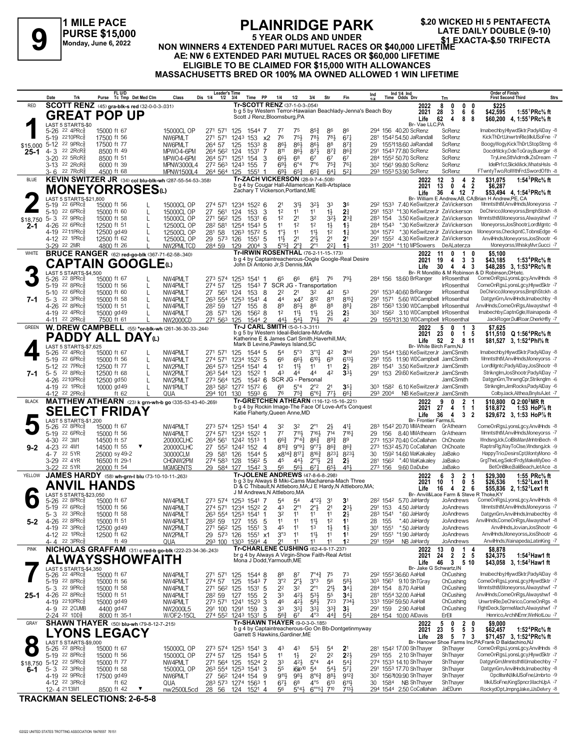# 9 — 1 MILE PACE — PURSE $15,000 — Monday, June 6, 2022

## PLAINRIDGE PARK

**$.20 WICKED HI 5 PENTAFECTA — LATE DAILY DOUBLE (9-10) — $1 EXACTA-$.50 TRIFECTA**

**5 YEAR OLDS AND UNDER**
**NON WINNERS 4 EXTENDED PARI MUTUEL RACES OR $40,000 LIFETIME**
**AE: NW 6 EXTENDED PARI MUTUEL RACES OR $60,000 LIFETIME**
**ELIGIBLE TO BE CLAIMED FOR $15,000 WITH ALLOWANCES**
**MASSACHUSETTS BRED OR 100% MA OWNED ALLOWED 1 WIN LIFETIME**

---

### 1 — RED — GREAT POP UP — 25-1 — $15,000
**SCOTT RENZ** (45) gra-blk-s red (32-0-0-3-.031)
Tr-SCOTT RENZ (37-1-0-3-.054)
b g 5 by Western Terror-Hawaiian Beachlady-Jenna's Beach Boy
Scott J Renz,Bloomsburg,PA — Br- Vae LLC,PA

| | Starts | Win | 2nd | 3rd | Earnings | Record |
|---|---|---|---|---|---|---|
| 2022 | 8 | 0 | 0 | 0 | $225 | |
| 2021 | 28 | 3 | 6 | 6 | $42,595 | 1:55¹PRc⅝ ft |
| Life | 62 | 4 | 8 | 8 | $60,200 | 4, 1:55¹PRc⅝ ft |

LAST 5 STARTS-$0

| Date | Trk | Purse | Class | Time | PP | Fin | Odds Drv | Trn | Order of Finish |
|---|---|---|---|---|---|---|---|---|---|
| 5-26 22 4PRc⅝ | | 15000 ft 67 | 15000CL OP | 27¹ 57¹ 125 154⁴ | 7 | 8⁶ | 156 40.20 ScRenz | ScRenz | Imabechby,HlywdSktr,PadyAlDay -8 |
| 5-19 22 10PRc⅝ | | 17500 ft 56 | NW6PMLT | 27¹ 57¹ 124³ 153 | x2 | 6⁷¼ | 154² 54.50 JaRandall | ScRenz | KickThDrt,UnwrtnRle,MkiUSoFne -7 |
| 5-12 22 9PRc⅝ | | 17500 ft 77 | NW6PMLT | 26⁴ 57 125 153³ | 8 | 8⁷¾ | 155¹18.60 JaRandall | ScRenz | BoogyWogy,KickThDrt,StopStrng -8 |
| 4-3 22 2RcR⅝ | | 8500 ft 49 | MPWO4-6PM | 26⁴ 56² 124 153¹ | 7 | 8⁶¾ | 154³ 77.80 ScRenz | ScRenz | DocdrMcky,OdeToGray,Buerger -8 |
| 3-20 22 5RcR⅝ | | 8500 ft 51 | MPWO4-6PM | 26⁴ 57¹ 125¹ 154 | 3 | 6⁷ | 155² 50.70 ScRenz | ScRenz | TryLine,SthAdrndk,ZsDream -7 |
| 3-13 22 2RcR⅝ | | 6000 ft 39 | MPNW3000L4 | 27² 56³ 124³ 155 | 7 | 7⁶¼ | 156¹ 99.80 ScRenz | ScRenz | IdelPrfct,SlickMick,WhatsHsls -8 |
| 3-6 22 7RcR⅝ | | 4500 ft 68 | MPNW1500L4 | 26⁴ 56⁴ 125 155¹ | 1 | 5²¼ | 155³ 53.90 ScRenz | ScRenz | FTwntyTwo,RollWthFrd,SwordOfth -8 |

### 2 — BLUE — MONEYORROSES(L) — 2-1 — $18,750
**KEVIN SWITZER JR** (34) col blu-blk-wh (287-55-54-53-.358)
Tr-ZACH VICKERSON (28-9-7-4-.508)
b g 4 by Cougar Hall-Allamerican Kelli-Artsplace
Zachary T Vickerson,Portland,ME — Br- William E Andrew,AB, CA;Brian H Andrew,PE, CA

| | Starts | Win | 2nd | 3rd | Earnings | Record |
|---|---|---|---|---|---|---|
| 2022 | 12 | 3 | 4 | 2 | $31,075 | 1:54³PRc⅝ ft |
| 2021 | 13 | 0 | 4 | 2 | $6,287 | |
| Life | 36 | 4 | 12 | 7 | $53,494 | 4, 1:54³PRc⅝ ft |

LAST 5 STARTS-$21,800

| Date | Trk | Purse | Class | Time | PP | Fin | Odds Drv | Trn | Order of Finish |
|---|---|---|---|---|---|---|---|---|---|
| 5-19 22 6PRc⅝ | | 15000 ft 56 L | 15000CL OP | 27⁴ 57¹ 123⁴ 152² | 6 | 3⁶ | 153³ 7.40 KeSwitzerJr | ZaVickerson | MmntsthtM,AnvilHnds,Moneyorss -7 |
| 5-10 22 6PRc⅝ | | 15000 ft 60 L | 15000CL OP | 27 56¹ 124 153 | 3 | 2¾ | 153¹ *1.30 KeSwitzerJr | ZaVickerson | DeChirico,Moneyorss,BmphStckh -8 |
| 5-3 22 9PRc⅝ | | 15000 ft 58 L | 15000CL OP | 27¹ 56² 125 153¹ | 6 | 2³¾ | 154 3.50 KeSwitzerJr | ZaVickerson | MmntsthtM,Moneyorss,Alwayshwf -7 |
| 4-26 22 6PRc⅝ | | 12500 ft 51 L | 12500CL OP | 28² 58¹ 125⁴ 154³ | 5 | 1½ | 154³ *.30 KeSwitzerJr | ZaVickerson | Moneyorss,JosShootr,LordMgntc -8 |
| 4-19 22 11PRc⅝ | | 12500 gd49 L | 12500CL OP | 28¹ 58 126³ 157² | 5 | 1¾ | 157² *.30 KeSwitzerJr | ZaVickerson | Moneyorss,CheckpntC,TobnsEdge -6 |
| 4-12 22 1PRc⅝ | | 12500 ft 62 L | 12500CL OP | 29 57³ 126 155¹ | 5 | 2¹ | 155² 4.30 KeSwitzerJr | ZaVickerson | AnvilHnds,Moneyorss,JosShootr -6 |
| 3-29 22 2MR | | 4800 ft 26 | NW2PMLTCD | 28⁴ 59 129 200⁴ | 3 | 1½ | 200⁴ *1.10 MPSowers | DeALaterza | Moneyorss,WhiskyMvr,Gucci -7 |

### 3 — WHITE — CAPTAIN GOOGLE(L) — 7-1
**BRUCE RANGER** (62) red-go-blk (367-71-62-58-.340)
Tr-IRWIN ROSENTHAL (76-2-11-15-.173)
b g 4 by Captaintreacherous-Oogle Google-Real Desire
John Di Antonio Jr,S Dennis,MA — Br- R Mondillo & M Robinson & D Robinson,OH;etc.

| | Starts | Win | 2nd | 3rd | Earnings | Record |
|---|---|---|---|---|---|---|
| 2022 | 11 | 0 | 1 | 0 | $5,100 | |
| 2021 | 19 | 4 | 3 | 3 | $43,185 | 1:53⁴PRc⅝ ft |
| Life | 30 | 4 | 4 | 3 | $48,285 | 3, 1:53⁴PRc⅝ ft |

LAST 5 STARTS-$4,500

| Date | Trk | Purse | Class | Time | PP | Fin | Odds Drv | Trn | Order of Finish |
|---|---|---|---|---|---|---|---|---|---|
| 5-26 22 8PRc⅝ | | 15000 ft 67 L | NW4PMLT | 27³ 57⁴ 125³ 154¹ | 1 | 7⁹½ | 156 18.60 BrRanger | IrRosenthal | ComeOnRgs,LyonsLgcy,AnvilHnds -8 |
| 5-19 22 8PRc⅝ | | 15000 ft 56 L | NW4PMLT | 27⁴ 57 125 154³ | 7 | SCR JG - Transportation | | IrRosenthal | ComeOnRgs,LyonsLgcy,HlywdSktr -7 |
| 5-10 22 6PRc⅝ | | 15000 ft 60 L | NW4PMLT | 27 56¹ 124 153 | 8 | 5³ | 153³ 40.60 BrRanger | IrRosenthal | DeChirico,Moneyorss,BmphStckh -8 |
| 5-3 22 3PRc⅝ | | 15000 ft 58 L | NW4PMLT | 26³ 55⁴ 125³ 154¹ | 4 | 8¹⁵½ | 157¹ 5.60 WDCampbell | IrRosenthal | DatgynGrn,AnvilHnds,Imabechby -8 |
| 4-26 22 8PRc⅝ | | 15000 ft 51 L | NW4PMLT | 28² 59 127 155 | 8 | 8⁸¼ | 156³ 13.90 WDCampbell | IrRosenthal | AnvilHnds,ComeOnRgs,Alwayshwf -8 |
| 4-19 22 4PRc⅝ | | 15000 gd49 L | NW4PMLT | 28 57¹ 126 156² | 8 | 2½ | 156² 3.10 WDCampbell | IrRosenthal | Imabechby,CaptnGgle,Wainapeda -8 |
| 4-11 22 2PRc⅝ | | 7500 ft 61 L | NW2000CD | 27¹ 56³ 125 154⁴ | 2 | 4² | 155¹131.30 WDCampbell | IrRosenthal | JackRoger,DullRoar,CherkHfly -7 |

### 4 — GREEN — PADDY ALL DAY(L) — 7-1
**W. DREW CAMPBELL** (55) *or-blk-wh (261-36-30-33-.244)
Tr-J CARL SMITH (5-0-1-3-.311)
b g 5 by Western Ideal-Belclare-McArdle
Katherine E & James Carl Smith,Haverhill,MA; Mark B Levine,Pawleys Island,SC — Br- White Birch Farm,NJ

| | Starts | Win | 2nd | 3rd | Earnings | Record |
|---|---|---|---|---|---|---|
| 2022 | 5 | 0 | 1 | 3 | $7,625 | |
| 2021 | 23 | 0 | 1 | 5 | $11,510 | Q 1:56⁴PRc⅝ ft |
| Life | 52 | 2 | 8 | 11 | $81,527 | 3, 1:52⁴Phl⅝ ft |

LAST 5 STARTS-$7,625

| Date | Trk | Purse | Class | Time | PP | Fin | Odds Drv | Trn | Order of Finish |
|---|---|---|---|---|---|---|---|---|---|
| 5-26 22 4PRc⅝ | | 15000 ft 67 L | NW4PMLT | 27¹ 57¹ 125 154⁴ | 5 | 3hd | 154⁴ 13.60 KeSwitzerJr | JamCSmith | Imabechby,HlywdSktr,PadyAlDay -8 |
| 5-19 22 6PRc⅝ | | 15000 ft 56 L | NW4PMLT | 27⁴ 57¹ 123⁴ 152² | 5 | 6¹³½ | 155 11.90 WDCampbell | JamCSmith | MmntsthtM,AnvilHnds,Moneyorss -7 |
| 5-12 22 7PRc⅝ | | 12500 ft 77 L | NW2PMLT | 26⁴ 57³ 125⁴ 154¹ | 4 | 2½ | 154¹ 3.50 KeSwitzerJr | JamCSmith | LordMgntc,PadyAlDay,JosShootr -8 |
| 5-5 22 8PRc⅝ | | 12500 ft 68 L | NW2PMLT | 26³ 54⁴ 123 152² | 1 | 3³½ | 153 29.60 KeSwitzerJr | JamCSmith | StrikngIm,JosShootr,PadyAlDay -7 |
| 4-26 22 10PRc⅝ | | 12500 gd50 L | NW2PMLT | 27³ 56⁴ 125 154² | 6 | SCR JG - Personal | | JamCSmith | DatgynGrn,ThrwngCpr,StrikngIm -6 |
| 4-19 22 1PRc⅝ | | 10000 gd49 L | NW1PMLT | 28³ 58² 127² 157² | 6 | 3⁵¼ | 158² 6.10 KeSwitzerJr | JamCSmith | StrikngIm,JimRocks,PadyAlDay -6 |
| 4-12 22 2PRc⅝ | | ft 62 L | QUA | 29⁴ 101 130 159³ | 6 | 6⁶¼ | 200⁴ NB KeSwitzerJr | JamCSmith | ColbyJack,Althea,BrylsAJet -7 |

### 5 — BLACK — SELECT FRIDAY — 9-2
**MATTHEW ATHEARN** (23) k grn-wh-b go (335-53-43-40-.269)
Tr-GRETCHEN ATHEARN (116-12-15-16-.221)
b g 4 by Rockin Image-The Face Of Love-Art's Conquest
Katie Flaherty,Queen Anne,MD — Br- Frontier Farms,IL

| | Starts | Win | 2nd | 3rd | Earnings | Record |
|---|---|---|---|---|---|---|
| 2022 | 9 | 0 | 2 | 1 | $10,800 | Q 2:00²MR ft |
| 2021 | 27 | 4 | 1 | 1 | $18,872 | 1:53 HoP⅞ ft |
| Life | 36 | 4 | 3 | 2 | $29,672 | 3, 1:53 HoP⅞ ft |

LAST 5 STARTS-$1,200

| Date | Trk | Purse | Class | Time | PP | Fin | Odds Drv | Trn | Order of Finish |
|---|---|---|---|---|---|---|---|---|---|
| 5-26 22 8PRc⅝ | | 15000 ft 67 | NW4PMLT | 27³ 57⁴ 125³ 154¹ | 4 | 4¹½ | 154² 20.70 MMAthearn | GrAthearn | ComeOnRgs,LyonsLgcy,AnvilHnds -8 |
| 5-19 22 6PRc⅝ | | 15000 ft 56 | NW4PMLT | 27⁴ 57¹ 123⁴ 152² | 1 | 7¹⁸½ | 156 8.40 MMAthearn | GrAthearn | MmntsthtM,AnvilHnds,Moneyorss -7 |
| 4-30 22 3M1 | | 14500 ft 57 | 20000CLHC | 26⁴ 56¹ 124² 153¹ | 3 | 8⁹ | 153² 10.70 CoCallahan | ChChoate | WndsngJck,ColBlsMan,MnhtnBech -8 |
| 4-23 22 4M1 | | 14500 ft 55 ▼ | 20000CLHC | 27 55² 124² 152 | 4 | 8⁶¾ | 153² 45.70 CoCallahan | ChChoate | RaptrsFlg,WayToClse,WndsngJck -9 |
| 4-7 22 5YR | | 25000 sy 49-2 | 30000CLM | 29 58¹ 126 154⁴ | 5 | 8²³¼ | 159² 14.60 MaKakaley | JaBako | HappyTrio,DesirsCpt,MontyMono -8 |
| 3-29 22 4YR | | 16500 ft 29-1 | CHGNW2PM | 27⁴ 58³ 128 156² | 5 | 2½ | 156² *.40 MaKakaley | JaBako | GrgTheLeg,SelctFrdy,MakeMyDeo -8 |
| 3-22 22 5YR | | 20000 ft 54 | MGMGENTS | 29 58⁴ 127 154² | 3 | 4⁸½ | 156 9.60 DaDube | JaBako | BetOnBlke,BaliBeach,JetAce -8 |

### 6 — YELLOW — ANVIL HANDS — 5-2
**JAMES HARDY** (58) wh-grn-l blu (73-10-10-11-.263)
Tr-JOLENE ANDREWS (47-8-6-8-.298)
b g 3 by Always B Miki-Cams Macharena-Mach Three
D & C Thibault,N Attleboro,MA;J E Hardy,N Attleboro,MA; J M Andrews,N Attleboro,MA — Br- Anvil&Lace Farm & Steve R Thoke,KY

| | Starts | Win | 2nd | 3rd | Earnings | Record |
|---|---|---|---|---|---|---|
| 2022 | 6 | 3 | 2 | 1 | $29,300 | 1:55 PRc⅝ ft |
| 2021 | 10 | 1 | 0 | 5 | $26,536 | 1:52³Lex1 ft |
| Life | 16 | 4 | 2 | 6 | $55,836 | 2, 1:52³Lex1 ft |

LAST 5 STARTS-$23,050

| Date | Trk | Purse | Class | Time | PP | Fin | Odds Drv | Trn | Order of Finish |
|---|---|---|---|---|---|---|---|---|---|
| 5-26 22 8PRc⅝ | | 15000 ft 67 | NW4PMLT | 27³ 57⁴ 125³ 154¹ | 7 | 3¹ | 154² 5.70 JaHardy | JoAndrews | ComeOnRgs,LyonsLgcy,AnvilHnds -8 |
| 5-19 22 6PRc⅝ | | 15000 ft 56 | NW4PMLT | 27⁴ 57¹ 123⁴ 152² | 2 | 2³½ | 153 4.50 JaHardy | JoAndrews | MmntsthtM,AnvilHnds,Moneyorss -7 |
| 5-3 22 3PRc⅝ | | 15000 ft 58 | NW4PMLT | 26³ 55⁴ 125³ 154¹ | 1 | 1⅓ | 154¹ *.60 JaHardy | JoAndrews | DatgynGrn,AnvilHnds,Imabechby -8 |
| 4-26 22 8PRc⅝ | | 15000 ft 51 | NW4PMLT | 28² 59 127 155 | 5 | 1¹ | 155 *.40 JaHardy | JoAndrews | AnvilHnds,ComeOnRgs,Alwayshwf -8 |
| 4-19 22 3PRc⅝ | | 12500 gd49 | NW2PMLT | 27¹ 56² 125 155¹ | 3 | 1½ | 155¹ *.50 JaHardy | JoAndrews | AnvilHnds,Jovian,JosShootr -6 |
| 4-12 22 1PRc⅝ | | 12500 ft 62 | NW2PMLT | 29 57³ 126 155¹ | x1 | 1¹ | 155¹ *1.90 JaHardy | JoAndrews | AnvilHnds,Moneyorss,JosShootr -6 |
| 4-4 22 3PRc⅝ | | ft 49 | QUA | 29³ 100 130³ 159⁴ | 4 | 1² | 159⁴ NB JaHardy | JoAndrews | AnvilHnds,Wainapeda,LatinKing -7 |

### 7 — PINK — ALWAYSSHOWFAITH — 25-1
**NICHOLAS GRAFFAM** (31) c red-b go-blk (222-23-34-36-.243)
Tr-CHARLENE CUSHING (62-4-9-17-.237)
br g 4 by Always A Virgin-Show Faith-Real Artist
Mona J Dodd,Yarmouth,ME — Br- Jake G Schwartz,IN

| | Starts | Win | 2nd | 3rd | Earnings | Record |
|---|---|---|---|---|---|---|
| 2022 | 13 | 0 | 1 | 4 | $8,878 | |
| 2021 | 24 | 2 | 2 | 5 | $24,375 | 1:54²Haw1 ft |
| Life | 46 | 3 | 5 | 10 | $43,058 | 3, 1:54²Haw1 ft |

LAST 5 STARTS-$4,350

| Date | Trk | Purse | Class | Time | PP | Fin | Odds Drv | Trn | Order of Finish |
|---|---|---|---|---|---|---|---|---|---|
| 5-26 22 4PRc⅝ | | 15000 ft 67 | NW4PMLT | 27¹ 57¹ 125 154⁴ | 8 | 7³ | 155² 36.60 AaHall | ChCushing | Imabechby,HlywdSktr,PadyAlDay -8 |
| 5-19 22 8PRc⅝ | | 15000 ft 56 | NW4PMLT | 27⁴ 57 125 154³ | 7 | 5⁸½ | 156¹ 9.10 ShTGray | ChCushing | ComeOnRgs,LyonsLgcy,HlywdSktr -7 |
| 5-3 22 9PRc⅝ | | 15000 ft 58 | NW4PMLT | 27¹ 56² 125 153¹ | 5 | 3⁴¼ | 154 8.70 AaHall | ChCushing | MmntsthtM,Moneyorss,Alwayshwf -7 |
| 4-26 22 8PRc⅝ | | 15000 ft 51 | NW4PMLT | 28² 59 127 155 | 3 | 3⁴¼ | 155⁴ 32.00 AaHall | ChCushing | AnvilHnds,ComeOnRgs,Alwayshwf -8 |
| 4-19 22 10PRc⅝ | | 15000 gd49 | NW4PMLT | 27³ 57¹ 124¹ 152³ | 3 | 7³⁴¼ | 159² 59.50 AaHall | ChCushing | UnwrtnRle,DeChirico,ComeOnRgs -8 |
| 4-9 22 2CUMB | | 4400 gd47 | NW2000L5 | 29¹ 100 129¹ 159 | 3 | 3½ | 159 2.90 AaHall | ChCushing | FlghtDeck,SprmeMach,Alwayshwf -7 |
| 2-24 22 1DD⅝ | | 8000 ft 35-1 | W/OF2-15CL | 27⁴ 55² 124³ 153¹ | 5 | 5⁴½ | 154 10.00 AlDavis | ErEll | Henrico,ArchiNEmr,WinNotLou -7 |

### 8 — GRAY — LYONS LEGACY — 6-1 — $18,750
**SHAWN THAYER** (50) blu-wh (79-8-12-7-.215)
Tr-SHAWN THAYER (9-0-3-0-.185)
b g 4 by Captaintreacherous-Go On Bb-Dontgetinmyway
Garrett S Hawkins,Gardiner,ME — Br- Hanover Shoe Farms Inc,PA;Frank D Baldachino,NJ

| | Starts | Win | 2nd | 3rd | Earnings | Record |
|---|---|---|---|---|---|---|
| 2022 | 5 | 0 | 2 | 0 | $9,000 | |
| 2021 | 23 | 5 | 5 | 3 | $62,457 | 1:52⁴PRc⅝ ft |
| Life | 28 | 5 | 7 | 3 | $71,457 | 3, 1:52⁴PRc⅝ ft |

LAST 5 STARTS-$9,000

| Date | Trk | Purse | Class | Time | PP | Fin | Odds Drv | Trn | Order of Finish |
|---|---|---|---|---|---|---|---|---|---|
| 5-26 22 8PRc⅝ | | 15000 ft 67 | 15000CL OP | 27³ 57⁴ 125³ 154¹ | 3 | 2¹ | 154² 17.00 ShThayer | ShThayer | ComeOnRgs,LyonsLgcy,AnvilHnds -8 |
| 5-19 22 8PRc⅝ | | 15000 ft 56 | 15000CL OP | 27⁴ 57 125 154³ | 5 | 2²½ | 155 2.10 ShThayer | ShThayer | ComeOnRgs,LyonsLgcy,HlywdSktr -7 |
| 5-12 22 7PRc⅝ | | 15000 ft 77 | NW4PMLT | 27¹ 56⁴ 125 152⁴ | 2 | 5⁴¼ | 153³ 14.10 ShThayer | ShThayer | DatgynGrn,MmntsthtM,Imabechby -7 |
| 5-3 22 3PRc⅝ | | 15000 ft 58 | 15000CL OP | 26³ 55⁴ 125³ 154¹ | 3 | 5⁷¼ | 155³ 17.70 ShThayer | ShThayer | DatgynGrn,AnvilHnds,Imabechby -8 |
| 4-19 22 9PRc⅝ | | 17500 gd49 | NW6PMLT | 27 56² 124⁴ 154 | 9 | 9¹²¾ | 156³109.90 ShThayer | ShThayer | OpclllsnN,MkiUSoFne,Umbrto -9 |
| 4-12 22 3PRc⅝ | | ft 62 | QUA | 28³ 57³ 127⁴ 156³ | 1 | 6¹¹½ | 158⁴ NB ShThayer | ShThayer | MkiUSoFne,KingSpncr,MachUpA -7 |
| 12-4 21 13M1 | | 8500 ft 42 ▼ | nw2500L5cd | 28 56 124 152¹ | 4 | 7¹³½ | 154⁴ 2.50 CoCallahan | JaEDunn | RockydOpt,JmpngJake,JJsDelvry -8 |

**TRACKMAN SELECTIONS: 2-6-5-8**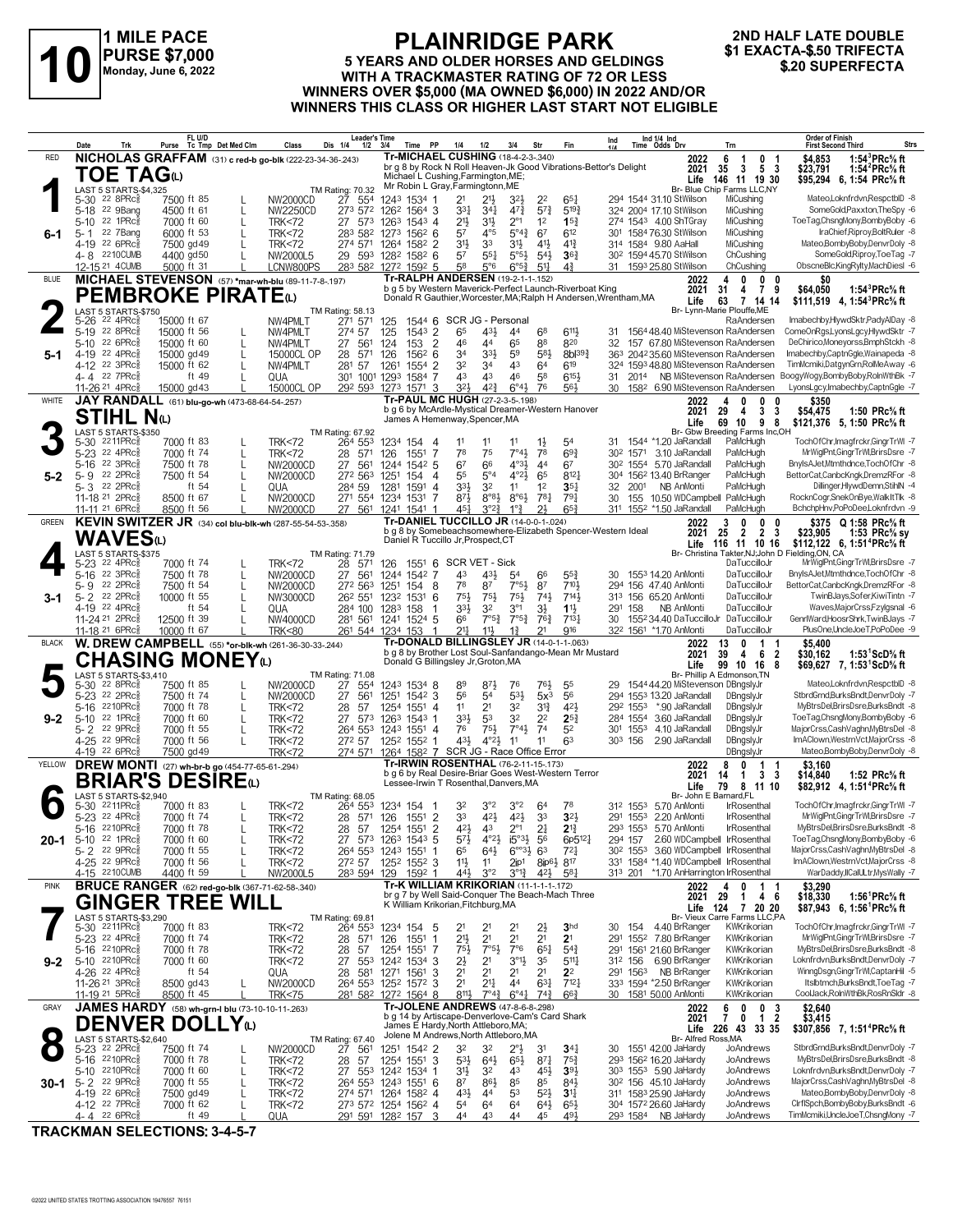# 10

**1 MILE PACE**
**PURSE $7,000**
**Monday, June 6, 2022**

## PLAINRIDGE PARK

**5 YEARS AND OLDER HORSES AND GELDINGS WITH A TRACKMASTER RATING OF 72 OR LESS WINNERS OVER $5,000 (MA OWNED $6,000) IN 2022 AND/OR WINNERS THIS CLASS OR HIGHER LAST START NOT ELIGIBLE**

**2ND HALF LATE DOUBLE**
**$1 EXACTA-$.50 TRIFECTA**
**$.20 SUPERFECTA**

---

### RED — 1 — TOE TAG(L) — 6-1

NICHOLAS GRAFFAM (31) c red-b go-blk (222-23-34-36-.243)
Tr-MICHAEL CUSHING (18-4-2-3-.340)
br g 7 by Rock N Roll Heaven-Jk Good Vibrations-Bettor's Delight
Michael L Cushing,Farmington,ME;
Mr Robin L Gray,Farmington,ME
Br- Blue Chip Farms LLC,NY
LAST 5 STARTS-$4,325 — TM Rating: 70.32

| | Starts | Win | 2nd | 3rd | Earnings | Best |
|---|---|---|---|---|---|---|
| 2022 | 6 | 1 | 0 | 1 | $4,853 | 1:54³PRc⅝ ft |
| 2021 | 35 | 3 | 5 | 3 | $23,791 | 1:54²PRc⅝ ft |
| Life | 146 | 11 | 19 | 30 | $95,294 | 6, 1:54 PRc⅝ ft |

| Date | Trk | Purse | FL U/D Tc Tmp Det Med Clm | Class | Leader's Time Dis 1/4 1/2 3/4 | Time PP | 1/4 | 1/2 | 3/4 | Str | Fin | Ind Time Odds Drv | Trn | Order of Finish |
|---|---|---|---|---|---|---|---|---|---|---|---|---|---|---|
| 5-30 22 8PRc⅝ | | 7500 ft 85 | L | NW2000CD | 27 55⁴ 124³ 153⁴ | 1 | 2¹ | 2½ | 3²½ | 2² | 6⁵¼ | 29⁴ 154⁴ 31.10 StWilson | MiCushing | Mateo,Loknfrdvn,RespctblD -8 |
| 5-18 22 9Bang | | 4500 ft 61 | L | NW2250CD | 27³ 57² 126² 156⁴ | 3 | 3³½ | 3⁴½ | 4⁷¾ | 5⁷¾ | 5¹⁹¾ | 32⁴ 200⁴ 17.10 StWilson | MiCushing | SomeGold,Paxxton,TheSpy -6 |
| 5-10 22 1PRc⅝ | | 7000 ft 60 | L | TRK<72 | 27 57³ 126³ 154³ | 4 | 2½ | 3½ | 2°¹ | 1² | 1⁵¾ | 27⁴ 154³ 4.00 ShTGray | MiCushing | ToeTag,ChsngMony,BombyBoby -6 |
| 5-1 22 7Bang | | 6000 ft 53 | L | TRK<72 | 28³ 58² 127³ 156² | 6 | 5⁷ | 4°⁵ | 5°⁴¾ | 6⁷ | 6¹² | 30¹ 158⁴ 76.30 StWilson | MiCushing | IraChief,Riproy,BoltRuler -8 |
| 4-19 22 6PRc⅝ | | 7500 gd49 | L | TRK<72 | 27⁴ 57¹ 126⁴ 158² | 2 | 3¹½ | 3³ | 3¹½ | 4¹½ | 4¹¾ | 31⁴ 158⁴ 9.80 AaHall | MiCushing | Mateo,BombyBoby,DenvrDoly -8 |
| 4-8 22 10CUMB | | 4400 gd50 | L | NW2000L5 | 29 59³ 128² 158² | 5 | 5⁷ | 5⁵½ | 5°⁵½ | 5⁴½ | 3⁶¾ | 30² 159⁴ 45.70 StWilson | ChCushing | SomeGold,Riproy,ToeTag -7 |
| 12-15 21 4CUMB | | 5000 ft 31 | | LCNW800PS | 28³ 58² 127² 159² | 5 | 5⁸ | 5°⁶ | 6°⁵¾ | 5¹½ | 4¾ | 31 159³ 25.80 StWilson | ChCushing | ObscneBlc,KingRylty,MachDiesl -6 |

### BLUE — 2 — PEMBROKE PIRATE(L) — 5-1

MICHAEL STEVENSON (57) *mar-wh-blu (89-11-7-8-.197)
Tr-RALPH ANDERSEN (19-2-1-1-.152)
b g 5 by Western Maverick-Perfect Launch-Riverboat King
Donald R Gauthier,Worcester,MA;Ralph H Andersen,Wrentham,MA
Br- Lynn-Marie Plouffe,ME
LAST 5 STARTS-$750 — TM Rating: 58.13

| | Starts | Win | 2nd | 3rd | Earnings | Best |
|---|---|---|---|---|---|---|
| 2022 | 4 | 0 | 0 | 0 | $0 | |
| 2021 | 31 | 4 | 7 | 9 | $64,050 | 1:54³PRc⅝ ft |
| Life | 63 | 7 | 14 | 14 | $111,519 | 4, 1:54³PRc⅝ ft |

| Date | Trk | Purse | Med | Class | Leader's Time | PP | 1/4 | 1/2 | 3/4 | Str | Fin | Ind Time Odds Drv | Trn | Order of Finish |
|---|---|---|---|---|---|---|---|---|---|---|---|---|---|---|
| 5-26 22 4PRc⅝ | | 15000 ft 67 | | NW4PMLT | 27¹ 57¹ 125 154⁴ | 6 | SCR JG - Personal | | | | | | RaAndersen | Imabechby,HlywdSktr,PadyAlDay -8 |
| 5-19 22 8PRc⅝ | | 15000 ft 56 | L | NW4PMLT | 27⁴ 57 125 154³ | 2 | 6⁵ | 4³½ | 4⁴ | 6⁸ | 6¹¹½ | 31 156⁴ 48.40 MiStevenson | RaAndersen | ComeOnRgs,LyonsLgcy,HlywdSktr -7 |
| 5-10 22 6PRc⅝ | | 15000 ft 60 | L | NW4PMLT | 27 56¹ 124 153 | 2 | 4⁶ | 4⁴ | 6⁵ | 8⁸ | 8²⁰ | 32 157 67.80 MiStevenson | RaAndersen | DeChirico,Moneyorss,BmphStckh -8 |
| 4-19 22 4PRc⅝ | | 15000 gd49 | L | 15000CL OP | 28 57¹ 126 156² | 6 | 3⁴ | 3³½ | 5⁹ | 5⁸½ | 8bl³⁹¾ | 36³ 204² 35.60 MiStevenson | RaAndersen | Imabechby,CaptnGgle,Wainapeda -8 |
| 4-12 22 3PRc⅝ | | 15000 ft 62 | L | NW4PMLT | 28¹ 57 126¹ 155⁴ | 2 | 3² | 3⁴ | 4³ | 6⁴ | 6¹⁹ | 32⁴ 159³ 48.80 MiStevenson | RaAndersen | TimMcmiki,DatgynGrn,RollMeAway -6 |
| 4-4 22 7PRc⅝ | | ft 49 | L | QUA | 30¹ 100¹ 129³ 158⁴ | 7 | 4³ | 4³ | 4⁶ | 5⁸ | 6¹⁵½ | 31 201⁴ NB MiStevenson | RaAndersen | BoogyWogy,BombyBoby,RolnWthBk -7 |
| 11-26 21 4PRc⅝ | | 15000 gd43 | L | 15000CL OP | 29² 59³ 127³ 157¹ | 3 | 3²½ | 4²¾ | 6°⁴¼ | 7⁶ | 5⁶½ | 30 158² 6.90 MiStevenson | RaAndersen | LyonsLgcy,Imabechby,CaptnGgle -7 |

### WHITE — 3 — STIHL N(L) — 5-2

JAY RANDALL (61) blu-go-wh (473-68-64-54-.257)
Tr-PAUL MC HUGH (27-2-3-5-.198)
b g 6 by McArdle-Mystical Dreamer-Western Hanover
James A Hemenway,Spencer,MA
Br- Gbw Breeding Farms Inc,OH
LAST 5 STARTS-$350 — TM Rating: 67.92

| | Starts | Win | 2nd | 3rd | Earnings | Best |
|---|---|---|---|---|---|---|
| 2022 | 4 | 0 | 0 | 0 | $350 | |
| 2021 | 29 | 4 | 3 | 3 | $54,475 | 1:50 PRc⅝ ft |
| Life | 69 | 10 | 9 | 8 | $121,376 | 5, 1:50 PRc⅝ ft |

| Date | Trk | Purse | Med | Class | Leader's Time | PP | 1/4 | 1/2 | 3/4 | Str | Fin | Ind Time Odds Drv | Trn | Order of Finish |
|---|---|---|---|---|---|---|---|---|---|---|---|---|---|---|
| 5-30 22 11PRc⅝ | | 7000 ft 83 | L | TRK<72 | 26⁴ 55³ 123⁴ 154 | 4 | 1¹ | 1¹ | 1¹ | 1½ | 5⁴ | 31 154⁴ *1.20 JaRandall | PaMcHugh | TochOfChr,Imagfrckr,GingrTrWl -7 |
| 5-23 22 4PRc⅝ | | 7000 ft 74 | L | TRK<72 | 28 57¹ 126 155¹ | 7 | 7⁸ | 7⁵ | 7°⁴½ | 7⁸ | 6⁹¾ | 30² 157¹ 3.10 JaRandall | PaMcHugh | MrWiglPnt,GingrTrWl,BrirsDsre -7 |
| 5-16 22 3PRc⅝ | | 7500 ft 78 | L | NW2000CD | 27 56¹ 124⁴ 154² | 5 | 6⁷ | 6⁶ | 4°³½ | 4⁴ | 6⁷ | 30² 155⁴ 5.70 JaRandall | PaMcHugh | BnylsAJet,Mtmthdnce,TochOfChr -8 |
| 5-9 22 2PRc⅝ | | 7500 ft 54 | L | NW2000CD | 27² 56³ 125¹ 154 | 4 | 5⁵ | 5°⁴ | 4°²½ | 6⁵ | 8¹²¼ | 30⁴ 156² 13.40 BrRanger | PaMcHugh | BettorCat,CanbcKngk,DremzRFor -8 |
| 5-3 22 2PRc⅝ | | ft 54 | L | QUA | 28⁴ 59 128¹ 159¹ | 4 | 3³½ | 3² | 1¹ | 1² | 3⁵¼ | 32 200¹ NB AnMonti | PaMcHugh | Dillinger,HlywdDmn,StihlN -4 |
| 11-18 21 2PRc⅝ | | 8500 ft 67 | L | NW2000CD | 27¹ 55⁴ 123⁴ 153¹ | 7 | 8⁷½ | 8°⁸½ | 8°⁶½ | 7⁸½ | 7⁹¼ | 30 155 10.50 WDCampbell | PaMcHugh | RocknCogr,SnekOnBye,WalkItTlk -8 |
| 11-11 21 6PRc⅝ | | 8500 ft 56 | L | NW2000CD | 27 56¹ 124¹ 154¹ | 4 | 4⁵½ | 3°²¾ | 1°¾ | 2½ | 6⁵¾ | 31¹ 155² *1.50 JaRandall | PaMcHugh | BchchpHnv,PoPoDee,Loknfrdvn -9 |

### GREEN — 4 — WAVES(L) — 3-1

KEVIN SWITZER JR (34) col blu-blk-wh (287-55-54-53-.358)
Tr-DANIEL TUCCILLO JR (14-0-0-1-.024)
b g 8 by Somebeachsomewhere-Elizabeth Spencer-Western Ideal
Daniel R Tuccillo Jr,Prospect,CT
Br- Christina Takter,NJ;John D Fielding,ON, CA
LAST 5 STARTS-$375 — TM Rating: 71.79

| | Starts | Win | 2nd | 3rd | Earnings | Best |
|---|---|---|---|---|---|---|
| 2022 | 3 | 0 | 0 | 0 | $375 | Q 1:58 PRc⅝ ft |
| 2021 | 25 | 2 | 2 | 3 | $23,905 | 1:53 PRc⅝ sy |
| Life | 116 | 11 | 10 | 16 | $112,122 | 6, 1:51⁴PRc⅝ ft |

| Date | Trk | Purse | Med | Class | Leader's Time | PP | 1/4 | 1/2 | 3/4 | Str | Fin | Ind Time Odds Drv | Trn | Order of Finish |
|---|---|---|---|---|---|---|---|---|---|---|---|---|---|---|
| 5-23 22 4PRc⅝ | | 7000 ft 74 | L | TRK<72 | 28 57¹ 126 155¹ | 6 | SCR VET - Sick | | | | | | DaTuccilloJr | MrWiglPnt,GingrTrWl,BrirsDsre -7 |
| 5-16 22 3PRc⅝ | | 7500 ft 78 | L | NW2000CD | 27 56¹ 124⁴ 154² | 7 | 4³ | 4³½ | 5⁴ | 6⁶ | 5⁵¾ | 30 155³ 14.20 AnMonti | DaTuccilloJr | BnylsAJet,Mtmthdnce,TochOfChr -8 |
| 5-9 22 2PRc⅝ | | 7500 ft 54 | L | NW2000CD | 27² 56³ 125¹ 154 | 8 | 7⁸ | 8⁷ | 7°⁵½ | 8⁷ | 7¹⁰½ | 29⁴ 156 47.40 AnMonti | DaTuccilloJr | BettorCat,CanbcKngk,DremzRFor -8 |
| 5-2 22 2PRc⅝ | | 10000 ft 55 | L | NW3000CD | 26² 55¹ 123² 153¹ | 6 | 7⁵½ | 7⁵½ | 7⁵½ | 7⁴½ | 7¹⁴½ | 31³ 156 65.20 AnMonti | DaTuccilloJr | TwinBJays,Sofer,KiwiTintn -7 |
| 4-19 22 4PRc⅝ | | ft 54 | L | QUA | 28⁴ 100 128³ 158 | 1 | 3³½ | 3² | 3°¹ | 3½ | 1¹½ | 29¹ 158 NB AnMonti | DaTuccilloJr | Waves,MajorCrss,Fzylgsnal -6 |
| 11-24 21 2PRc⅝ | | 12500 ft 39 | L | NW4000CD | 28¹ 56¹ 124¹ 152⁴ | 5 | 6⁶ | 7°⁵¾ | 7°⁵¾ | 7⁶¾ | 7¹³¼ | 30 155² 34.40 DaTuccilloJr | DaTuccilloJr | GenrlWard,HoosrShrk,TwinBJays -7 |
| 11-18 21 6PRc⅝ | | 10000 ft 67 | L | TRK<80 | 26¹ 54⁴ 123⁴ 153 | 1 | 2¹½ | 1¹½ | 1¾ | 2¹ | 9¹⁶ | 32² 156¹ *1.70 AnMonti | DaTuccilloJr | PlusOne,UncleJoeT,PoPoDee -9 |

### BLACK — 5 — CHASING MONEY(L) — 9-2

W. DREW CAMPBELL (55) *or-blk-wh (261-36-30-33-.244)
Tr-DONALD BILLINGSLEY JR (14-0-1-1-.063)
b g 8 by Brother Lost Soul-Sanfandango-Mean Mr Mustard
Donald G Billingsley Jr,Groton,MA
Br- Phillip A Edmonson,TN
LAST 5 STARTS-$3,410 — TM Rating: 71.08

| | Starts | Win | 2nd | 3rd | Earnings | Best |
|---|---|---|---|---|---|---|
| 2022 | 13 | 0 | 1 | 1 | $5,400 | |
| 2021 | 39 | 4 | 6 | 2 | $30,162 | 1:53¹ScD⅝ ft |
| Life | 99 | 10 | 16 | 8 | $69,627 | 7, 1:53¹ScD⅝ ft |

| Date | Trk | Purse | Med | Class | Leader's Time | PP | 1/4 | 1/2 | 3/4 | Str | Fin | Ind Time Odds Drv | Trn | Order of Finish |
|---|---|---|---|---|---|---|---|---|---|---|---|---|---|---|
| 5-30 22 8PRc⅝ | | 7500 ft 85 | L | NW2000CD | 27 55⁴ 124³ 153⁴ | 8 | 8⁹ | 8⁷½ | 7⁶ | 7⁶½ | 5⁵ | 29 154⁴ 44.20 MiStevenson | DBngslyJr | Mateo,Loknfrdvn,RespctblD -8 |
| 5-23 22 2PRc⅝ | | 7500 ft 74 | L | NW2000CD | 27 56¹ 125¹ 154² | 3 | 5⁶ | 5⁴ | 5³½ | 5x³ | 5⁶ | 29⁴ 155³ 13.20 JaRandall | DBngslyJr | StbrdGrnd,BurksBndt,DenvrDoly -7 |
| 5-16 22 10PRc⅝ | | 7000 ft 78 | L | TRK<72 | 28 57 125⁴ 155¹ | 4 | 1¹ | 2¹ | 3² | 3¹¾ | 4²½ | 29² 155³ *.90 JaRandall | DBngslyJr | MyBtrsDel,BrirsDsre,BurksBndt -8 |
| 5-10 22 1PRc⅝ | | 7000 ft 60 | L | TRK<72 | 27 57³ 126³ 154³ | 5 | 3³½ | 5³ | 3² | 2² | 2⁵¾ | 28⁴ 155⁴ 3.60 JaRandall | DBngslyJr | ToeTag,ChsngMony,BombyBoby -6 |
| 5-2 22 9PRc⅝ | | 7000 ft 55 | L | TRK<72 | 26⁴ 55³ 124³ 155¹ | 4 | 7⁶ | 7⁵½ | 7°⁴½ | 7⁴ | 5² | 30¹ 155³ 4.10 JaRandall | DBngslyJr | MajorCrss,CashVaghn,MyBtrsDel -8 |
| 4-25 22 9PRc⅝ | | 7000 ft 56 | L | TRK<72 | 27² 57 125² 155² | 1 | 4³½ | 4°²½ | 1¹ | 1¹ | 6³ | 30³ 156 2.90 JaRandall | DBngslyJr | ImAClown,WestrnVct,MajorCrss -8 |
| 4-19 22 6PRc⅝ | | 7500 gd49 | | TRK<72 | 27⁴ 57¹ 126⁴ 158² | 7 | SCR JG - Race Office Error | | | | | | DBngslyJr | Mateo,BombyBoby,DenvrDoly -8 |

### YELLOW — 6 — BRIAR'S DESIRE(L) — 20-1

DREW MONTI (27) wh-br-b go (454-77-65-61-.294)
Tr-IRWIN ROSENTHAL (76-2-11-15-.173)
b g 6 by Real Desire-Briar Goes West-Western Terror
Lessee-Irwin T Rosenthal,Danvers,MA
Br- John E Barnard,FL
LAST 5 STARTS-$2,940 — TM Rating: 68.05

| | Starts | Win | 2nd | 3rd | Earnings | Best |
|---|---|---|---|---|---|---|
| 2022 | 8 | 0 | 1 | 1 | $3,160 | |
| 2021 | 14 | 1 | 3 | 3 | $14,840 | 1:52 PRc⅝ ft |
| Life | 79 | 8 | 11 | 10 | $82,912 | 4, 1:51⁴PRc⅝ ft |

| Date | Trk | Purse | Med | Class | Leader's Time | PP | 1/4 | 1/2 | 3/4 | Str | Fin | Ind Time Odds Drv | Trn | Order of Finish |
|---|---|---|---|---|---|---|---|---|---|---|---|---|---|---|
| 5-30 22 11PRc⅝ | | 7000 ft 83 | L | TRK<72 | 26⁴ 55³ 123⁴ 154 | 1 | 3² | 3°² | 3°² | 6⁴ | 7⁸ | 31² 155³ 5.70 AnMonti | IrRosenthal | TochOfChr,Imagfrckr,GingrTrWl -7 |
| 5-23 22 4PRc⅝ | | 7000 ft 74 | L | TRK<72 | 28 57¹ 126 155¹ | 2 | 3³ | 4²½ | 4²½ | 3³ | 3²½ | 29¹ 155³ 2.20 AnMonti | IrRosenthal | MrWiglPnt,GingrTrWl,BrirsDsre -7 |
| 5-16 22 10PRc⅝ | | 7000 ft 78 | L | TRK<72 | 28 57 125⁴ 155¹ | 2 | 4²½ | 4³ | 2°¹ | 2½ | 2¹¾ | 29³ 155³ 5.70 AnMonti | IrRosenthal | MyBtrsDel,BrirsDsre,BurksBndt -8 |
| 5-10 22 1PRc⅝ | | 7000 ft 60 | L | TRK<72 | 27 57³ 126³ 154³ | 5 | 5⁷½ | 4°²½ | i5°³½ | 5⁶ | 6p5¹²¼ | 29⁴ 157 2.60 WDCampbell | IrRosenthal | ToeTag,ChsngMony,BombyBoby -6 |
| 5-2 22 9PRc⅝ | | 7000 ft 55 | L | TRK<72 | 26⁴ 55³ 124³ 155¹ | 6 | 6⁵ | 6⁴½ | 6°°³½ | 6³ | 7²¼ | 30² 155³ 3.60 WDCampbell | IrRosenthal | MajorCrss,CashVaghn,MyBtrsDel -8 |
| 4-25 22 9PRc⅝ | | 7000 ft 56 | L | TRK<72 | 27² 57 125² 155² | 3 | 1¹½ | 1¹ | 2ip¹ | 8ip⁶½ | 8¹⁷ | 33¹ 158⁴ *1.40 WDCampbell | IrRosenthal | ImAClown,WestrnVct,MajorCrss -8 |
| 4-15 22 10CUMB | | 4400 ft 59 | | NW2000L5 | 28³ 59⁴ 129 159² | 1 | 4⁴½ | 3°² | 3°¹¾ | 4²½ | 5⁸½ | 31³ 201 *1.70 AnHarrington | IrRosenthal | WarDaddy,IICallUtr,MysWally -7 |

### PINK — 7 — GINGER TREE WILL — 9-2

BRUCE RANGER (62) red-go-blk (367-71-62-58-.340)
Tr-K WILLIAM KRIKORIAN (11-1-1-1-.172)
br g 7 by Well Said-Conquer The Beach-Mach Three
K William Krikorian,Fitchburg,MA
Br- Vieux Carre Farms LLC,PA
LAST 5 STARTS-$3,290 — TM Rating: 69.81

| | Starts | Win | 2nd | 3rd | Earnings | Best |
|---|---|---|---|---|---|---|
| 2022 | 4 | 0 | 1 | 1 | $3,290 | |
| 2021 | 29 | 1 | 4 | 6 | $18,330 | 1:56¹PRc⅝ ft |
| Life | 124 | 7 | 20 | 20 | $87,943 | 6, 1:56¹PRc⅝ ft |

| Date | Trk | Purse | Med | Class | Leader's Time | PP | 1/4 | 1/2 | 3/4 | Str | Fin | Ind Time Odds Drv | Trn | Order of Finish |
|---|---|---|---|---|---|---|---|---|---|---|---|---|---|---|
| 5-30 22 11PRc⅝ | | 7000 ft 83 | | TRK<72 | 26⁴ 55³ 123⁴ 154 | 5 | 2¹ | 2¹ | 2¹ | 2½ | 3hd | 30 154 4.40 BrRanger | KWKrikorian | TochOfChr,Imagfrckr,GingrTrWl -7 |
| 5-23 22 4PRc⅝ | | 7000 ft 74 | | TRK<72 | 28 57¹ 126 155¹ | 1 | 2½ | 2¹ | 2¹ | 2¹ | 2¹ | 29¹ 155² 7.80 BrRanger | KWKrikorian | MrWiglPnt,GingrTrWl,BrirsDsre -7 |
| 5-16 22 10PRc⅝ | | 7000 ft 78 | | TRK<72 | 28 57 125⁴ 155¹ | 7 | 7⁵½ | 7°⁵½ | 7°⁶ | 6⁵½ | 5⁴¾ | 29¹ 156¹ 21.60 BrRanger | KWKrikorian | MyBtrsDel,BrirsDsre,BurksBndt -8 |
| 5-10 22 10PRc⅝ | | 7000 ft 60 | | TRK<72 | 27 55³ 124² 153⁴ | 3 | 2½ | 2¹ | 3°¹½ | 3⁵ | 5¹¹¾ | 31² 156 6.90 BrRanger | KWKrikorian | Loknfrdvn,BurksBndt,DenvrDoly -7 |
| 4-26 22 4PRc⅝ | | ft 54 | | QUA | 28 58¹ 127¹ 156¹ | 3 | 2¹ | 2¹ | 2¹ | 2¹ | 2² | 29¹ 156³ NB BrRanger | KWKrikorian | WinngDsgn,GingrTrWl,CaptanHil -5 |
| 11-26 21 3PRc⅝ | | 8500 gd43 | L | NW2000CD | 26⁴ 55³ 125² 157² | 3 | 1½ | 2¹¾ | 4⁴ | 6³½ | 7¹²½ | 33³ 159⁴ *2.50 BrRanger | KWKrikorian | Itsbtmch,BurksBndt,ToeTag -7 |
| 11-19 21 5PRc⅝ | | 8500 ft 45 | | TRK<75 | 28¹ 58² 127² 156⁴ | 8 | 8¹¹½ | 7°⁴¾ | 6°⁴¼ | 7⁴¾ | 6⁶¾ | 30 158¹ 50.00 AnMonti | KWKrikorian | CoolJack,RolnWthBk,RosRnSldr -8 |

### GRAY — 8 — DENVER DOLLY(L) — 30-1

JAMES HARDY (58) wh-grn-l blu (73-10-10-11-.263)
Tr-JOLENE ANDREWS (47-8-6-8-.298)
b g 14 by Artiscape-Denverlove-Cam's Card Shark
James E Hardy,North Attleboro,MA;
Jolene M Andrews,North Attleboro,MA
Br- Alfred Ross,MA
LAST 5 STARTS-$2,640 — TM Rating: 67.40

| | Starts | Win | 2nd | 3rd | Earnings | Best |
|---|---|---|---|---|---|---|
| 2022 | 6 | 0 | 0 | 3 | $2,640 | |
| 2021 | 7 | 0 | 1 | 2 | $3,415 | |
| Life | 226 | 43 | 33 | 35 | $307,856 | 7, 1:51⁴PRc⅝ ft |

| Date | Trk | Purse | Med | Class | Leader's Time | PP | 1/4 | 1/2 | 3/4 | Str | Fin | Ind Time Odds Drv | Trn | Order of Finish |
|---|---|---|---|---|---|---|---|---|---|---|---|---|---|---|
| 5-23 22 2PRc⅝ | | 7500 ft 74 | L | NW2000CD | 27 56¹ 125¹ 154² | 2 | 3² | 3² | 2°½ | 3¹ | 3⁴¼ | 30 155¹ 42.00 JaHardy | JoAndrews | StbrdGrnd,BurksBndt,DenvrDoly -7 |
| 5-16 22 10PRc⅝ | | 7000 ft 78 | L | TRK<72 | 28 57 125⁴ 155¹ | 3 | 5³½ | 6⁴½ | 6⁵½ | 8⁷½ | 7⁵¾ | 29³ 156² 16.20 JaHardy | JoAndrews | MyBtrsDel,BrirsDsre,BurksBndt -8 |
| 5-10 22 10PRc⅝ | | 7000 ft 60 | L | TRK<72 | 27 55³ 124² 153⁴ | 1 | 3¹½ | 3² | 4³ | 4⁵½ | 3⁹½ | 30³ 155³ 5.90 JaHardy | JoAndrews | Loknfrdvn,BurksBndt,DenvrDoly -7 |
| 5-2 22 9PRc⅝ | | 7000 ft 55 | L | TRK<72 | 26⁴ 55³ 124³ 155¹ | 8 | 8⁷ | 8⁶½ | 8⁵ | 8⁵ | 8⁴½ | 30² 156 45.10 JaHardy | JoAndrews | MajorCrss,CashVaghn,MyBtrsDel -8 |
| 4-19 22 6PRc⅝ | | 7500 gd49 | L | TRK<72 | 27⁴ 57¹ 126⁴ 158² | 4 | 4³½ | 4⁴ | 5³ | 5²½ | 3¹¾ | 31¹ 158³ 25.90 JaHardy | JoAndrews | Mateo,BombyBoby,DenvrDoly -8 |
| 4-12 22 7PRc⅝ | | 7000 ft 62 | L | TRK<72 | 27³ 57² 125⁴ 156² | 4 | 5⁴ | 6⁴ | 6⁴ | 6⁴½ | 6⁵½ | 30⁴ 157² 26.60 JaHardy | JoAndrews | ClrflSpch,BombyBoby,BurksBndt -6 |
| 4-4 22 6PRc⅝ | | ft 49 | L | QUA | 29¹ 59¹ 128² 157 | 3 | 4⁴ | 4³ | 4⁴ | 4⁵ | 4⁹½ | 29³ 158⁴ NB JaHardy | JoAndrews | TimMcmiki,UncleJoeT,ChsngMony -7 |

**TRACKMAN SELECTIONS: 3-4-5-7**